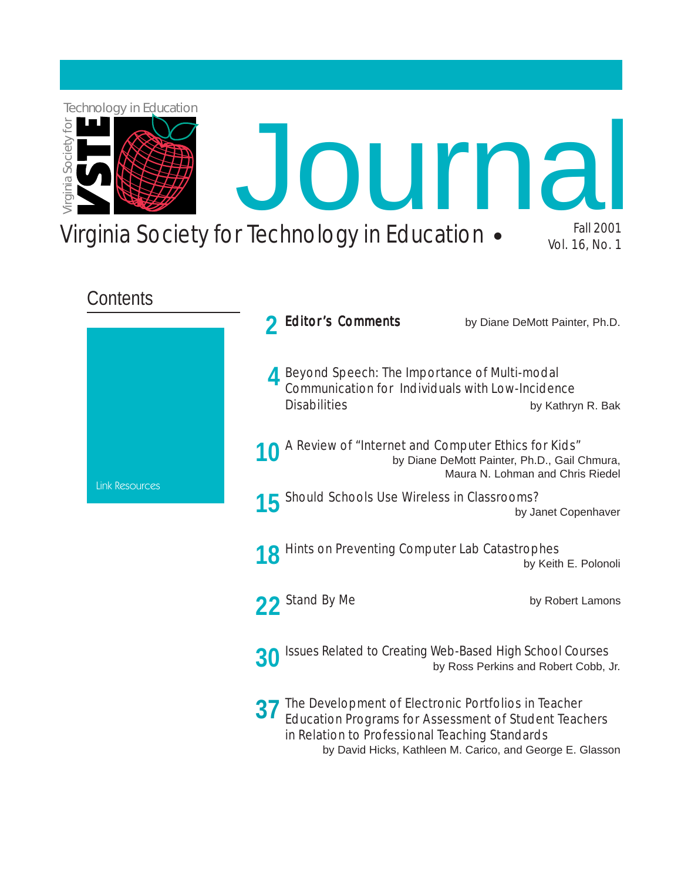Technology in Education

Virginia Society for

VSTE

# Journal

Virginia Society for Technology in Education •

Fall 2001
Vol. 16, No. 1

## Contents

Link Resources

**2** **Editor's Comments** by Diane DeMott Painter, Ph.D.

**4** Beyond Speech: The Importance of Multi-modal Communication for Individuals with Low-Incidence Disabilities by Kathryn R. Bak

**10** A Review of "Internet and Computer Ethics for Kids" by Diane DeMott Painter, Ph.D., Gail Chmura, Maura N. Lohman and Chris Riedel

**15** Should Schools Use Wireless in Classrooms? by Janet Copenhaver

**18** Hints on Preventing Computer Lab Catastrophes by Keith E. Polonoli

**22** Stand By Me by Robert Lamons

**30** Issues Related to Creating Web-Based High School Courses by Ross Perkins and Robert Cobb, Jr.

**37** The Development of Electronic Portfolios in Teacher Education Programs for Assessment of Student Teachers in Relation to Professional Teaching Standards by David Hicks, Kathleen M. Carico, and George E. Glasson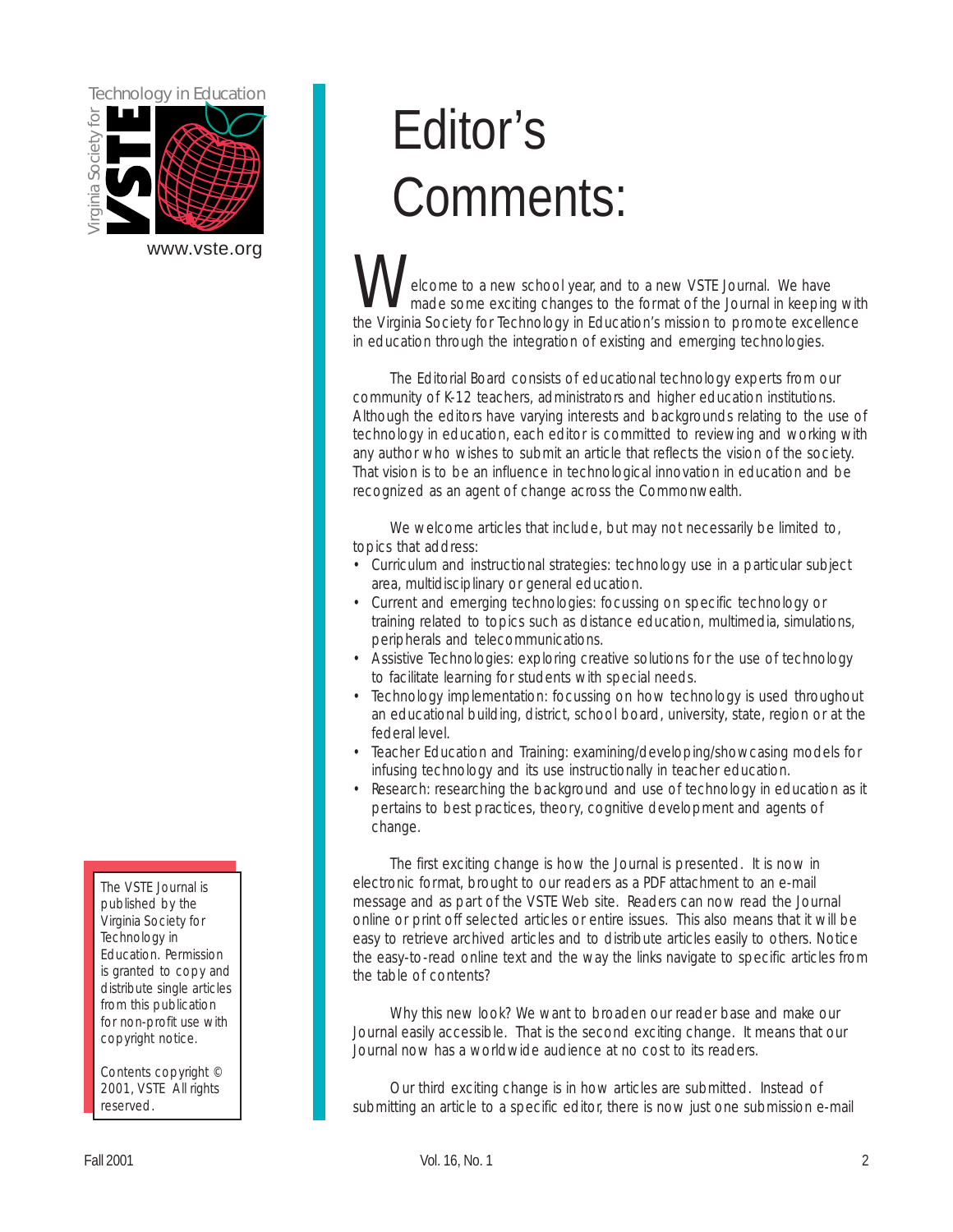# Editor's Comments:

Welcome to a new school year, and to a new VSTE Journal. We have made some exciting changes to the format of the Journal in keeping with the Virginia Society for Technology in Education's mission to promote excellence in education through the integration of existing and emerging technologies.

The Editorial Board consists of educational technology experts from our community of K-12 teachers, administrators and higher education institutions. Although the editors have varying interests and backgrounds relating to the use of technology in education, each editor is committed to reviewing and working with any author who wishes to submit an article that reflects the vision of the society. That vision is to be an influence in technological innovation in education and be recognized as an agent of change across the Commonwealth.

We welcome articles that include, but may not necessarily be limited to, topics that address:

- Curriculum and instructional strategies: technology use in a particular subject area, multidisciplinary or general education.
- Current and emerging technologies: focussing on specific technology or training related to topics such as distance education, multimedia, simulations, peripherals and telecommunications.
- Assistive Technologies: exploring creative solutions for the use of technology to facilitate learning for students with special needs.
- Technology implementation: focussing on how technology is used throughout an educational building, district, school board, university, state, region or at the federal level.
- Teacher Education and Training: examining/developing/showcasing models for infusing technology and its use instructionally in teacher education.
- Research: researching the background and use of technology in education as it pertains to best practices, theory, cognitive development and agents of change.

The first exciting change is how the Journal is presented. It is now in electronic format, brought to our readers as a PDF attachment to an e-mail message and as part of the VSTE Web site. Readers can now read the Journal online or print off selected articles or entire issues. This also means that it will be easy to retrieve archived articles and to distribute articles easily to others. Notice the easy-to-read online text and the way the links navigate to specific articles from the table of contents?

Why this new look? We want to broaden our reader base and make our Journal easily accessible. That is the second exciting change. It means that our Journal now has a worldwide audience at no cost to its readers.

Our third exciting change is in how articles are submitted. Instead of submitting an article to a specific editor, there is now just one submission e-mail

The VSTE Journal is published by the Virginia Society for Technology in Education. Permission is granted to copy and distribute single articles from this publication for non-profit use with copyright notice.

Contents copyright © 2001, VSTE All rights reserved.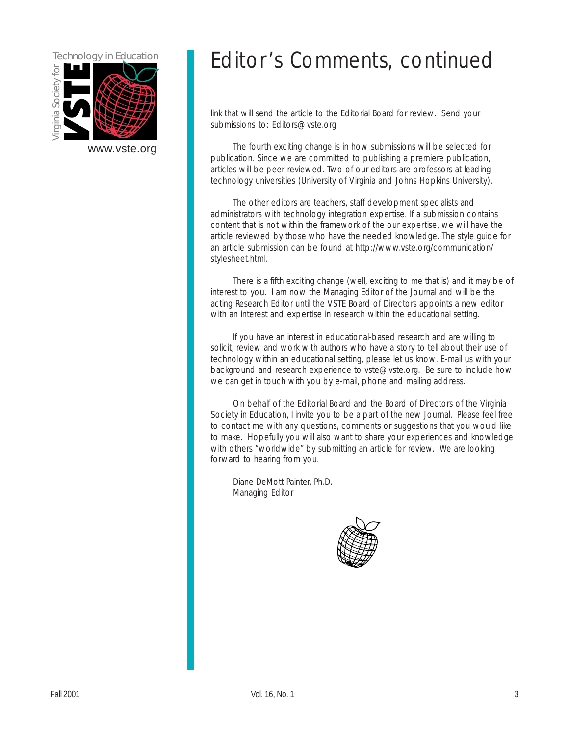# Editor's Comments, continued

link that will send the article to the Editorial Board for review. Send your submissions to: Editors@vste.org

The fourth exciting change is in how submissions will be selected for publication. Since we are committed to publishing a premiere publication, articles will be peer-reviewed. Two of our editors are professors at leading technology universities (University of Virginia and Johns Hopkins University).

The other editors are teachers, staff development specialists and administrators with technology integration expertise. If a submission contains content that is not within the framework of the our expertise, we will have the article reviewed by those who have the needed knowledge. The style guide for an article submission can be found at http://www.vste.org/communication/stylesheet.html.

There is a fifth exciting change (well, exciting to me that is) and it may be of interest to you. I am now the Managing Editor of the Journal and will be the acting Research Editor until the VSTE Board of Directors appoints a new editor with an interest and expertise in research within the educational setting.

If you have an interest in educational-based research and are willing to solicit, review and work with authors who have a story to tell about their use of technology within an educational setting, please let us know. E-mail us with your background and research experience to vste@vste.org. Be sure to include how we can get in touch with you by e-mail, phone and mailing address.

On behalf of the Editorial Board and the Board of Directors of the Virginia Society in Education, I invite you to be a part of the new Journal. Please feel free to contact me with any questions, comments or suggestions that you would like to make. Hopefully you will also want to share your experiences and knowledge with others "worldwide" by submitting an article for review. We are looking forward to hearing from you.

Diane DeMott Painter, Ph.D.
Managing Editor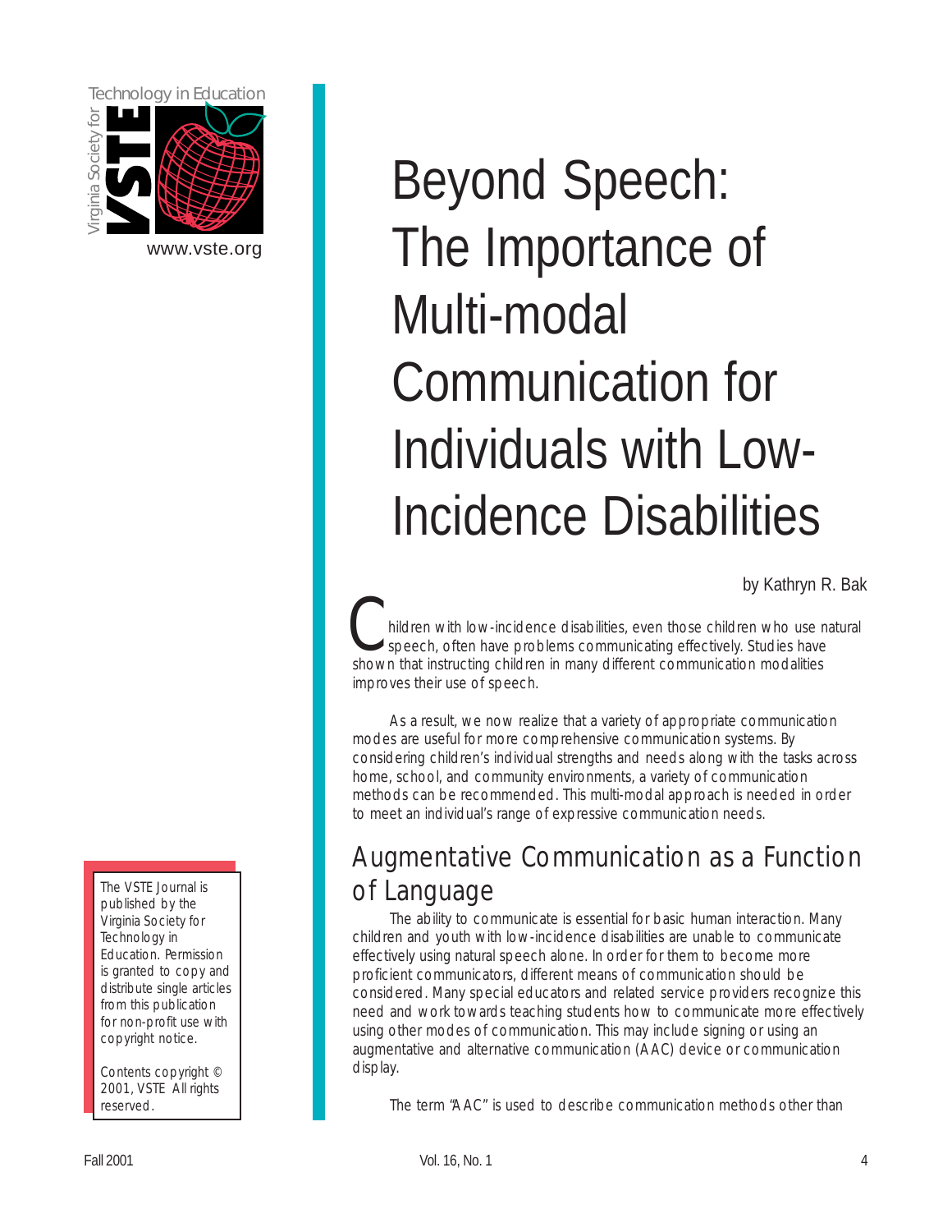# Beyond Speech: The Importance of Multi-modal Communication for Individuals with Low-Incidence Disabilities

by Kathryn R. Bak

Children with low-incidence disabilities, even those children who use natural speech, often have problems communicating effectively. Studies have shown that instructing children in many different communication modalities improves their use of speech.

As a result, we now realize that a variety of appropriate communication modes are useful for more comprehensive communication systems. By considering children's individual strengths and needs along with the tasks across home, school, and community environments, a variety of communication methods can be recommended. This multi-modal approach is needed in order to meet an individual's range of expressive communication needs.

## Augmentative Communication as a Function of Language

The ability to communicate is essential for basic human interaction. Many children and youth with low-incidence disabilities are unable to communicate effectively using natural speech alone. In order for them to become more proficient communicators, different means of communication should be considered. Many special educators and related service providers recognize this need and work towards teaching students how to communicate more effectively using other modes of communication. This may include signing or using an augmentative and alternative communication (AAC) device or communication display.

The term "AAC" is used to describe communication methods other than

The VSTE Journal is published by the Virginia Society for Technology in Education. Permission is granted to copy and distribute single articles from this publication for non-profit use with copyright notice.

Contents copyright © 2001, VSTE All rights reserved.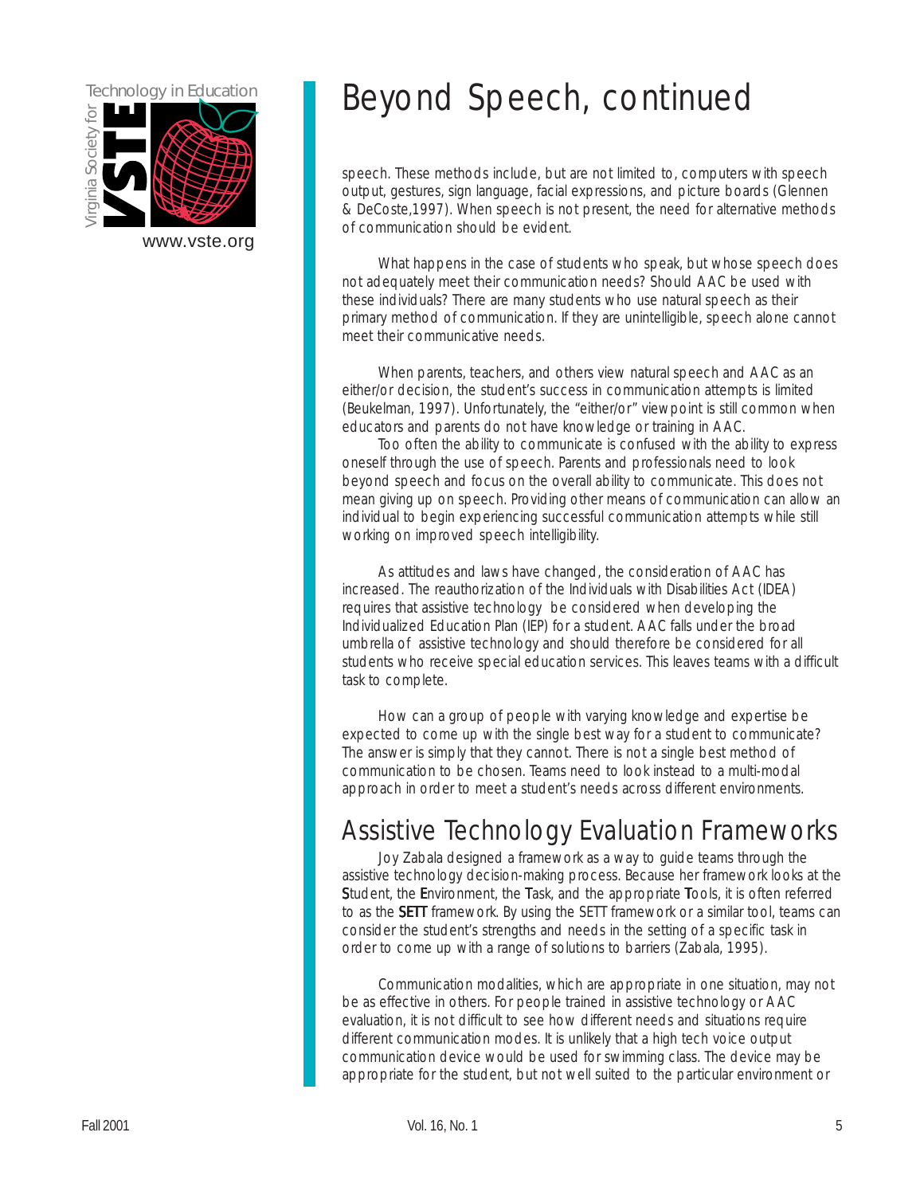# Beyond Speech, continued

speech. These methods include, but are not limited to, computers with speech output, gestures, sign language, facial expressions, and picture boards (Glennen & DeCoste,1997). When speech is not present, the need for alternative methods of communication should be evident.

What happens in the case of students who speak, but whose speech does not adequately meet their communication needs? Should AAC be used with these individuals? There are many students who use natural speech as their primary method of communication. If they are unintelligible, speech alone cannot meet their communicative needs.

When parents, teachers, and others view natural speech and AAC as an either/or decision, the student's success in communication attempts is limited (Beukelman, 1997). Unfortunately, the "either/or" viewpoint is still common when educators and parents do not have knowledge or training in AAC.

Too often the ability to communicate is confused with the ability to express oneself through the use of speech. Parents and professionals need to look beyond speech and focus on the overall ability to communicate. This does not mean giving up on speech. Providing other means of communication can allow an individual to begin experiencing successful communication attempts while still working on improved speech intelligibility.

As attitudes and laws have changed, the consideration of AAC has increased. The reauthorization of the Individuals with Disabilities Act (IDEA) requires that assistive technology be considered when developing the Individualized Education Plan (IEP) for a student. AAC falls under the broad umbrella of assistive technology and should therefore be considered for all students who receive special education services. This leaves teams with a difficult task to complete.

How can a group of people with varying knowledge and expertise be expected to come up with the single best way for a student to communicate? The answer is simply that they cannot. There is not a single best method of communication to be chosen. Teams need to look instead to a multi-modal approach in order to meet a student's needs across different environments.

## Assistive Technology Evaluation Frameworks

Joy Zabala designed a framework as a way to guide teams through the assistive technology decision-making process. Because her framework looks at the **S**tudent, the **E**nvironment, the **T**ask, and the appropriate **T**ools, it is often referred to as the **SETT** framework. By using the SETT framework or a similar tool, teams can consider the student's strengths and needs in the setting of a specific task in order to come up with a range of solutions to barriers (Zabala, 1995).

Communication modalities, which are appropriate in one situation, may not be as effective in others. For people trained in assistive technology or AAC evaluation, it is not difficult to see how different needs and situations require different communication modes. It is unlikely that a high tech voice output communication device would be used for swimming class. The device may be appropriate for the student, but not well suited to the particular environment or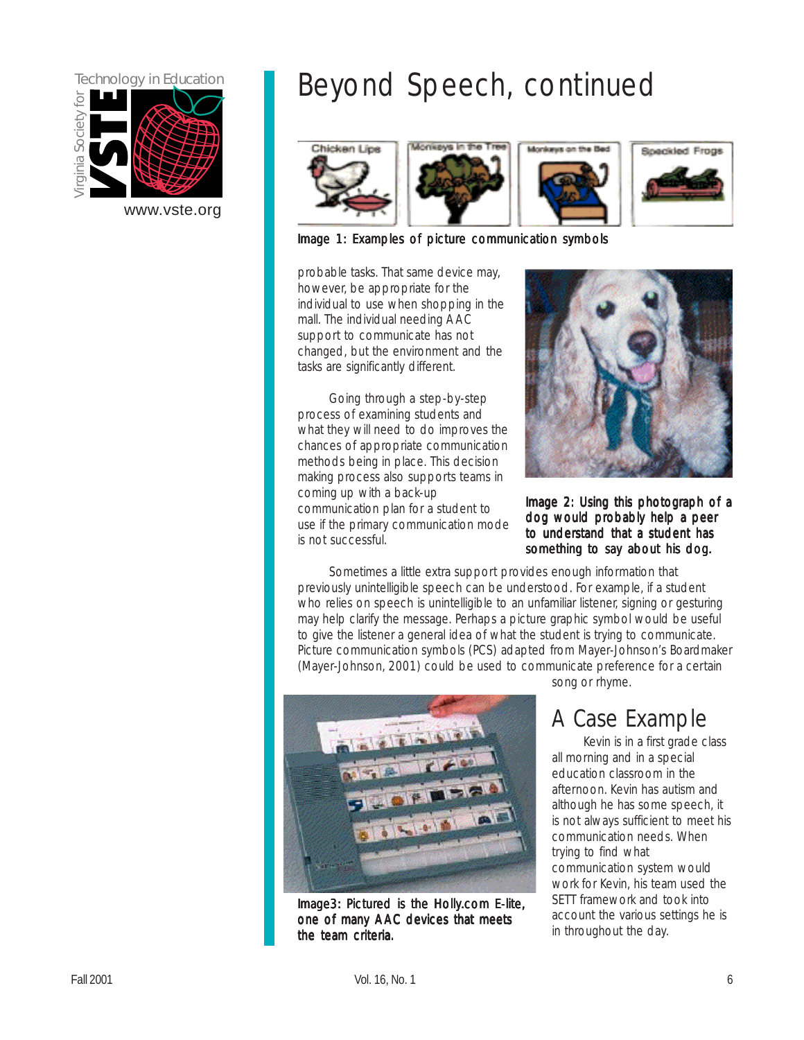# Beyond Speech, continued

Image 1: Examples of picture communication symbols

probable tasks. That same device may, however, be appropriate for the individual to use when shopping in the mall. The individual needing AAC support to communicate has not changed, but the environment and the tasks are significantly different.

Going through a step-by-step process of examining students and what they will need to do improves the chances of appropriate communication methods being in place. This decision making process also supports teams in coming up with a back-up communication plan for a student to use if the primary communication mode is not successful.

Image 2: Using this photograph of a dog would probably help a peer to understand that a student has something to say about his dog.

Sometimes a little extra support provides enough information that previously unintelligible speech can be understood. For example, if a student who relies on speech is unintelligible to an unfamiliar listener, signing or gesturing may help clarify the message. Perhaps a picture graphic symbol would be useful to give the listener a general idea of what the student is trying to communicate. Picture communication symbols (PCS) adapted from Mayer-Johnson's Boardmaker (Mayer-Johnson, 2001) could be used to communicate preference for a certain song or rhyme.

Image3: Pictured is the Holly.com E-lite, one of many AAC devices that meets the team criteria.

## A Case Example

Kevin is in a first grade class all morning and in a special education classroom in the afternoon. Kevin has autism and although he has some speech, it is not always sufficient to meet his communication needs. When trying to find what communication system would work for Kevin, his team used the SETT framework and took into account the various settings he is in throughout the day.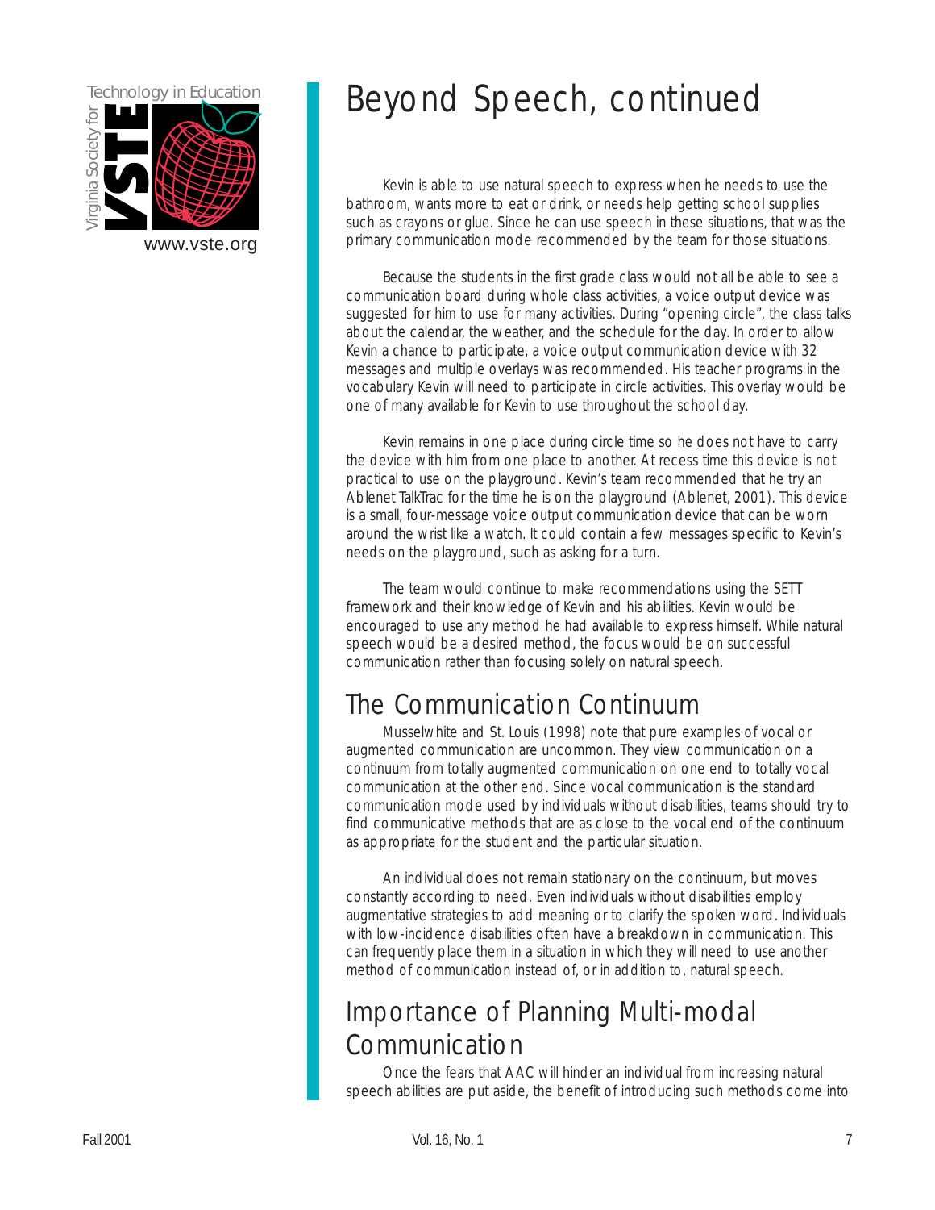# Beyond Speech, continued

Kevin is able to use natural speech to express when he needs to use the bathroom, wants more to eat or drink, or needs help getting school supplies such as crayons or glue. Since he can use speech in these situations, that was the primary communication mode recommended by the team for those situations.

Because the students in the first grade class would not all be able to see a communication board during whole class activities, a voice output device was suggested for him to use for many activities. During "opening circle", the class talks about the calendar, the weather, and the schedule for the day. In order to allow Kevin a chance to participate, a voice output communication device with 32 messages and multiple overlays was recommended. His teacher programs in the vocabulary Kevin will need to participate in circle activities. This overlay would be one of many available for Kevin to use throughout the school day.

Kevin remains in one place during circle time so he does not have to carry the device with him from one place to another. At recess time this device is not practical to use on the playground. Kevin's team recommended that he try an Ablenet TalkTrac for the time he is on the playground (Ablenet, 2001). This device is a small, four-message voice output communication device that can be worn around the wrist like a watch. It could contain a few messages specific to Kevin's needs on the playground, such as asking for a turn.

The team would continue to make recommendations using the SETT framework and their knowledge of Kevin and his abilities. Kevin would be encouraged to use any method he had available to express himself. While natural speech would be a desired method, the focus would be on successful communication rather than focusing solely on natural speech.

## The Communication Continuum

Musselwhite and St. Louis (1998) note that pure examples of vocal or augmented communication are uncommon. They view communication on a continuum from totally augmented communication on one end to totally vocal communication at the other end. Since vocal communication is the standard communication mode used by individuals without disabilities, teams should try to find communicative methods that are as close to the vocal end of the continuum as appropriate for the student and the particular situation.

An individual does not remain stationary on the continuum, but moves constantly according to need. Even individuals without disabilities employ augmentative strategies to add meaning or to clarify the spoken word. Individuals with low-incidence disabilities often have a breakdown in communication. This can frequently place them in a situation in which they will need to use another method of communication instead of, or in addition to, natural speech.

## Importance of Planning Multi-modal Communication

Once the fears that AAC will hinder an individual from increasing natural speech abilities are put aside, the benefit of introducing such methods come into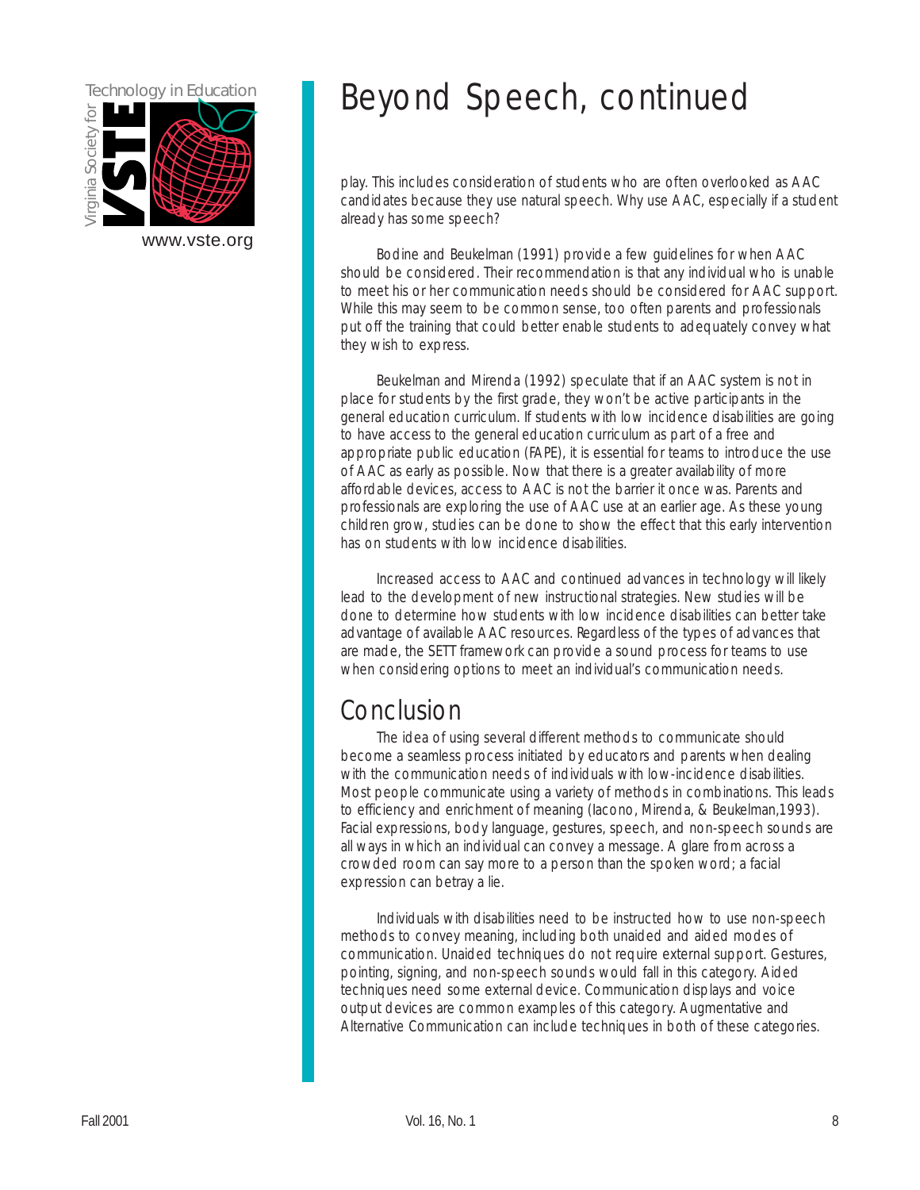# Beyond Speech, continued

play. This includes consideration of students who are often overlooked as AAC candidates because they use natural speech. Why use AAC, especially if a student already has some speech?

Bodine and Beukelman (1991) provide a few guidelines for when AAC should be considered. Their recommendation is that any individual who is unable to meet his or her communication needs should be considered for AAC support. While this may seem to be common sense, too often parents and professionals put off the training that could better enable students to adequately convey what they wish to express.

Beukelman and Mirenda (1992) speculate that if an AAC system is not in place for students by the first grade, they won't be active participants in the general education curriculum. If students with low incidence disabilities are going to have access to the general education curriculum as part of a free and appropriate public education (FAPE), it is essential for teams to introduce the use of AAC as early as possible. Now that there is a greater availability of more affordable devices, access to AAC is not the barrier it once was. Parents and professionals are exploring the use of AAC use at an earlier age. As these young children grow, studies can be done to show the effect that this early intervention has on students with low incidence disabilities.

Increased access to AAC and continued advances in technology will likely lead to the development of new instructional strategies. New studies will be done to determine how students with low incidence disabilities can better take advantage of available AAC resources. Regardless of the types of advances that are made, the SETT framework can provide a sound process for teams to use when considering options to meet an individual's communication needs.

## Conclusion

The idea of using several different methods to communicate should become a seamless process initiated by educators and parents when dealing with the communication needs of individuals with low-incidence disabilities. Most people communicate using a variety of methods in combinations. This leads to efficiency and enrichment of meaning (Iacono, Mirenda, & Beukelman,1993). Facial expressions, body language, gestures, speech, and non-speech sounds are all ways in which an individual can convey a message. A glare from across a crowded room can say more to a person than the spoken word; a facial expression can betray a lie.

Individuals with disabilities need to be instructed how to use non-speech methods to convey meaning, including both unaided and aided modes of communication. Unaided techniques do not require external support. Gestures, pointing, signing, and non-speech sounds would fall in this category. Aided techniques need some external device. Communication displays and voice output devices are common examples of this category. Augmentative and Alternative Communication can include techniques in both of these categories.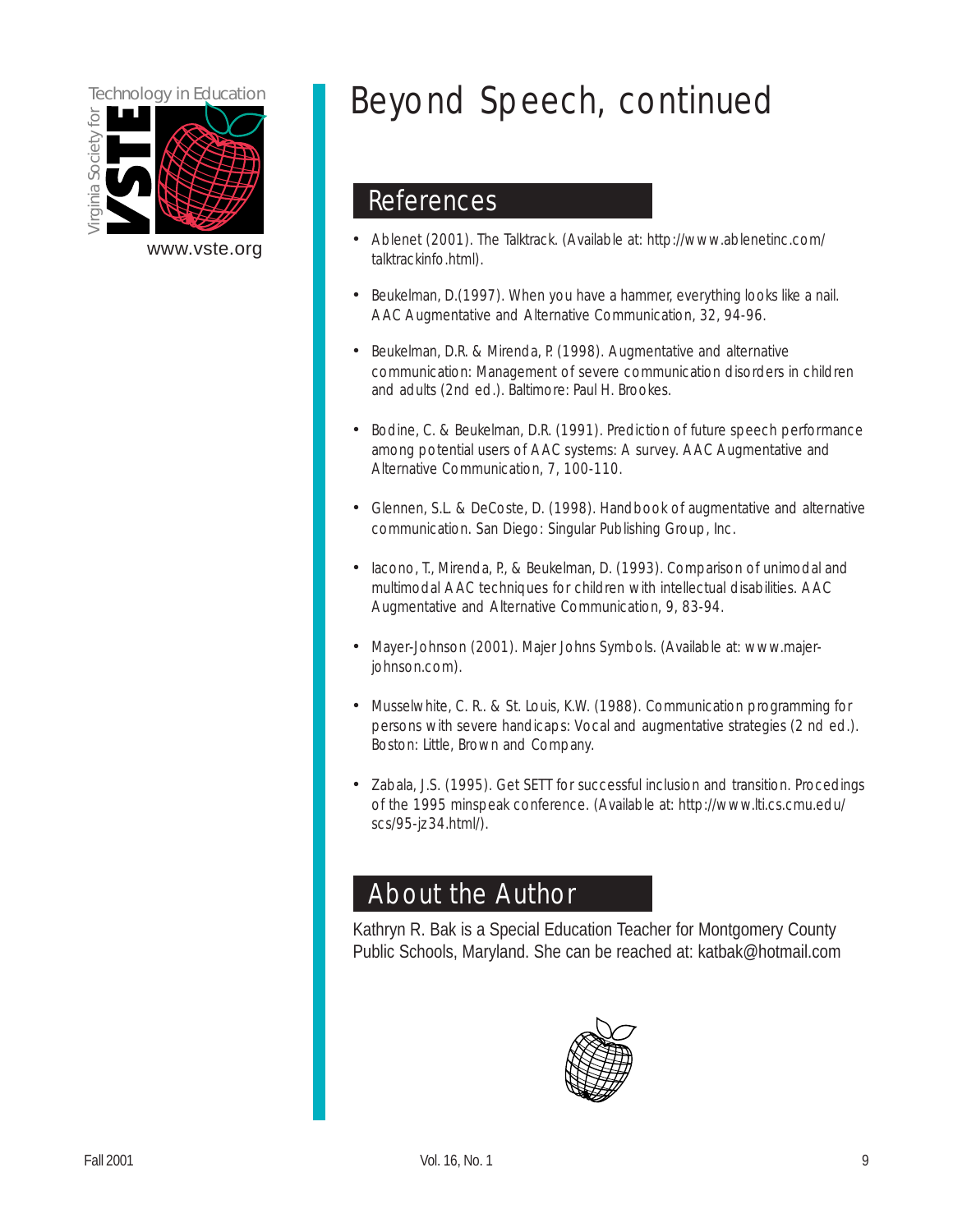# Beyond Speech, continued

## References

- Ablenet (2001). The Talktrack. (Available at: http://www.ablenetinc.com/talktrackinfo.html).
- Beukelman, D.(1997). When you have a hammer, everything looks like a nail. AAC Augmentative and Alternative Communication, 32, 94-96.
- Beukelman, D.R. & Mirenda, P. (1998). Augmentative and alternative communication: Management of severe communication disorders in children and adults (2nd ed.). Baltimore: Paul H. Brookes.
- Bodine, C. & Beukelman, D.R. (1991). Prediction of future speech performance among potential users of AAC systems: A survey. AAC Augmentative and Alternative Communication, 7, 100-110.
- Glennen, S.L. & DeCoste, D. (1998). Handbook of augmentative and alternative communication. San Diego: Singular Publishing Group, Inc.
- Iacono, T., Mirenda, P., & Beukelman, D. (1993). Comparison of unimodal and multimodal AAC techniques for children with intellectual disabilities. AAC Augmentative and Alternative Communication, 9, 83-94.
- Mayer-Johnson (2001). Majer Johns Symbols. (Available at: www.majer-johnson.com).
- Musselwhite, C. R.. & St. Louis, K.W. (1988). Communication programming for persons with severe handicaps: Vocal and augmentative strategies (2 nd ed.). Boston: Little, Brown and Company.
- Zabala, J.S. (1995). Get SETT for successful inclusion and transition. Procedings of the 1995 minspeak conference. (Available at: http://www.lti.cs.cmu.edu/scs/95-jz34.html/).

## About the Author

Kathryn R. Bak is a Special Education Teacher for Montgomery County Public Schools, Maryland. She can be reached at: katbak@hotmail.com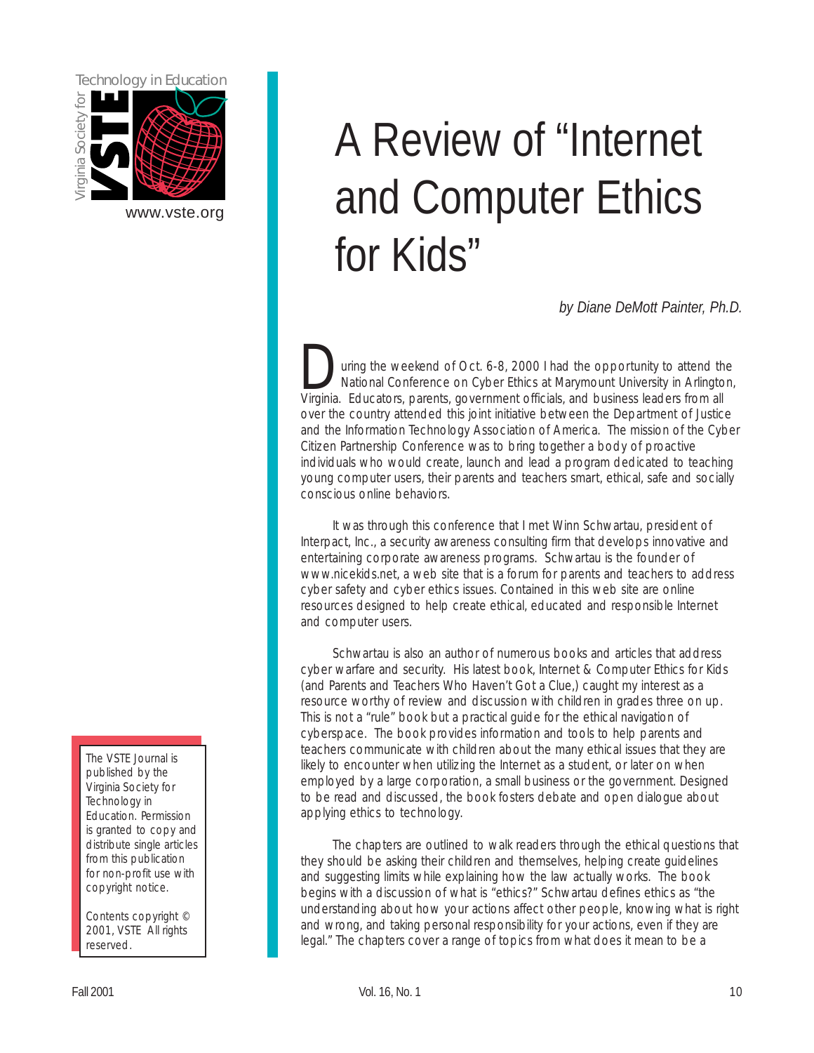Technology in Education

Virginia Society for VSTE

www.vste.org

# A Review of "Internet and Computer Ethics for Kids"

*by Diane DeMott Painter, Ph.D.*

During the weekend of Oct. 6-8, 2000 I had the opportunity to attend the National Conference on Cyber Ethics at Marymount University in Arlington, Virginia. Educators, parents, government officials, and business leaders from all over the country attended this joint initiative between the Department of Justice and the Information Technology Association of America. The mission of the Cyber Citizen Partnership Conference was to bring together a body of proactive individuals who would create, launch and lead a program dedicated to teaching young computer users, their parents and teachers smart, ethical, safe and socially conscious online behaviors.

It was through this conference that I met Winn Schwartau, president of Interpact, Inc., a security awareness consulting firm that develops innovative and entertaining corporate awareness programs. Schwartau is the founder of www.nicekids.net, a web site that is a forum for parents and teachers to address cyber safety and cyber ethics issues. Contained in this web site are online resources designed to help create ethical, educated and responsible Internet and computer users.

Schwartau is also an author of numerous books and articles that address cyber warfare and security. His latest book, Internet & Computer Ethics for Kids (and Parents and Teachers Who Haven't Got a Clue,) caught my interest as a resource worthy of review and discussion with children in grades three on up. This is not a "rule" book but a practical guide for the ethical navigation of cyberspace. The book provides information and tools to help parents and teachers communicate with children about the many ethical issues that they are likely to encounter when utilizing the Internet as a student, or later on when employed by a large corporation, a small business or the government. Designed to be read and discussed, the book fosters debate and open dialogue about applying ethics to technology.

The chapters are outlined to walk readers through the ethical questions that they should be asking their children and themselves, helping create guidelines and suggesting limits while explaining how the law actually works. The book begins with a discussion of what is "ethics?" Schwartau defines ethics as "the understanding about how your actions affect other people, knowing what is right and wrong, and taking personal responsibility for your actions, even if they are legal." The chapters cover a range of topics from what does it mean to be a

The VSTE Journal is published by the Virginia Society for Technology in Education. Permission is granted to copy and distribute single articles from this publication for non-profit use with copyright notice.

Contents copyright © 2001, VSTE All rights reserved.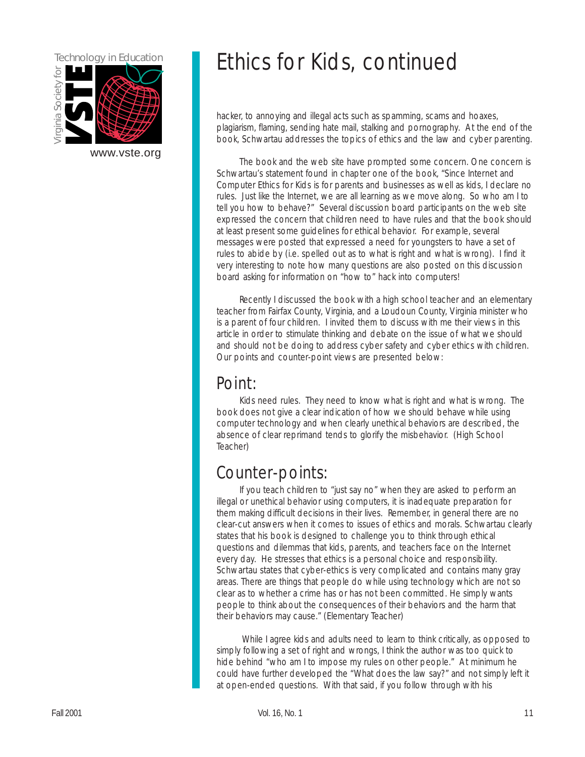# Ethics for Kids, continued

hacker, to annoying and illegal acts such as spamming, scams and hoaxes, plagiarism, flaming, sending hate mail, stalking and pornography. At the end of the book, Schwartau addresses the topics of ethics and the law and cyber parenting.

The book and the web site have prompted some concern. One concern is Schwartau's statement found in chapter one of the book, "Since Internet and Computer Ethics for Kids is for parents and businesses as well as kids, I declare no rules. Just like the Internet, we are all learning as we move along. So who am I to tell you how to behave?" Several discussion board participants on the web site expressed the concern that children need to have rules and that the book should at least present some guidelines for ethical behavior. For example, several messages were posted that expressed a need for youngsters to have a set of rules to abide by (i.e. spelled out as to what is right and what is wrong). I find it very interesting to note how many questions are also posted on this discussion board asking for information on "how to" hack into computers!

Recently I discussed the book with a high school teacher and an elementary teacher from Fairfax County, Virginia, and a Loudoun County, Virginia minister who is a parent of four children. I invited them to discuss with me their views in this article in order to stimulate thinking and debate on the issue of what we should and should not be doing to address cyber safety and cyber ethics with children. Our points and counter-point views are presented below:

## Point:

Kids need rules. They need to know what is right and what is wrong. The book does not give a clear indication of how we should behave while using computer technology and when clearly unethical behaviors are described, the absence of clear reprimand tends to glorify the misbehavior. (High School Teacher)

## Counter-points:

If you teach children to "just say no" when they are asked to perform an illegal or unethical behavior using computers, it is inadequate preparation for them making difficult decisions in their lives. Remember, in general there are no clear-cut answers when it comes to issues of ethics and morals. Schwartau clearly states that his book is designed to challenge you to think through ethical questions and dilemmas that kids, parents, and teachers face on the Internet every day. He stresses that ethics is a personal choice and responsibility. Schwartau states that cyber-ethics is very complicated and contains many gray areas. There are things that people do while using technology which are not so clear as to whether a crime has or has not been committed. He simply wants people to think about the consequences of their behaviors and the harm that their behaviors may cause." (Elementary Teacher)

While I agree kids and adults need to learn to think critically, as opposed to simply following a set of right and wrongs, I think the author was too quick to hide behind "who am I to impose my rules on other people." At minimum he could have further developed the "What does the law say?" and not simply left it at open-ended questions. With that said, if you follow through with his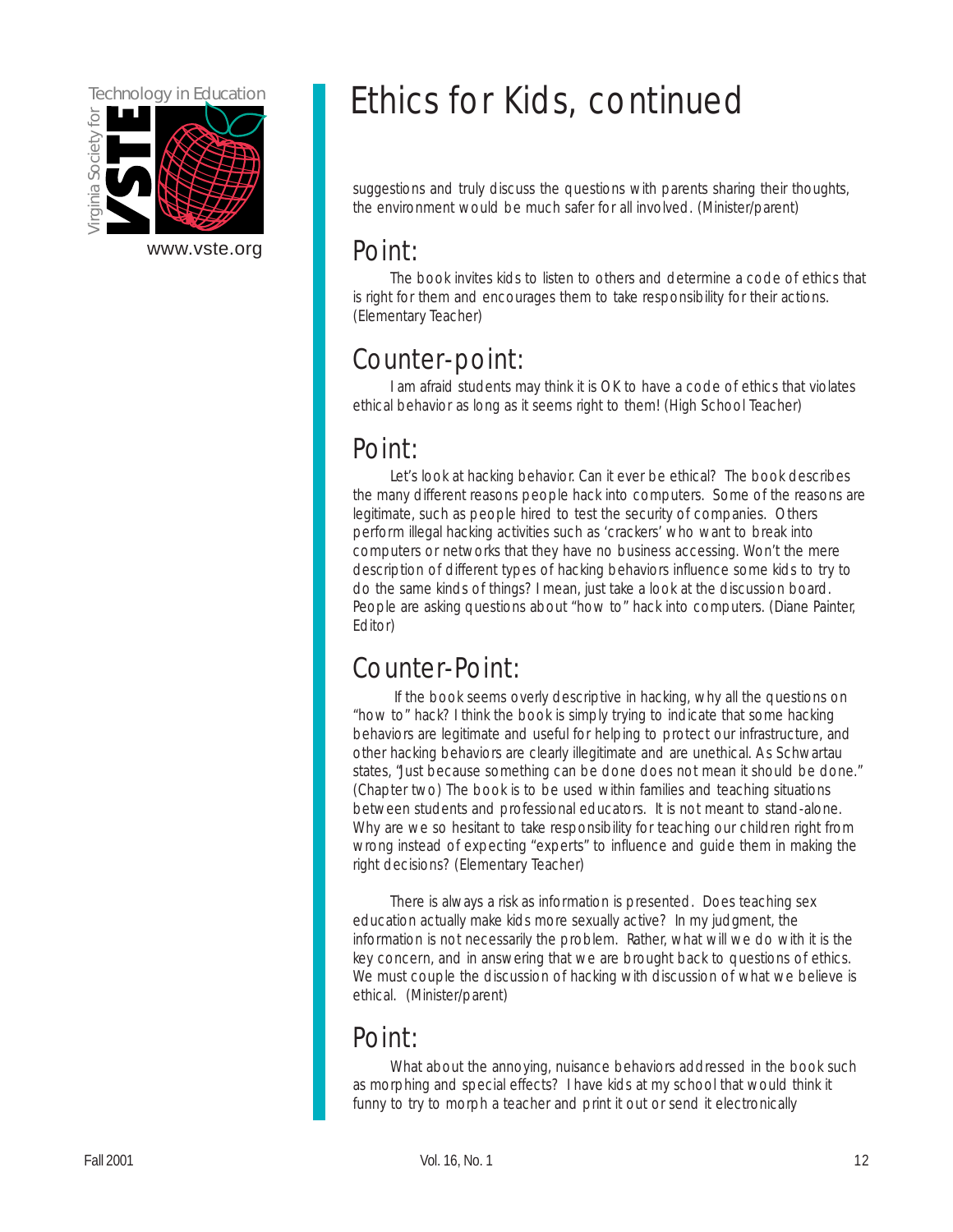# Ethics for Kids, continued

suggestions and truly discuss the questions with parents sharing their thoughts, the environment would be much safer for all involved. (Minister/parent)

## Point:

The book invites kids to listen to others and determine a code of ethics that is right for them and encourages them to take responsibility for their actions. (Elementary Teacher)

## Counter-point:

I am afraid students may think it is OK to have a code of ethics that violates ethical behavior as long as it seems right to them! (High School Teacher)

## Point:

Let's look at hacking behavior. Can it ever be ethical? The book describes the many different reasons people hack into computers. Some of the reasons are legitimate, such as people hired to test the security of companies. Others perform illegal hacking activities such as 'crackers' who want to break into computers or networks that they have no business accessing. Won't the mere description of different types of hacking behaviors influence some kids to try to do the same kinds of things? I mean, just take a look at the discussion board. People are asking questions about "how to" hack into computers. (Diane Painter, Editor)

## Counter-Point:

If the book seems overly descriptive in hacking, why all the questions on "how to" hack? I think the book is simply trying to indicate that some hacking behaviors are legitimate and useful for helping to protect our infrastructure, and other hacking behaviors are clearly illegitimate and are unethical. As Schwartau states, "Just because something can be done does not mean it should be done." (Chapter two) The book is to be used within families and teaching situations between students and professional educators. It is not meant to stand-alone. Why are we so hesitant to take responsibility for teaching our children right from wrong instead of expecting "experts" to influence and guide them in making the right decisions? (Elementary Teacher)

There is always a risk as information is presented. Does teaching sex education actually make kids more sexually active? In my judgment, the information is not necessarily the problem. Rather, what will we do with it is the key concern, and in answering that we are brought back to questions of ethics. We must couple the discussion of hacking with discussion of what we believe is ethical. (Minister/parent)

## Point:

What about the annoying, nuisance behaviors addressed in the book such as morphing and special effects? I have kids at my school that would think it funny to try to morph a teacher and print it out or send it electronically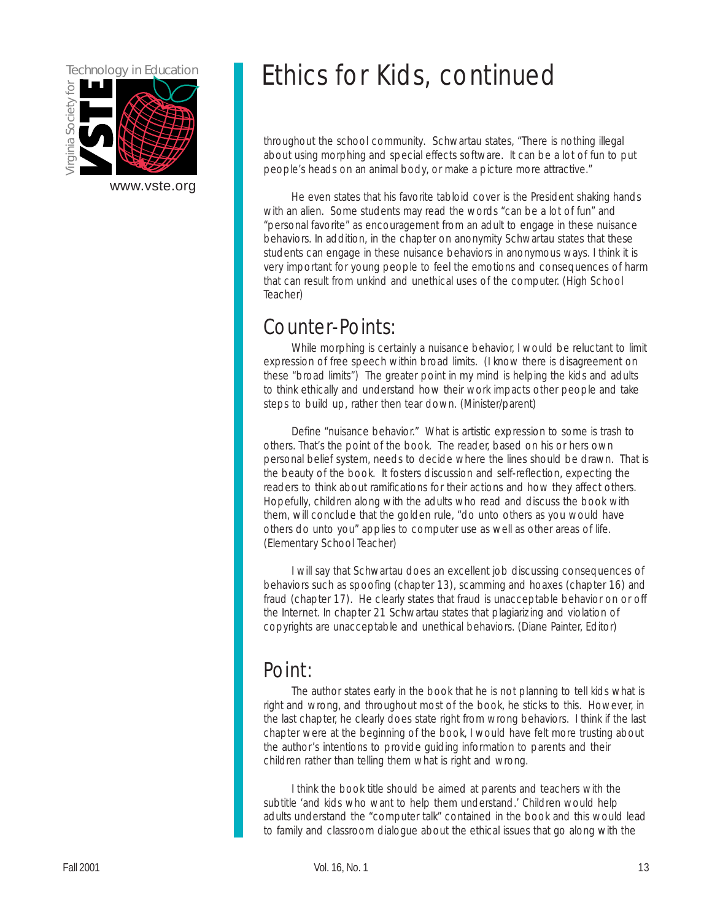# Ethics for Kids, continued

throughout the school community. Schwartau states, "There is nothing illegal about using morphing and special effects software. It can be a lot of fun to put people's heads on an animal body, or make a picture more attractive."

He even states that his favorite tabloid cover is the President shaking hands with an alien. Some students may read the words "can be a lot of fun" and "personal favorite" as encouragement from an adult to engage in these nuisance behaviors. In addition, in the chapter on anonymity Schwartau states that these students can engage in these nuisance behaviors in anonymous ways. I think it is very important for young people to feel the emotions and consequences of harm that can result from unkind and unethical uses of the computer. (High School Teacher)

## Counter-Points:

While morphing is certainly a nuisance behavior, I would be reluctant to limit expression of free speech within broad limits. (I know there is disagreement on these "broad limits") The greater point in my mind is helping the kids and adults to think ethically and understand how their work impacts other people and take steps to build up, rather then tear down. (Minister/parent)

Define "nuisance behavior." What is artistic expression to some is trash to others. That's the point of the book. The reader, based on his or hers own personal belief system, needs to decide where the lines should be drawn. That is the beauty of the book. It fosters discussion and self-reflection, expecting the readers to think about ramifications for their actions and how they affect others. Hopefully, children along with the adults who read and discuss the book with them, will conclude that the golden rule, "do unto others as you would have others do unto you" applies to computer use as well as other areas of life. (Elementary School Teacher)

I will say that Schwartau does an excellent job discussing consequences of behaviors such as spoofing (chapter 13), scamming and hoaxes (chapter 16) and fraud (chapter 17). He clearly states that fraud is unacceptable behavior on or off the Internet. In chapter 21 Schwartau states that plagiarizing and violation of copyrights are unacceptable and unethical behaviors. (Diane Painter, Editor)

## Point:

The author states early in the book that he is not planning to tell kids what is right and wrong, and throughout most of the book, he sticks to this. However, in the last chapter, he clearly does state right from wrong behaviors. I think if the last chapter were at the beginning of the book, I would have felt more trusting about the author's intentions to provide guiding information to parents and their children rather than telling them what is right and wrong.

I think the book title should be aimed at parents and teachers with the subtitle 'and kids who want to help them understand.' Children would help adults understand the "computer talk" contained in the book and this would lead to family and classroom dialogue about the ethical issues that go along with the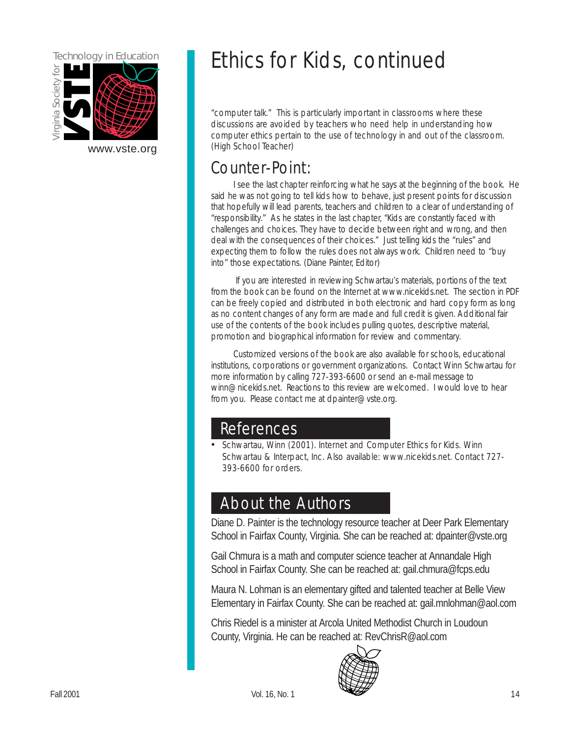# Ethics for Kids, continued

"computer talk." This is particularly important in classrooms where these discussions are avoided by teachers who need help in understanding how computer ethics pertain to the use of technology in and out of the classroom. (High School Teacher)

## Counter-Point:

I see the last chapter reinforcing what he says at the beginning of the book. He said he was not going to tell kids how to behave, just present points for discussion that hopefully will lead parents, teachers and children to a clear of understanding of "responsibility." As he states in the last chapter, "Kids are constantly faced with challenges and choices. They have to decide between right and wrong, and then deal with the consequences of their choices." Just telling kids the "rules" and expecting them to follow the rules does not always work. Children need to "buy into" those expectations. (Diane Painter, Editor)

If you are interested in reviewing Schwartau's materials, portions of the text from the book can be found on the Internet at www.nicekids.net. The section in PDF can be freely copied and distributed in both electronic and hard copy form as long as no content changes of any form are made and full credit is given. Additional fair use of the contents of the book includes pulling quotes, descriptive material, promotion and biographical information for review and commentary.

Customized versions of the book are also available for schools, educational institutions, corporations or government organizations. Contact Winn Schwartau for more information by calling 727-393-6600 or send an e-mail message to winn@nicekids.net. Reactions to this review are welcomed. I would love to hear from you. Please contact me at dpainter@vste.org.

## References

- Schwartau, Winn (2001). Internet and Computer Ethics for Kids. Winn Schwartau & Interpact, Inc. Also available: www.nicekids.net. Contact 727-393-6600 for orders.

## About the Authors

Diane D. Painter is the technology resource teacher at Deer Park Elementary School in Fairfax County, Virginia. She can be reached at: dpainter@vste.org

Gail Chmura is a math and computer science teacher at Annandale High School in Fairfax County. She can be reached at: gail.chmura@fcps.edu

Maura N. Lohman is an elementary gifted and talented teacher at Belle View Elementary in Fairfax County. She can be reached at: gail.mnlohman@aol.com

Chris Riedel is a minister at Arcola United Methodist Church in Loudoun County, Virginia. He can be reached at: RevChrisR@aol.com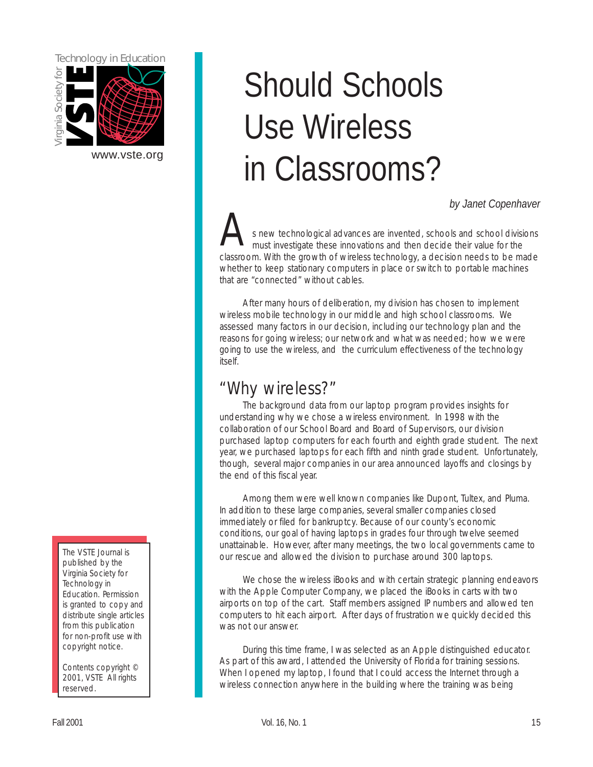Technology in Education

Virginia Society for VSTE

www.vste.org

# Should Schools Use Wireless in Classrooms?

*by Janet Copenhaver*

As new technological advances are invented, schools and school divisions must investigate these innovations and then decide their value for the classroom. With the growth of wireless technology, a decision needs to be made whether to keep stationary computers in place or switch to portable machines that are "connected" without cables.

After many hours of deliberation, my division has chosen to implement wireless mobile technology in our middle and high school classrooms. We assessed many factors in our decision, including our technology plan and the reasons for going wireless; our network and what was needed; how we were going to use the wireless, and the curriculum effectiveness of the technology itself.

## "Why wireless?"

The background data from our laptop program provides insights for understanding why we chose a wireless environment. In 1998 with the collaboration of our School Board and Board of Supervisors, our division purchased laptop computers for each fourth and eighth grade student. The next year, we purchased laptops for each fifth and ninth grade student. Unfortunately, though, several major companies in our area announced layoffs and closings by the end of this fiscal year.

Among them were well known companies like Dupont, Tultex, and Pluma. In addition to these large companies, several smaller companies closed immediately or filed for bankruptcy. Because of our county's economic conditions, our goal of having laptops in grades four through twelve seemed unattainable. However, after many meetings, the two local governments came to our rescue and allowed the division to purchase around 300 laptops.

We chose the wireless iBooks and with certain strategic planning endeavors with the Apple Computer Company, we placed the iBooks in carts with two airports on top of the cart. Staff members assigned IP numbers and allowed ten computers to hit each airport. After days of frustration we quickly decided this was not our answer.

During this time frame, I was selected as an Apple distinguished educator. As part of this award, I attended the University of Florida for training sessions. When I opened my laptop, I found that I could access the Internet through a wireless connection anywhere in the building where the training was being

The VSTE Journal is published by the Virginia Society for Technology in Education. Permission is granted to copy and distribute single articles from this publication for non-profit use with copyright notice.

Contents copyright © 2001, VSTE All rights reserved.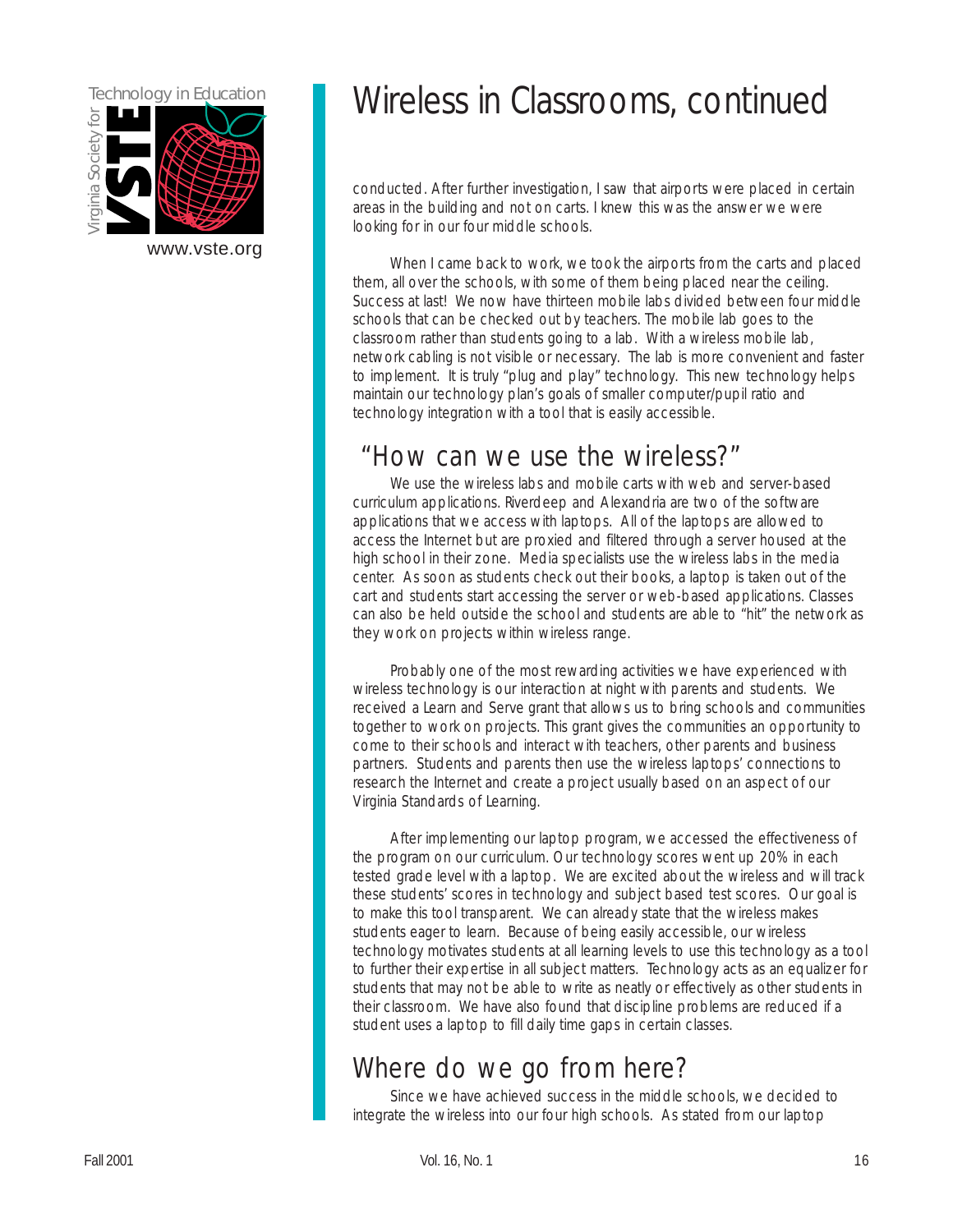# Wireless in Classrooms, continued

conducted. After further investigation, I saw that airports were placed in certain areas in the building and not on carts. I knew this was the answer we were looking for in our four middle schools.

When I came back to work, we took the airports from the carts and placed them, all over the schools, with some of them being placed near the ceiling. Success at last! We now have thirteen mobile labs divided between four middle schools that can be checked out by teachers. The mobile lab goes to the classroom rather than students going to a lab. With a wireless mobile lab, network cabling is not visible or necessary. The lab is more convenient and faster to implement. It is truly "plug and play" technology. This new technology helps maintain our technology plan's goals of smaller computer/pupil ratio and technology integration with a tool that is easily accessible.

## "How can we use the wireless?"

We use the wireless labs and mobile carts with web and server-based curriculum applications. Riverdeep and Alexandria are two of the software applications that we access with laptops. All of the laptops are allowed to access the Internet but are proxied and filtered through a server housed at the high school in their zone. Media specialists use the wireless labs in the media center. As soon as students check out their books, a laptop is taken out of the cart and students start accessing the server or web-based applications. Classes can also be held outside the school and students are able to "hit" the network as they work on projects within wireless range.

Probably one of the most rewarding activities we have experienced with wireless technology is our interaction at night with parents and students. We received a Learn and Serve grant that allows us to bring schools and communities together to work on projects. This grant gives the communities an opportunity to come to their schools and interact with teachers, other parents and business partners. Students and parents then use the wireless laptops' connections to research the Internet and create a project usually based on an aspect of our Virginia Standards of Learning.

After implementing our laptop program, we accessed the effectiveness of the program on our curriculum. Our technology scores went up 20% in each tested grade level with a laptop. We are excited about the wireless and will track these students' scores in technology and subject based test scores. Our goal is to make this tool transparent. We can already state that the wireless makes students eager to learn. Because of being easily accessible, our wireless technology motivates students at all learning levels to use this technology as a tool to further their expertise in all subject matters. Technology acts as an equalizer for students that may not be able to write as neatly or effectively as other students in their classroom. We have also found that discipline problems are reduced if a student uses a laptop to fill daily time gaps in certain classes.

## Where do we go from here?

Since we have achieved success in the middle schools, we decided to integrate the wireless into our four high schools. As stated from our laptop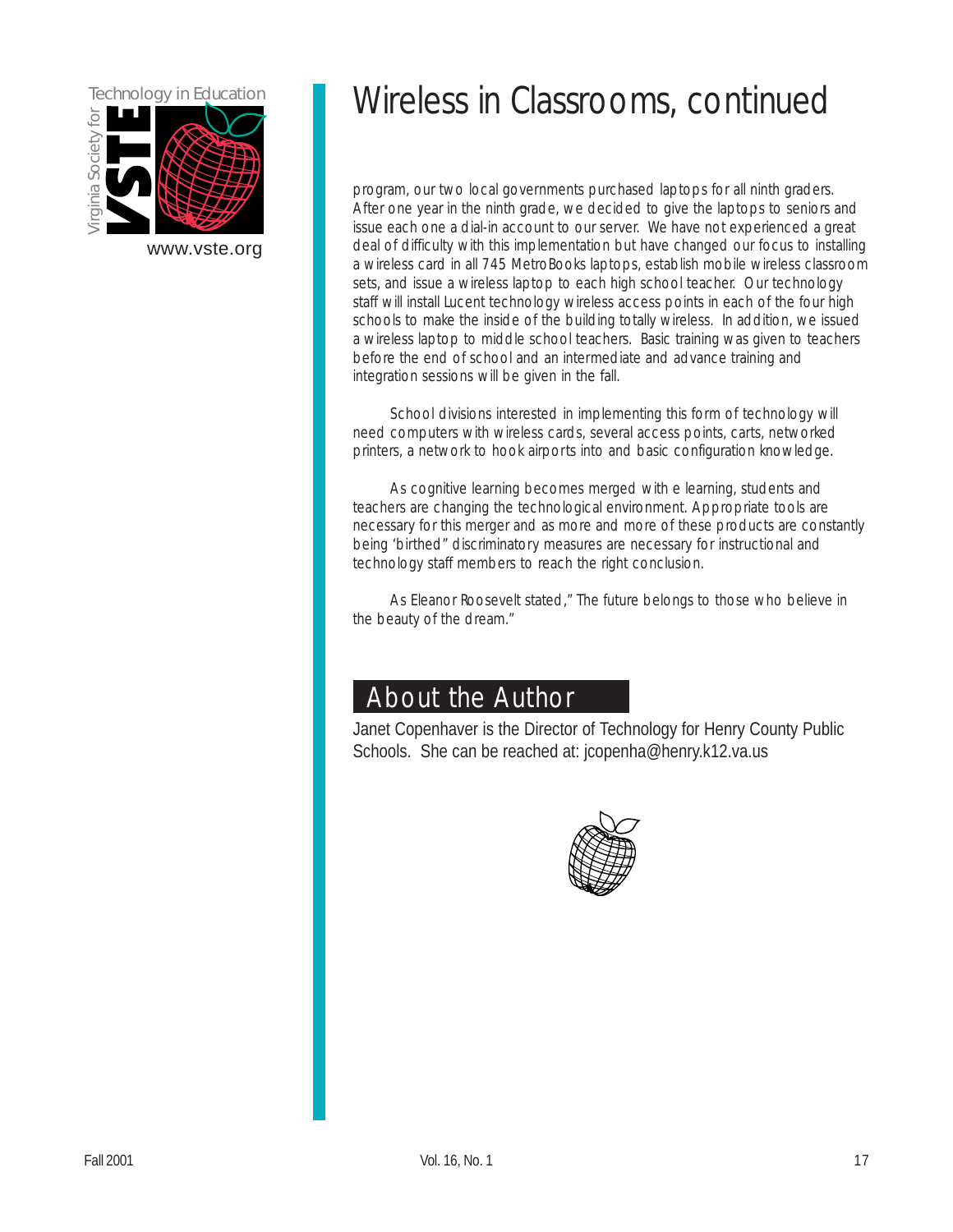# Wireless in Classrooms, continued

program, our two local governments purchased laptops for all ninth graders. After one year in the ninth grade, we decided to give the laptops to seniors and issue each one a dial-in account to our server. We have not experienced a great deal of difficulty with this implementation but have changed our focus to installing a wireless card in all 745 MetroBooks laptops, establish mobile wireless classroom sets, and issue a wireless laptop to each high school teacher. Our technology staff will install Lucent technology wireless access points in each of the four high schools to make the inside of the building totally wireless. In addition, we issued a wireless laptop to middle school teachers. Basic training was given to teachers before the end of school and an intermediate and advance training and integration sessions will be given in the fall.

School divisions interested in implementing this form of technology will need computers with wireless cards, several access points, carts, networked printers, a network to hook airports into and basic configuration knowledge.

As cognitive learning becomes merged with e learning, students and teachers are changing the technological environment. Appropriate tools are necessary for this merger and as more and more of these products are constantly being 'birthed" discriminatory measures are necessary for instructional and technology staff members to reach the right conclusion.

As Eleanor Roosevelt stated," The future belongs to those who believe in the beauty of the dream."

## About the Author

Janet Copenhaver is the Director of Technology for Henry County Public Schools. She can be reached at: jcopenha@henry.k12.va.us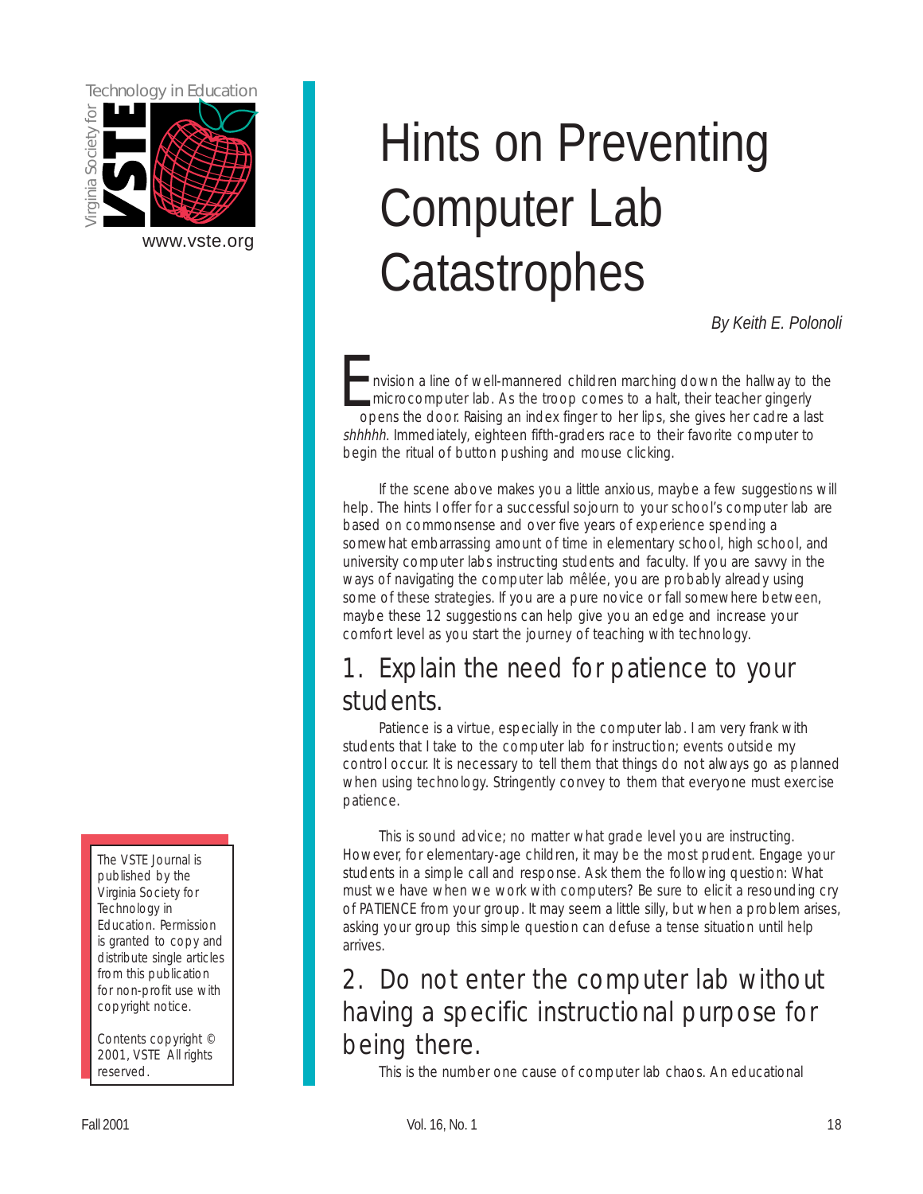# Hints on Preventing Computer Lab Catastrophes

*By Keith E. Polonoli*

Envision a line of well-mannered children marching down the hallway to the microcomputer lab. As the troop comes to a halt, their teacher gingerly opens the door. Raising an index finger to her lips, she gives her cadre a last *shhhhh*. Immediately, eighteen fifth-graders race to their favorite computer to begin the ritual of button pushing and mouse clicking.

If the scene above makes you a little anxious, maybe a few suggestions will help. The hints I offer for a successful sojourn to your school's computer lab are based on commonsense and over five years of experience spending a somewhat embarrassing amount of time in elementary school, high school, and university computer labs instructing students and faculty. If you are savvy in the ways of navigating the computer lab mêlée, you are probably already using some of these strategies. If you are a pure novice or fall somewhere between, maybe these 12 suggestions can help give you an edge and increase your comfort level as you start the journey of teaching with technology.

## 1. Explain the need for patience to your students.

Patience is a virtue, especially in the computer lab. I am very frank with students that I take to the computer lab for instruction; events outside my control occur. It is necessary to tell them that things do not always go as planned when using technology. Stringently convey to them that everyone must exercise patience.

This is sound advice; no matter what grade level you are instructing. However, for elementary-age children, it may be the most prudent. Engage your students in a simple call and response. Ask them the following question: What must we have when we work with computers? Be sure to elicit a resounding cry of PATIENCE from your group. It may seem a little silly, but when a problem arises, asking your group this simple question can defuse a tense situation until help arrives.

## 2. Do not enter the computer lab without having a specific instructional purpose for being there.

This is the number one cause of computer lab chaos. An educational

The VSTE Journal is published by the Virginia Society for Technology in Education. Permission is granted to copy and distribute single articles from this publication for non-profit use with copyright notice.

Contents copyright © 2001, VSTE All rights reserved.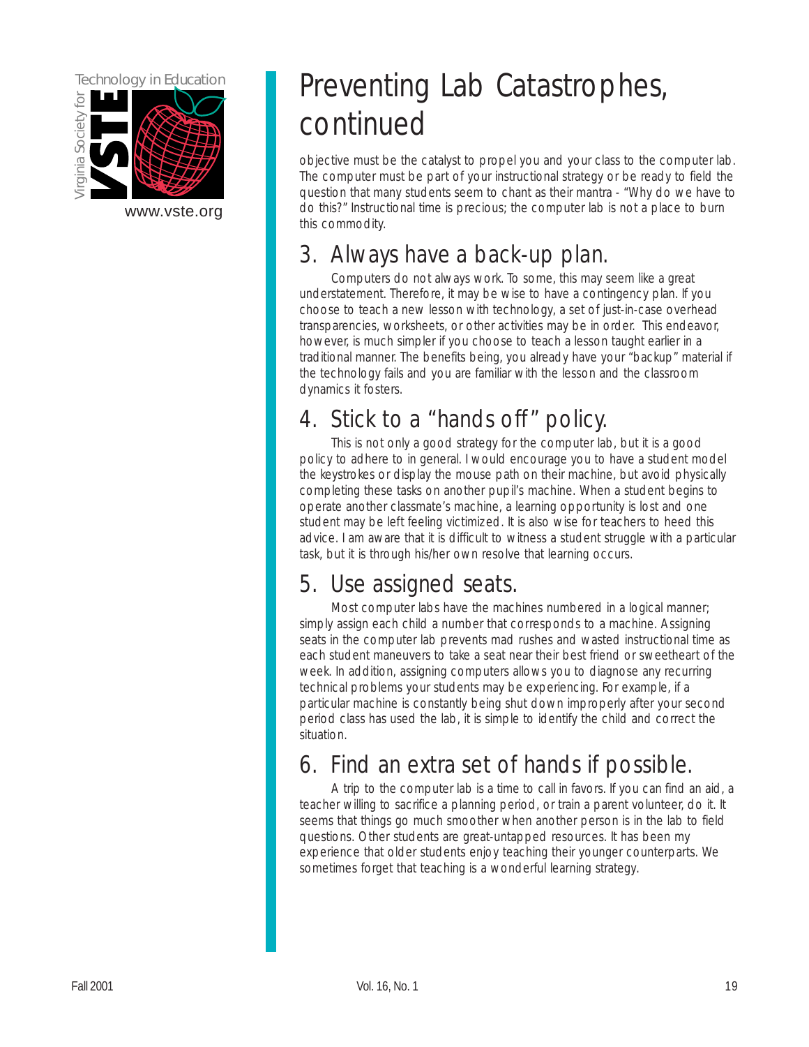# Preventing Lab Catastrophes, continued

objective must be the catalyst to propel you and your class to the computer lab. The computer must be part of your instructional strategy or be ready to field the question that many students seem to chant as their mantra - "Why do we have to do this?" Instructional time is precious; the computer lab is not a place to burn this commodity.

## 3. Always have a back-up plan.

Computers do not always work. To some, this may seem like a great understatement. Therefore, it may be wise to have a contingency plan. If you choose to teach a new lesson with technology, a set of just-in-case overhead transparencies, worksheets, or other activities may be in order. This endeavor, however, is much simpler if you choose to teach a lesson taught earlier in a traditional manner. The benefits being, you already have your "backup" material if the technology fails and you are familiar with the lesson and the classroom dynamics it fosters.

## 4. Stick to a "hands off" policy.

This is not only a good strategy for the computer lab, but it is a good policy to adhere to in general. I would encourage you to have a student model the keystrokes or display the mouse path on their machine, but avoid physically completing these tasks on another pupil's machine. When a student begins to operate another classmate's machine, a learning opportunity is lost and one student may be left feeling victimized. It is also wise for teachers to heed this advice. I am aware that it is difficult to witness a student struggle with a particular task, but it is through his/her own resolve that learning occurs.

## 5. Use assigned seats.

Most computer labs have the machines numbered in a logical manner; simply assign each child a number that corresponds to a machine. Assigning seats in the computer lab prevents mad rushes and wasted instructional time as each student maneuvers to take a seat near their best friend or sweetheart of the week. In addition, assigning computers allows you to diagnose any recurring technical problems your students may be experiencing. For example, if a particular machine is constantly being shut down improperly after your second period class has used the lab, it is simple to identify the child and correct the situation.

## 6. Find an extra set of hands if possible.

A trip to the computer lab is a time to call in favors. If you can find an aid, a teacher willing to sacrifice a planning period, or train a parent volunteer, do it. It seems that things go much smoother when another person is in the lab to field questions. Other students are great-untapped resources. It has been my experience that older students enjoy teaching their younger counterparts. We sometimes forget that teaching is a wonderful learning strategy.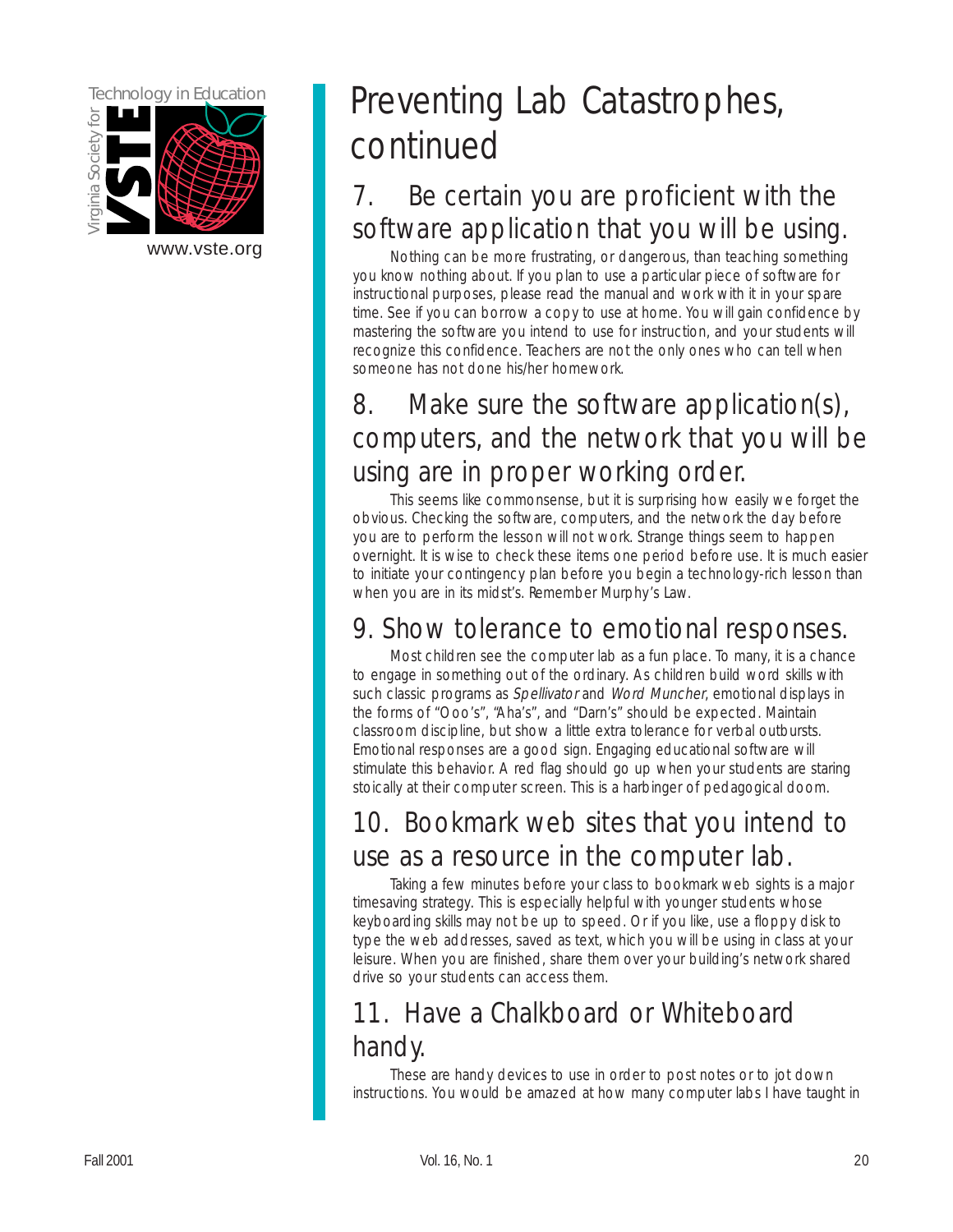# Preventing Lab Catastrophes, continued

## 7. Be certain you are proficient with the software application that you will be using.

Nothing can be more frustrating, or dangerous, than teaching something you know nothing about. If you plan to use a particular piece of software for instructional purposes, please read the manual and work with it in your spare time. See if you can borrow a copy to use at home. You will gain confidence by mastering the software you intend to use for instruction, and your students will recognize this confidence. Teachers are not the only ones who can tell when someone has not done his/her homework.

## 8. Make sure the software application(s), computers, and the network that you will be using are in proper working order.

This seems like commonsense, but it is surprising how easily we forget the obvious. Checking the software, computers, and the network the day before you are to perform the lesson will not work. Strange things seem to happen overnight. It is wise to check these items one period before use. It is much easier to initiate your contingency plan before you begin a technology-rich lesson than when you are in its midst's. Remember Murphy's Law.

## 9. Show tolerance to emotional responses.

Most children see the computer lab as a fun place. To many, it is a chance to engage in something out of the ordinary. As children build word skills with such classic programs as *Spellivator* and *Word Muncher*, emotional displays in the forms of "Ooo's", "Aha's", and "Darn's" should be expected. Maintain classroom discipline, but show a little extra tolerance for verbal outbursts. Emotional responses are a good sign. Engaging educational software will stimulate this behavior. A red flag should go up when your students are staring stoically at their computer screen. This is a harbinger of pedagogical doom.

## 10. Bookmark web sites that you intend to use as a resource in the computer lab.

Taking a few minutes before your class to bookmark web sights is a major timesaving strategy. This is especially helpful with younger students whose keyboarding skills may not be up to speed. Or if you like, use a floppy disk to type the web addresses, saved as text, which you will be using in class at your leisure. When you are finished, share them over your building's network shared drive so your students can access them.

## 11. Have a Chalkboard or Whiteboard handy.

These are handy devices to use in order to post notes or to jot down instructions. You would be amazed at how many computer labs I have taught in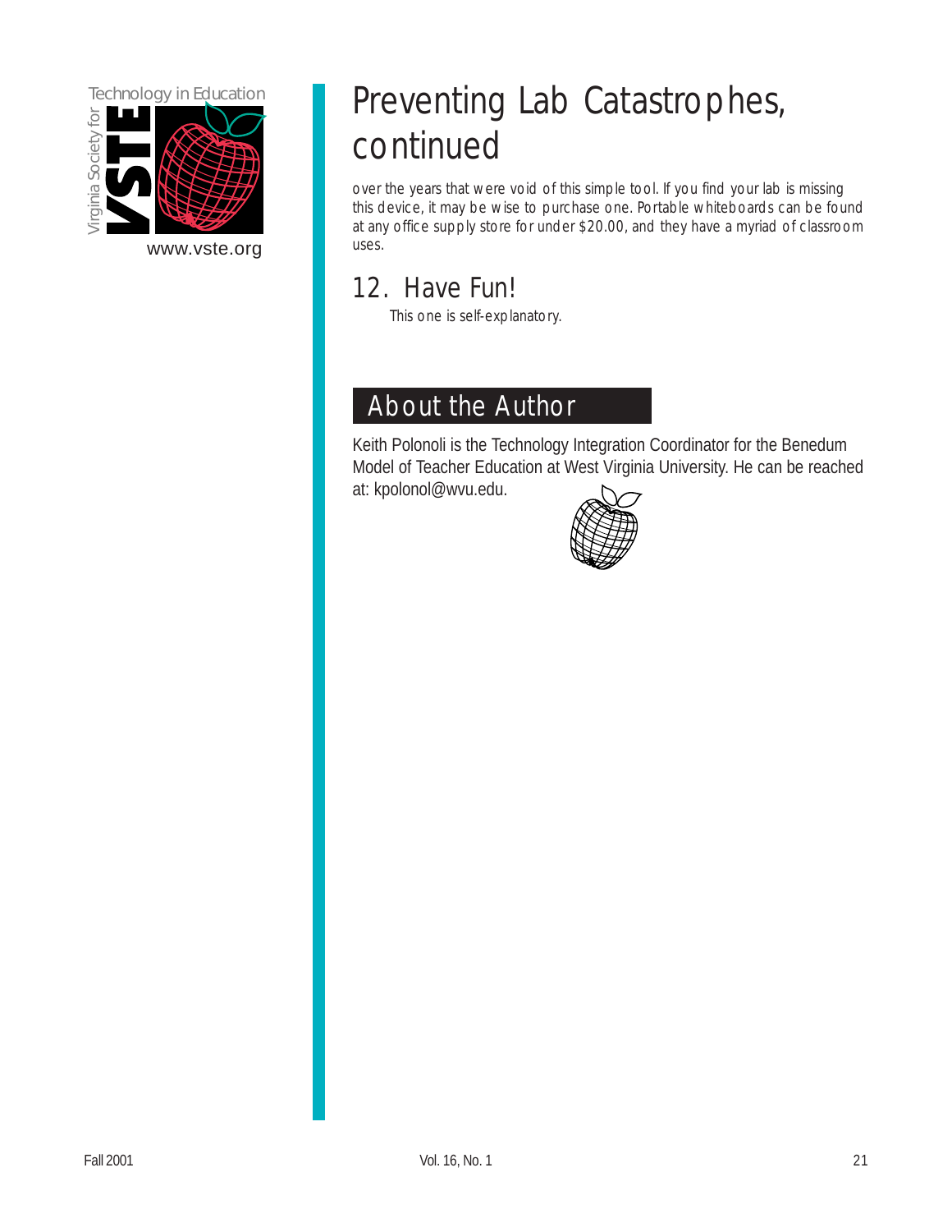# Preventing Lab Catastrophes, continued

over the years that were void of this simple tool. If you find your lab is missing this device, it may be wise to purchase one. Portable whiteboards can be found at any office supply store for under $20.00, and they have a myriad of classroom uses.

## 12. Have Fun!

This one is self-explanatory.

## About the Author

Keith Polonoli is the Technology Integration Coordinator for the Benedum Model of Teacher Education at West Virginia University. He can be reached at: kpolonol@wvu.edu.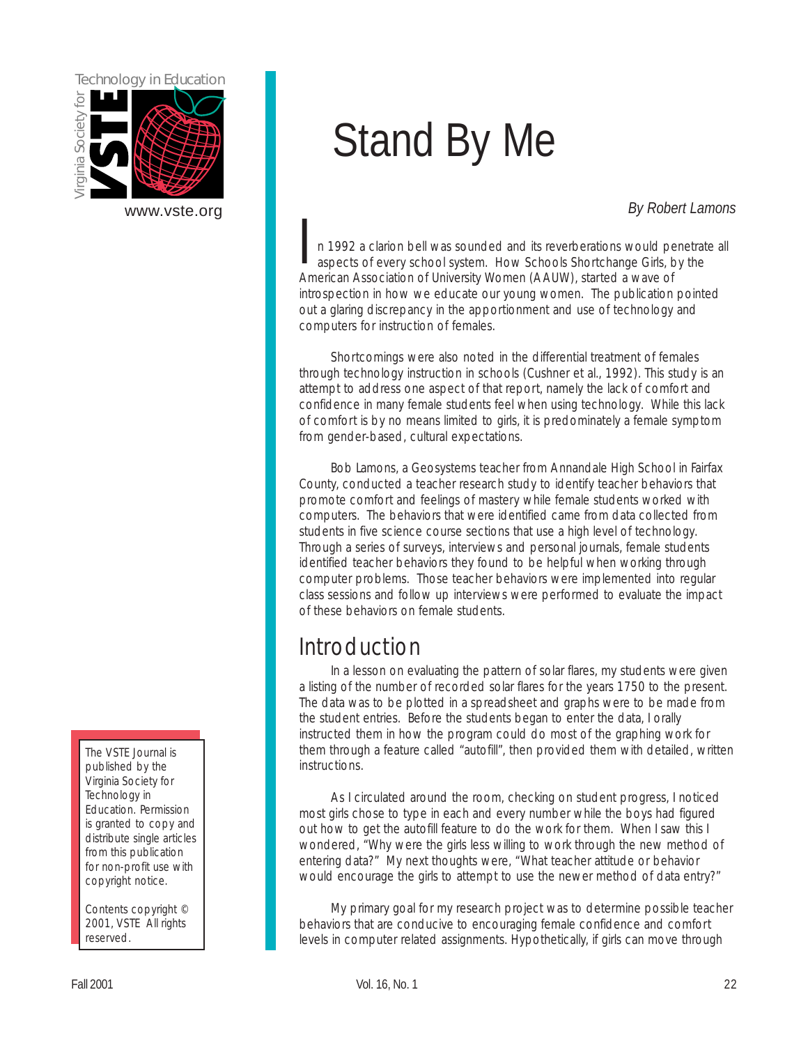# Stand By Me

*By Robert Lamons*

In 1992 a clarion bell was sounded and its reverberations would penetrate all aspects of every school system. How Schools Shortchange Girls, by the American Association of University Women (AAUW), started a wave of introspection in how we educate our young women. The publication pointed out a glaring discrepancy in the apportionment and use of technology and computers for instruction of females.

Shortcomings were also noted in the differential treatment of females through technology instruction in schools (Cushner et al., 1992). This study is an attempt to address one aspect of that report, namely the lack of comfort and confidence in many female students feel when using technology. While this lack of comfort is by no means limited to girls, it is predominately a female symptom from gender-based, cultural expectations.

Bob Lamons, a Geosystems teacher from Annandale High School in Fairfax County, conducted a teacher research study to identify teacher behaviors that promote comfort and feelings of mastery while female students worked with computers. The behaviors that were identified came from data collected from students in five science course sections that use a high level of technology. Through a series of surveys, interviews and personal journals, female students identified teacher behaviors they found to be helpful when working through computer problems. Those teacher behaviors were implemented into regular class sessions and follow up interviews were performed to evaluate the impact of these behaviors on female students.

## Introduction

In a lesson on evaluating the pattern of solar flares, my students were given a listing of the number of recorded solar flares for the years 1750 to the present. The data was to be plotted in a spreadsheet and graphs were to be made from the student entries. Before the students began to enter the data, I orally instructed them in how the program could do most of the graphing work for them through a feature called "autofill", then provided them with detailed, written instructions.

As I circulated around the room, checking on student progress, I noticed most girls chose to type in each and every number while the boys had figured out how to get the autofill feature to do the work for them. When I saw this I wondered, "Why were the girls less willing to work through the new method of entering data?" My next thoughts were, "What teacher attitude or behavior would encourage the girls to attempt to use the newer method of data entry?"

My primary goal for my research project was to determine possible teacher behaviors that are conducive to encouraging female confidence and comfort levels in computer related assignments. Hypothetically, if girls can move through

The VSTE Journal is published by the Virginia Society for Technology in Education. Permission is granted to copy and distribute single articles from this publication for non-profit use with copyright notice.

Contents copyright © 2001, VSTE All rights reserved.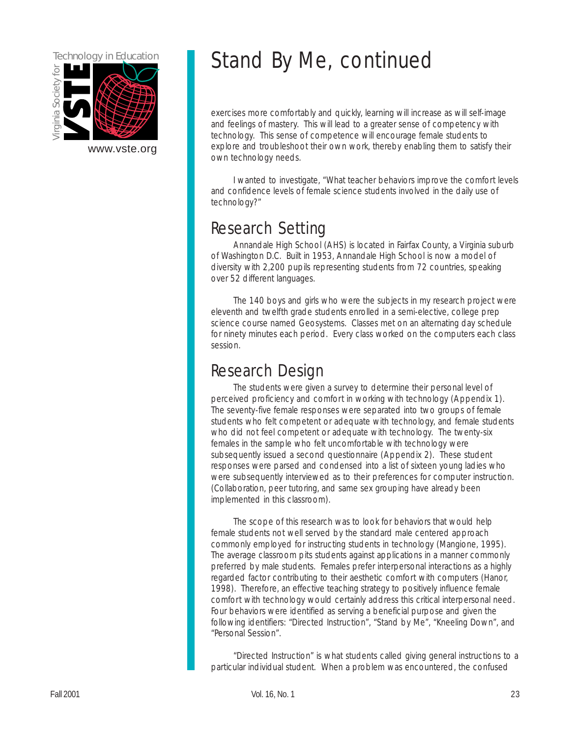# Stand By Me, continued

exercises more comfortably and quickly, learning will increase as will self-image and feelings of mastery. This will lead to a greater sense of competency with technology. This sense of competence will encourage female students to explore and troubleshoot their own work, thereby enabling them to satisfy their own technology needs.

I wanted to investigate, "What teacher behaviors improve the comfort levels and confidence levels of female science students involved in the daily use of technology?"

## Research Setting

Annandale High School (AHS) is located in Fairfax County, a Virginia suburb of Washington D.C. Built in 1953, Annandale High School is now a model of diversity with 2,200 pupils representing students from 72 countries, speaking over 52 different languages.

The 140 boys and girls who were the subjects in my research project were eleventh and twelfth grade students enrolled in a semi-elective, college prep science course named Geosystems. Classes met on an alternating day schedule for ninety minutes each period. Every class worked on the computers each class session.

## Research Design

The students were given a survey to determine their personal level of perceived proficiency and comfort in working with technology (Appendix 1). The seventy-five female responses were separated into two groups of female students who felt competent or adequate with technology, and female students who did not feel competent or adequate with technology. The twenty-six females in the sample who felt uncomfortable with technology were subsequently issued a second questionnaire (Appendix 2). These student responses were parsed and condensed into a list of sixteen young ladies who were subsequently interviewed as to their preferences for computer instruction. (Collaboration, peer tutoring, and same sex grouping have already been implemented in this classroom).

The scope of this research was to look for behaviors that would help female students not well served by the standard male centered approach commonly employed for instructing students in technology (Mangione, 1995). The average classroom pits students against applications in a manner commonly preferred by male students. Females prefer interpersonal interactions as a highly regarded factor contributing to their aesthetic comfort with computers (Hanor, 1998). Therefore, an effective teaching strategy to positively influence female comfort with technology would certainly address this critical interpersonal need. Four behaviors were identified as serving a beneficial purpose and given the following identifiers: "Directed Instruction", "Stand by Me", "Kneeling Down", and "Personal Session".

"Directed Instruction" is what students called giving general instructions to a particular individual student. When a problem was encountered, the confused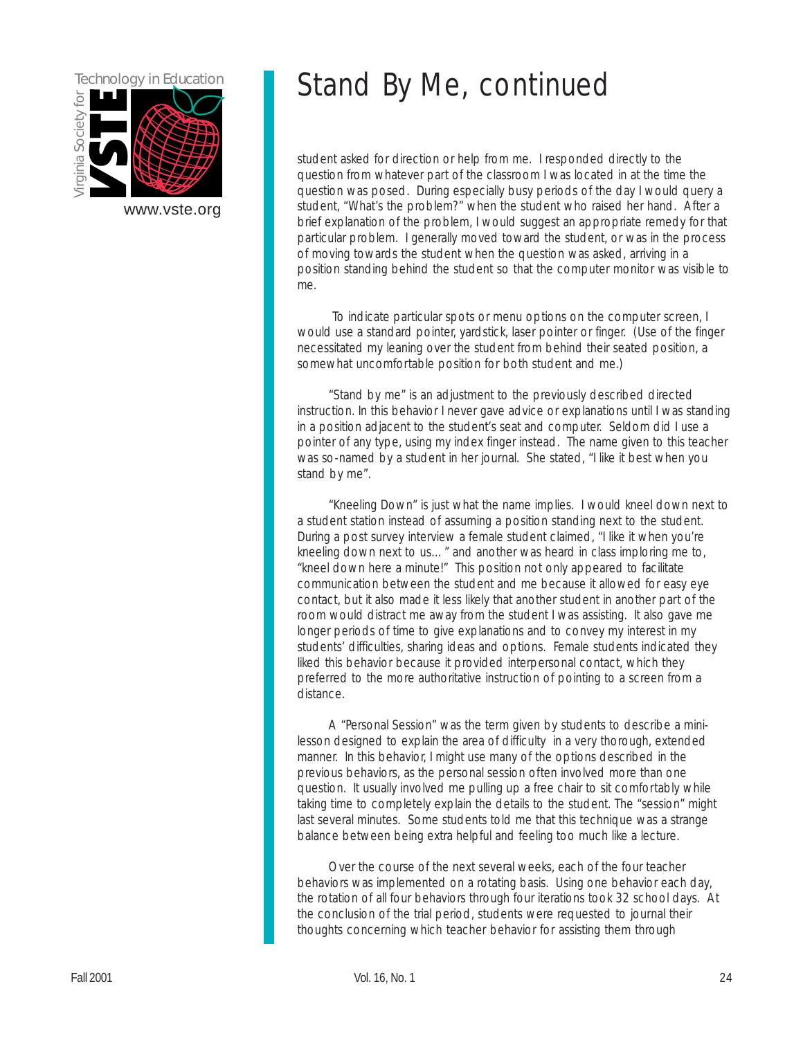# Stand By Me, continued

student asked for direction or help from me. I responded directly to the question from whatever part of the classroom I was located in at the time the question was posed. During especially busy periods of the day I would query a student, "What's the problem?" when the student who raised her hand. After a brief explanation of the problem, I would suggest an appropriate remedy for that particular problem. I generally moved toward the student, or was in the process of moving towards the student when the question was asked, arriving in a position standing behind the student so that the computer monitor was visible to me.

To indicate particular spots or menu options on the computer screen, I would use a standard pointer, yardstick, laser pointer or finger. (Use of the finger necessitated my leaning over the student from behind their seated position, a somewhat uncomfortable position for both student and me.)

"Stand by me" is an adjustment to the previously described directed instruction. In this behavior I never gave advice or explanations until I was standing in a position adjacent to the student's seat and computer. Seldom did I use a pointer of any type, using my index finger instead. The name given to this teacher was so-named by a student in her journal. She stated, "I like it best when you stand by me".

"Kneeling Down" is just what the name implies. I would kneel down next to a student station instead of assuming a position standing next to the student. During a post survey interview a female student claimed, "I like it when you're kneeling down next to us…" and another was heard in class imploring me to, "kneel down here a minute!" This position not only appeared to facilitate communication between the student and me because it allowed for easy eye contact, but it also made it less likely that another student in another part of the room would distract me away from the student I was assisting. It also gave me longer periods of time to give explanations and to convey my interest in my students' difficulties, sharing ideas and options. Female students indicated they liked this behavior because it provided interpersonal contact, which they preferred to the more authoritative instruction of pointing to a screen from a distance.

A "Personal Session" was the term given by students to describe a mini-lesson designed to explain the area of difficulty in a very thorough, extended manner. In this behavior, I might use many of the options described in the previous behaviors, as the personal session often involved more than one question. It usually involved me pulling up a free chair to sit comfortably while taking time to completely explain the details to the student. The "session" might last several minutes. Some students told me that this technique was a strange balance between being extra helpful and feeling too much like a lecture.

Over the course of the next several weeks, each of the four teacher behaviors was implemented on a rotating basis. Using one behavior each day, the rotation of all four behaviors through four iterations took 32 school days. At the conclusion of the trial period, students were requested to journal their thoughts concerning which teacher behavior for assisting them through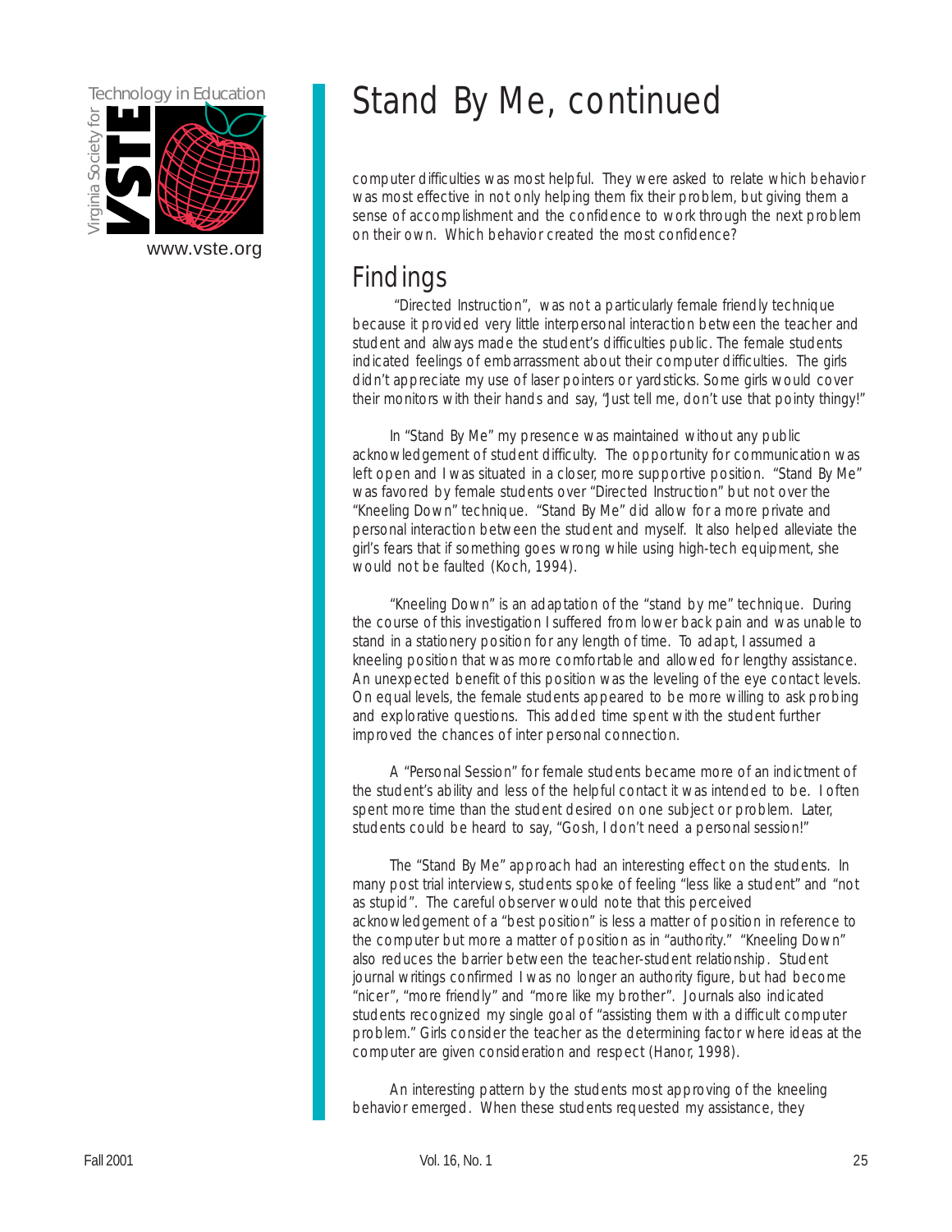# Stand By Me, continued

computer difficulties was most helpful. They were asked to relate which behavior was most effective in not only helping them fix their problem, but giving them a sense of accomplishment and the confidence to work through the next problem on their own. Which behavior created the most confidence?

## Findings

"Directed Instruction", was not a particularly female friendly technique because it provided very little interpersonal interaction between the teacher and student and always made the student's difficulties public. The female students indicated feelings of embarrassment about their computer difficulties. The girls didn't appreciate my use of laser pointers or yardsticks. Some girls would cover their monitors with their hands and say, "Just tell me, don't use that pointy thingy!"

In "Stand By Me" my presence was maintained without any public acknowledgement of student difficulty. The opportunity for communication was left open and I was situated in a closer, more supportive position. "Stand By Me" was favored by female students over "Directed Instruction" but not over the "Kneeling Down" technique. "Stand By Me" did allow for a more private and personal interaction between the student and myself. It also helped alleviate the girl's fears that if something goes wrong while using high-tech equipment, she would not be faulted (Koch, 1994).

"Kneeling Down" is an adaptation of the "stand by me" technique. During the course of this investigation I suffered from lower back pain and was unable to stand in a stationery position for any length of time. To adapt, I assumed a kneeling position that was more comfortable and allowed for lengthy assistance. An unexpected benefit of this position was the leveling of the eye contact levels. On equal levels, the female students appeared to be more willing to ask probing and explorative questions. This added time spent with the student further improved the chances of inter personal connection.

A "Personal Session" for female students became more of an indictment of the student's ability and less of the helpful contact it was intended to be. I often spent more time than the student desired on one subject or problem. Later, students could be heard to say, "Gosh, I don't need a personal session!"

The "Stand By Me" approach had an interesting effect on the students. In many post trial interviews, students spoke of feeling "less like a student" and "not as stupid". The careful observer would note that this perceived acknowledgement of a "best position" is less a matter of position in reference to the computer but more a matter of position as in "authority." "Kneeling Down" also reduces the barrier between the teacher-student relationship. Student journal writings confirmed I was no longer an authority figure, but had become "nicer", "more friendly" and "more like my brother". Journals also indicated students recognized my single goal of "assisting them with a difficult computer problem." Girls consider the teacher as the determining factor where ideas at the computer are given consideration and respect (Hanor, 1998).

An interesting pattern by the students most approving of the kneeling behavior emerged. When these students requested my assistance, they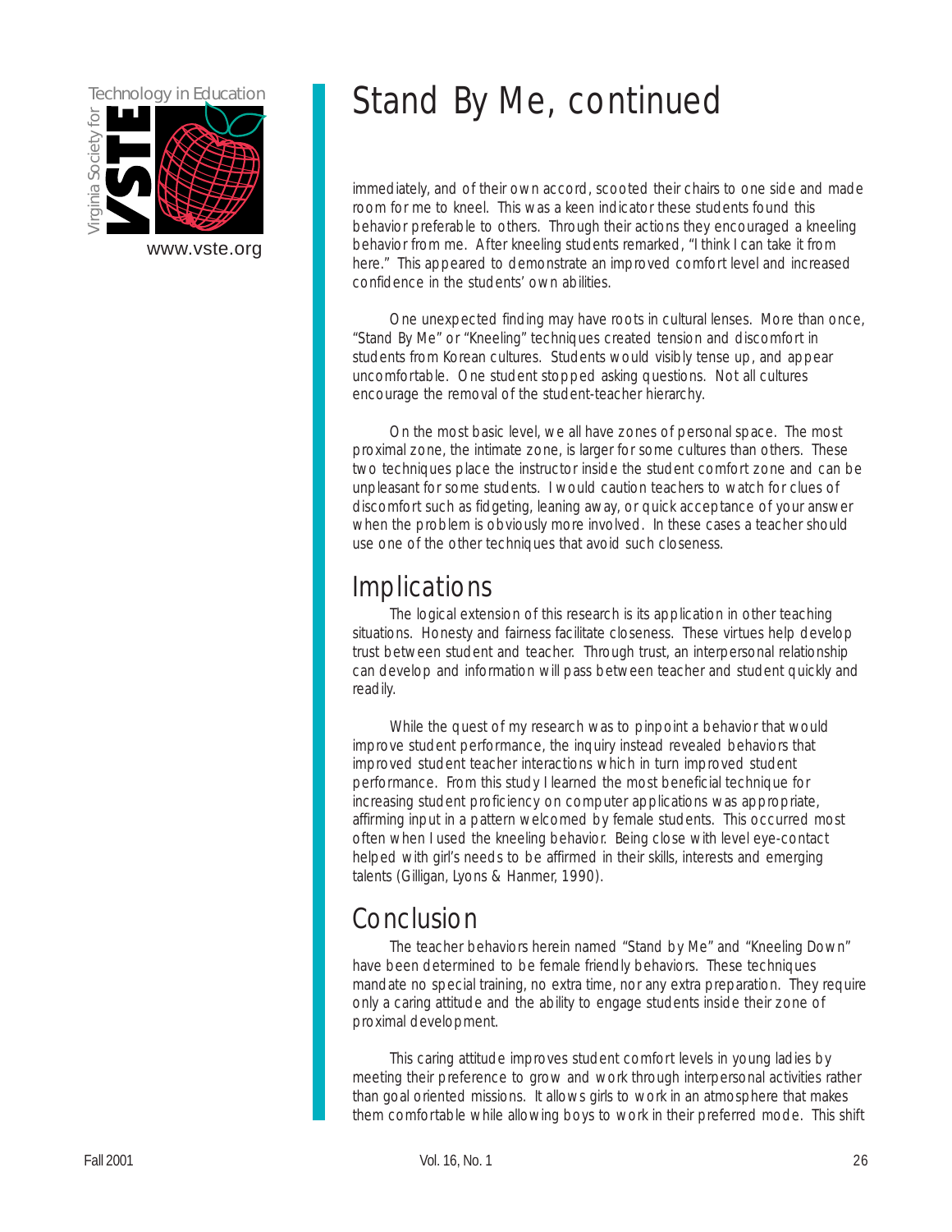# Stand By Me, continued

immediately, and of their own accord, scooted their chairs to one side and made room for me to kneel. This was a keen indicator these students found this behavior preferable to others. Through their actions they encouraged a kneeling behavior from me. After kneeling students remarked, "I think I can take it from here." This appeared to demonstrate an improved comfort level and increased confidence in the students' own abilities.

One unexpected finding may have roots in cultural lenses. More than once, "Stand By Me" or "Kneeling" techniques created tension and discomfort in students from Korean cultures. Students would visibly tense up, and appear uncomfortable. One student stopped asking questions. Not all cultures encourage the removal of the student-teacher hierarchy.

On the most basic level, we all have zones of personal space. The most proximal zone, the intimate zone, is larger for some cultures than others. These two techniques place the instructor inside the student comfort zone and can be unpleasant for some students. I would caution teachers to watch for clues of discomfort such as fidgeting, leaning away, or quick acceptance of your answer when the problem is obviously more involved. In these cases a teacher should use one of the other techniques that avoid such closeness.

## Implications

The logical extension of this research is its application in other teaching situations. Honesty and fairness facilitate closeness. These virtues help develop trust between student and teacher. Through trust, an interpersonal relationship can develop and information will pass between teacher and student quickly and readily.

While the quest of my research was to pinpoint a behavior that would improve student performance, the inquiry instead revealed behaviors that improved student teacher interactions which in turn improved student performance. From this study I learned the most beneficial technique for increasing student proficiency on computer applications was appropriate, affirming input in a pattern welcomed by female students. This occurred most often when I used the kneeling behavior. Being close with level eye-contact helped with girl's needs to be affirmed in their skills, interests and emerging talents (Gilligan, Lyons & Hanmer, 1990).

## Conclusion

The teacher behaviors herein named "Stand by Me" and "Kneeling Down" have been determined to be female friendly behaviors. These techniques mandate no special training, no extra time, nor any extra preparation. They require only a caring attitude and the ability to engage students inside their zone of proximal development.

This caring attitude improves student comfort levels in young ladies by meeting their preference to grow and work through interpersonal activities rather than goal oriented missions. It allows girls to work in an atmosphere that makes them comfortable while allowing boys to work in their preferred mode. This shift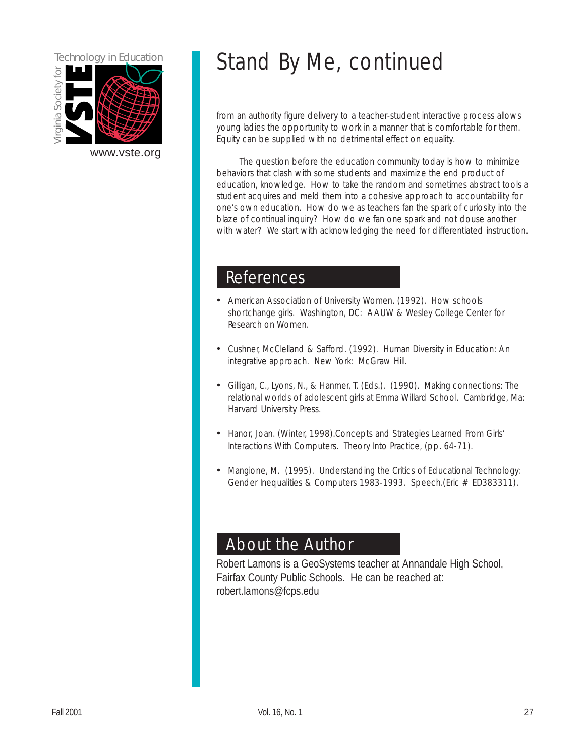# Stand By Me, continued

from an authority figure delivery to a teacher-student interactive process allows young ladies the opportunity to work in a manner that is comfortable for them. Equity can be supplied with no detrimental effect on equality.

The question before the education community today is how to minimize behaviors that clash with some students and maximize the end product of education, knowledge. How to take the random and sometimes abstract tools a student acquires and meld them into a cohesive approach to accountability for one's own education. How do we as teachers fan the spark of curiosity into the blaze of continual inquiry? How do we fan one spark and not douse another with water? We start with acknowledging the need for differentiated instruction.

## References

- American Association of University Women. (1992). How schools shortchange girls. Washington, DC: AAUW & Wesley College Center for Research on Women.
- Cushner, McClelland & Safford. (1992). Human Diversity in Education: An integrative approach. New York: McGraw Hill.
- Gilligan, C., Lyons, N., & Hanmer, T. (Eds.). (1990). Making connections: The relational worlds of adolescent girls at Emma Willard School. Cambridge, Ma: Harvard University Press.
- Hanor, Joan. (Winter, 1998).Concepts and Strategies Learned From Girls' Interactions With Computers. Theory Into Practice, (pp. 64-71).
- Mangione, M. (1995). Understanding the Critics of Educational Technology: Gender Inequalities & Computers 1983-1993. Speech.(Eric # ED383311).

## About the Author

Robert Lamons is a GeoSystems teacher at Annandale High School, Fairfax County Public Schools. He can be reached at: robert.lamons@fcps.edu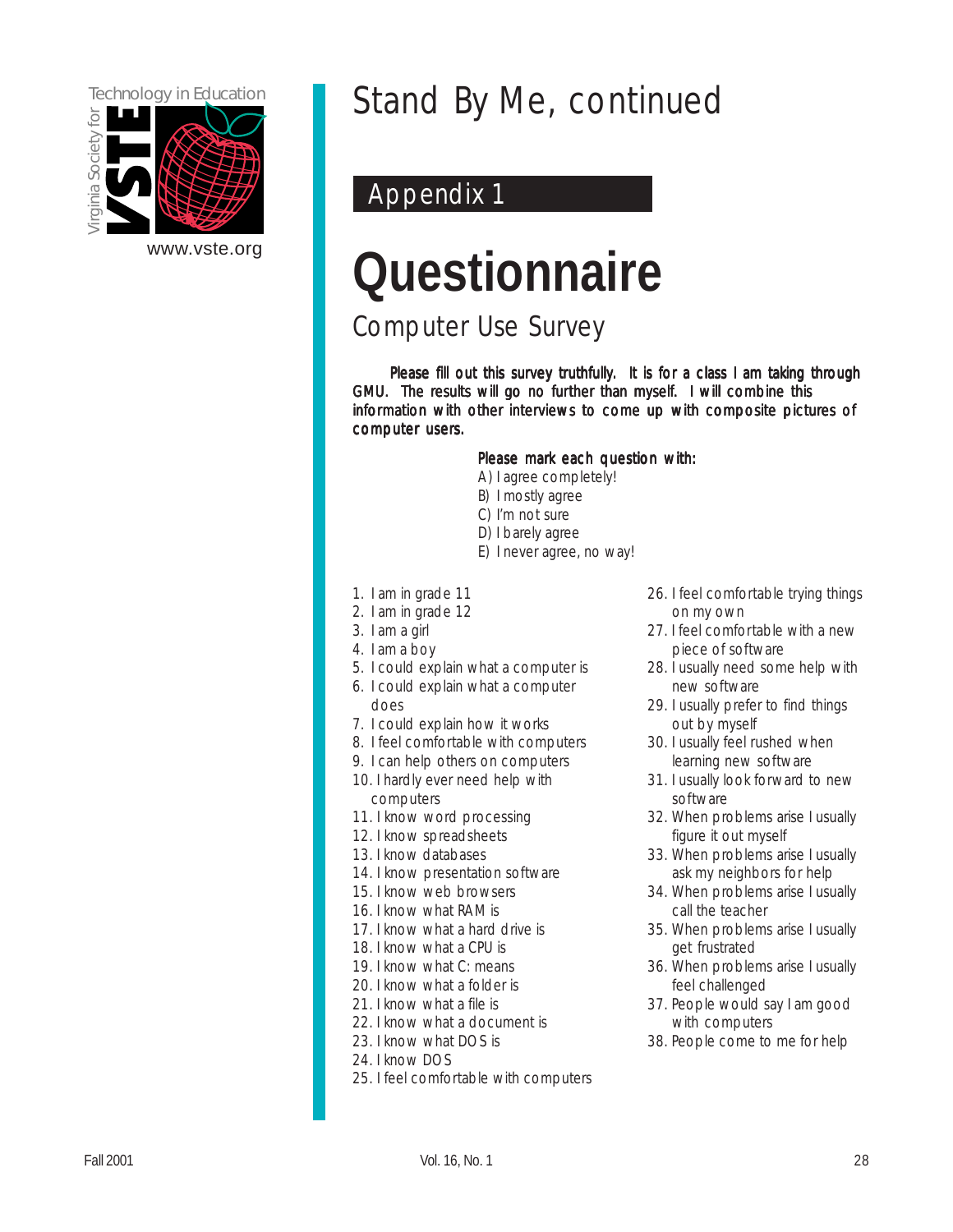# Stand By Me, continued

## Appendix 1

# Questionnaire

## Computer Use Survey

Please fill out this survey truthfully. It is for a class I am taking through GMU. The results will go no further than myself. I will combine this information with other interviews to come up with composite pictures of computer users.

Please mark each question with:

A) I agree completely!
B) I mostly agree
C) I'm not sure
D) I barely agree
E) I never agree, no way!

1. I am in grade 11
2. I am in grade 12
3. I am a girl
4. I am a boy
5. I could explain what a computer is
6. I could explain what a computer does
7. I could explain how it works
8. I feel comfortable with computers
9. I can help others on computers
10. I hardly ever need help with computers
11. I know word processing
12. I know spreadsheets
13. I know databases
14. I know presentation software
15. I know web browsers
16. I know what RAM is
17. I know what a hard drive is
18. I know what a CPU is
19. I know what C: means
20. I know what a folder is
21. I know what a file is
22. I know what a document is
23. I know what DOS is
24. I know DOS
25. I feel comfortable with computers
26. I feel comfortable trying things on my own
27. I feel comfortable with a new piece of software
28. I usually need some help with new software
29. I usually prefer to find things out by myself
30. I usually feel rushed when learning new software
31. I usually look forward to new software
32. When problems arise I usually figure it out myself
33. When problems arise I usually ask my neighbors for help
34. When problems arise I usually call the teacher
35. When problems arise I usually get frustrated
36. When problems arise I usually feel challenged
37. People would say I am good with computers
38. People come to me for help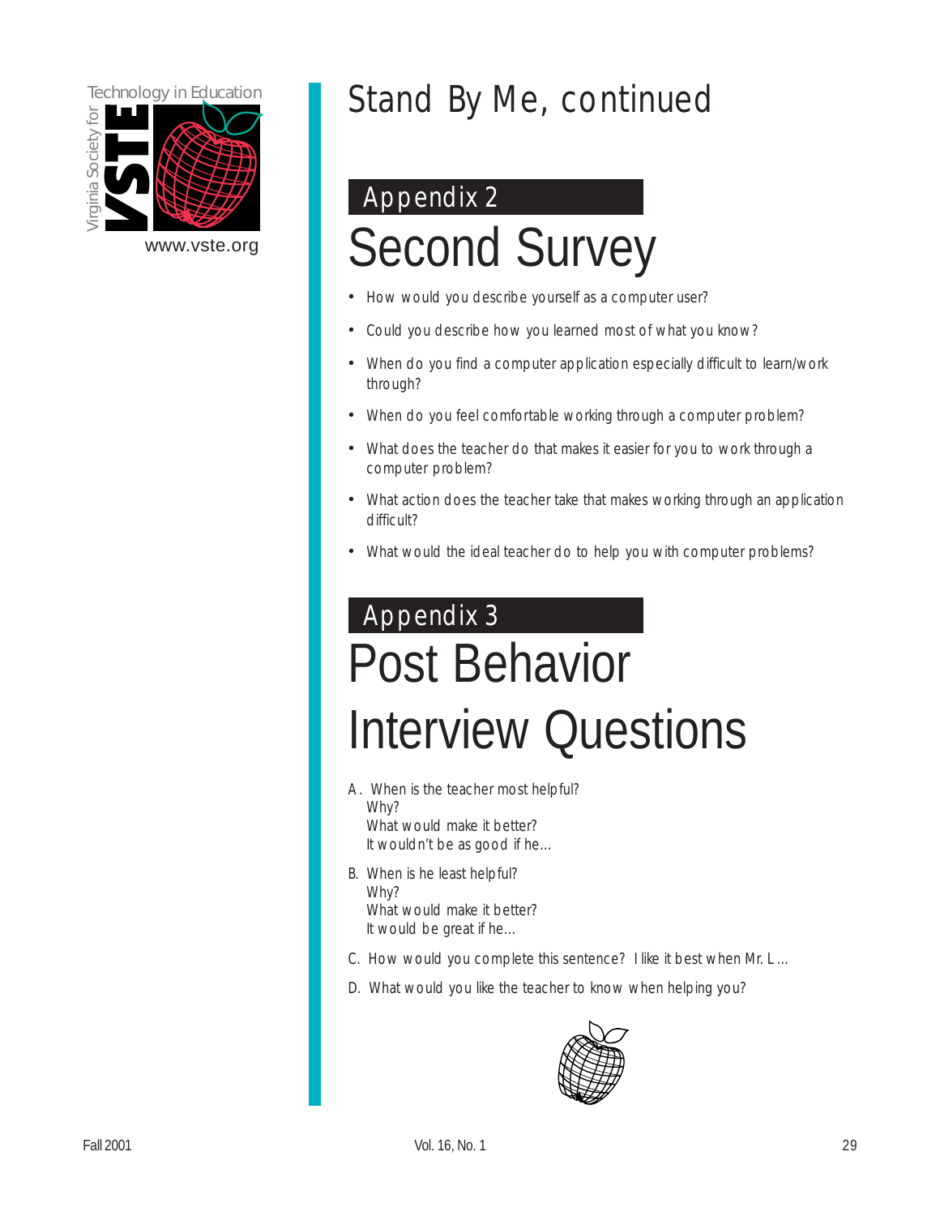# Stand By Me, continued

## Appendix 2

## Second Survey

- How would you describe yourself as a computer user?
- Could you describe how you learned most of what you know?
- When do you find a computer application especially difficult to learn/work through?
- When do you feel comfortable working through a computer problem?
- What does the teacher do that makes it easier for you to work through a computer problem?
- What action does the teacher take that makes working through an application difficult?
- What would the ideal teacher do to help you with computer problems?

## Appendix 3

## Post Behavior Interview Questions

A. When is the teacher most helpful?
   Why?
   What would make it better?
   It wouldn't be as good if he…

B. When is he least helpful?
   Why?
   What would make it better?
   It would be great if he…

C. How would you complete this sentence? I like it best when Mr. L…

D. What would you like the teacher to know when helping you?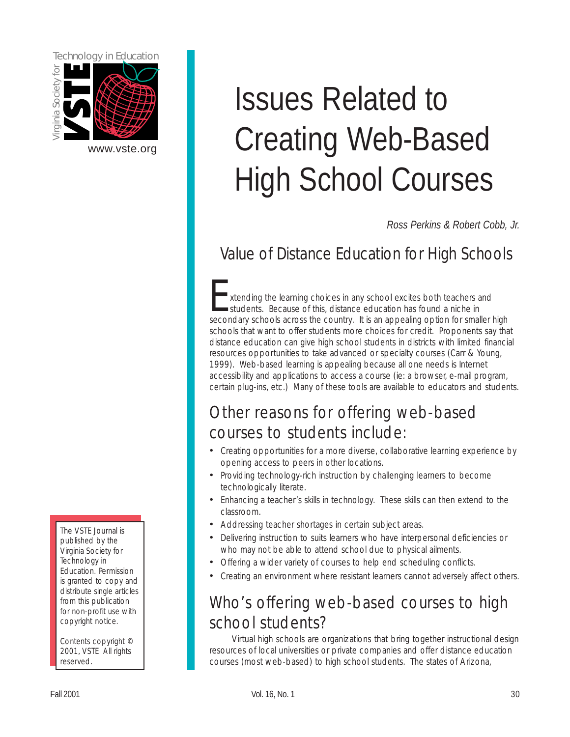# Issues Related to Creating Web-Based High School Courses

*Ross Perkins & Robert Cobb, Jr.*

## Value of Distance Education for High Schools

Extending the learning choices in any school excites both teachers and students. Because of this, distance education has found a niche in secondary schools across the country. It is an appealing option for smaller high schools that want to offer students more choices for credit. Proponents say that distance education can give high school students in districts with limited financial resources opportunities to take advanced or specialty courses (Carr & Young, 1999). Web-based learning is appealing because all one needs is Internet accessibility and applications to access a course (ie: a browser, e-mail program, certain plug-ins, etc.) Many of these tools are available to educators and students.

## Other reasons for offering web-based courses to students include:

- Creating opportunities for a more diverse, collaborative learning experience by opening access to peers in other locations.
- Providing technology-rich instruction by challenging learners to become technologically literate.
- Enhancing a teacher's skills in technology. These skills can then extend to the classroom.
- Addressing teacher shortages in certain subject areas.
- Delivering instruction to suits learners who have interpersonal deficiencies or who may not be able to attend school due to physical ailments.
- Offering a wider variety of courses to help end scheduling conflicts.
- Creating an environment where resistant learners cannot adversely affect others.

## Who's offering web-based courses to high school students?

Virtual high schools are organizations that bring together instructional design resources of local universities or private companies and offer distance education courses (most web-based) to high school students. The states of Arizona,

The VSTE Journal is published by the Virginia Society for Technology in Education. Permission is granted to copy and distribute single articles from this publication for non-profit use with copyright notice.

Contents copyright © 2001, VSTE All rights reserved.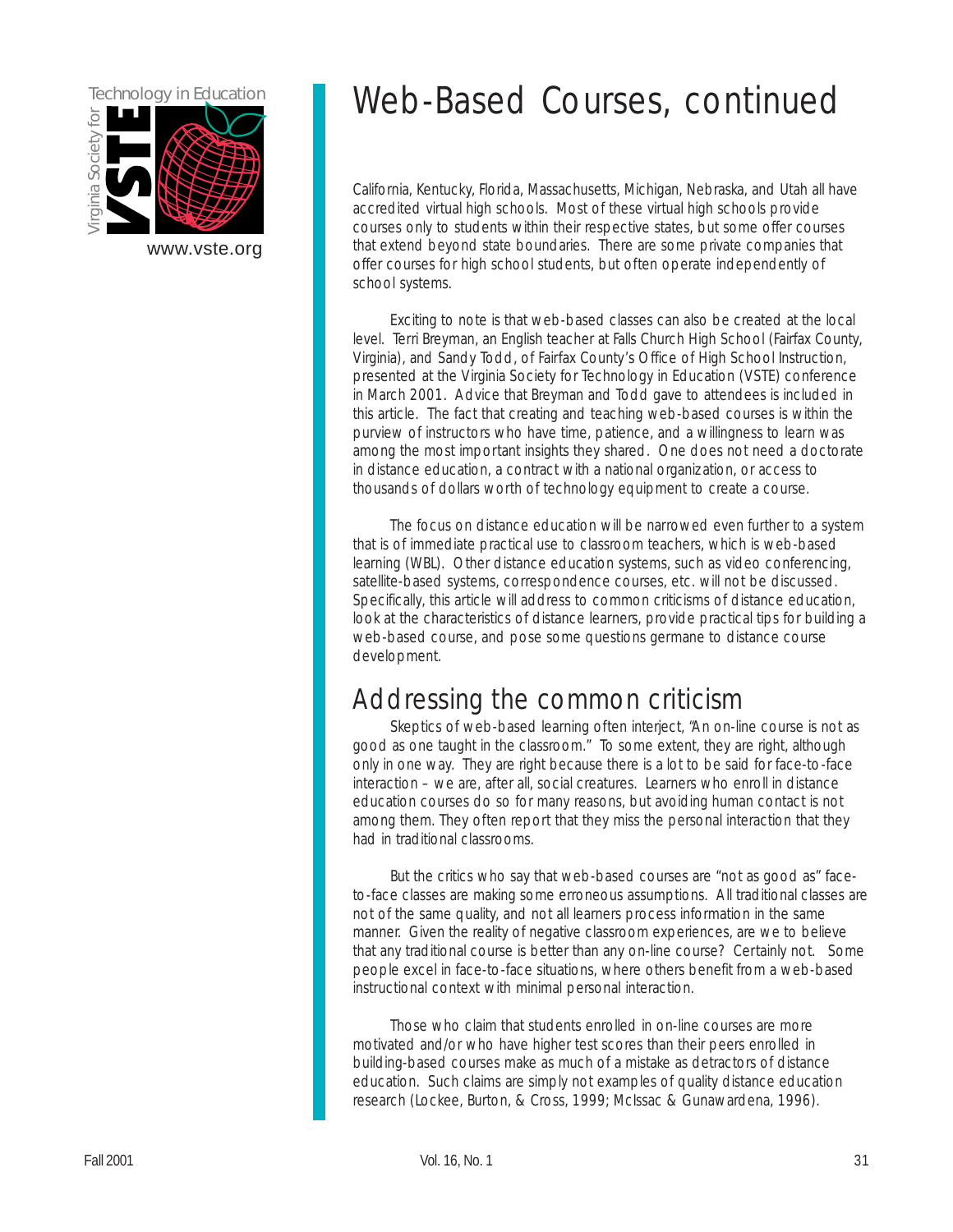# Web-Based Courses, continued

California, Kentucky, Florida, Massachusetts, Michigan, Nebraska, and Utah all have accredited virtual high schools. Most of these virtual high schools provide courses only to students within their respective states, but some offer courses that extend beyond state boundaries. There are some private companies that offer courses for high school students, but often operate independently of school systems.

Exciting to note is that web-based classes can also be created at the local level. Terri Breyman, an English teacher at Falls Church High School (Fairfax County, Virginia), and Sandy Todd, of Fairfax County's Office of High School Instruction, presented at the Virginia Society for Technology in Education (VSTE) conference in March 2001. Advice that Breyman and Todd gave to attendees is included in this article. The fact that creating and teaching web-based courses is within the purview of instructors who have time, patience, and a willingness to learn was among the most important insights they shared. One does not need a doctorate in distance education, a contract with a national organization, or access to thousands of dollars worth of technology equipment to create a course.

The focus on distance education will be narrowed even further to a system that is of immediate practical use to classroom teachers, which is web-based learning (WBL). Other distance education systems, such as video conferencing, satellite-based systems, correspondence courses, etc. will not be discussed. Specifically, this article will address to common criticisms of distance education, look at the characteristics of distance learners, provide practical tips for building a web-based course, and pose some questions germane to distance course development.

## Addressing the common criticism

Skeptics of web-based learning often interject, "An on-line course is not as good as one taught in the classroom." To some extent, they are right, although only in one way. They are right because there is a lot to be said for face-to-face interaction – we are, after all, social creatures. Learners who enroll in distance education courses do so for many reasons, but avoiding human contact is not among them. They often report that they miss the personal interaction that they had in traditional classrooms.

But the critics who say that web-based courses are "not as good as" face-to-face classes are making some erroneous assumptions. All traditional classes are not of the same quality, and not all learners process information in the same manner. Given the reality of negative classroom experiences, are we to believe that any traditional course is better than any on-line course? Certainly not. Some people excel in face-to-face situations, where others benefit from a web-based instructional context with minimal personal interaction.

Those who claim that students enrolled in on-line courses are more motivated and/or who have higher test scores than their peers enrolled in building-based courses make as much of a mistake as detractors of distance education. Such claims are simply not examples of quality distance education research (Lockee, Burton, & Cross, 1999; McIssac & Gunawardena, 1996).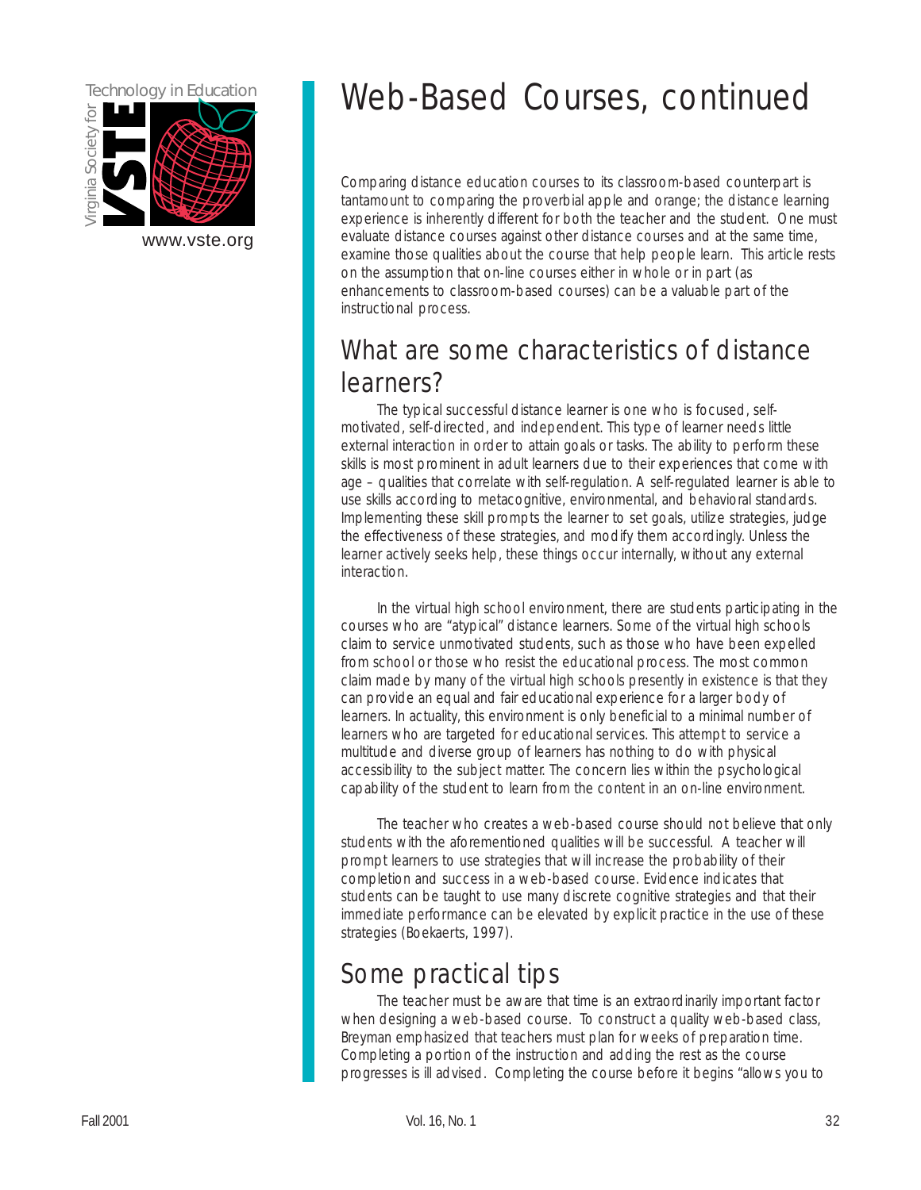# Web-Based Courses, continued

Comparing distance education courses to its classroom-based counterpart is tantamount to comparing the proverbial apple and orange; the distance learning experience is inherently different for both the teacher and the student. One must evaluate distance courses against other distance courses and at the same time, examine those qualities about the course that help people learn. This article rests on the assumption that on-line courses either in whole or in part (as enhancements to classroom-based courses) can be a valuable part of the instructional process.

## What are some characteristics of distance learners?

The typical successful distance learner is one who is focused, self-motivated, self-directed, and independent. This type of learner needs little external interaction in order to attain goals or tasks. The ability to perform these skills is most prominent in adult learners due to their experiences that come with age – qualities that correlate with self-regulation. A self-regulated learner is able to use skills according to metacognitive, environmental, and behavioral standards. Implementing these skill prompts the learner to set goals, utilize strategies, judge the effectiveness of these strategies, and modify them accordingly. Unless the learner actively seeks help, these things occur internally, without any external interaction.

In the virtual high school environment, there are students participating in the courses who are "atypical" distance learners. Some of the virtual high schools claim to service unmotivated students, such as those who have been expelled from school or those who resist the educational process. The most common claim made by many of the virtual high schools presently in existence is that they can provide an equal and fair educational experience for a larger body of learners. In actuality, this environment is only beneficial to a minimal number of learners who are targeted for educational services. This attempt to service a multitude and diverse group of learners has nothing to do with physical accessibility to the subject matter. The concern lies within the psychological capability of the student to learn from the content in an on-line environment.

The teacher who creates a web-based course should not believe that only students with the aforementioned qualities will be successful. A teacher will prompt learners to use strategies that will increase the probability of their completion and success in a web-based course. Evidence indicates that students can be taught to use many discrete cognitive strategies and that their immediate performance can be elevated by explicit practice in the use of these strategies (Boekaerts, 1997).

## Some practical tips

The teacher must be aware that time is an extraordinarily important factor when designing a web-based course. To construct a quality web-based class, Breyman emphasized that teachers must plan for weeks of preparation time. Completing a portion of the instruction and adding the rest as the course progresses is ill advised. Completing the course before it begins "allows you to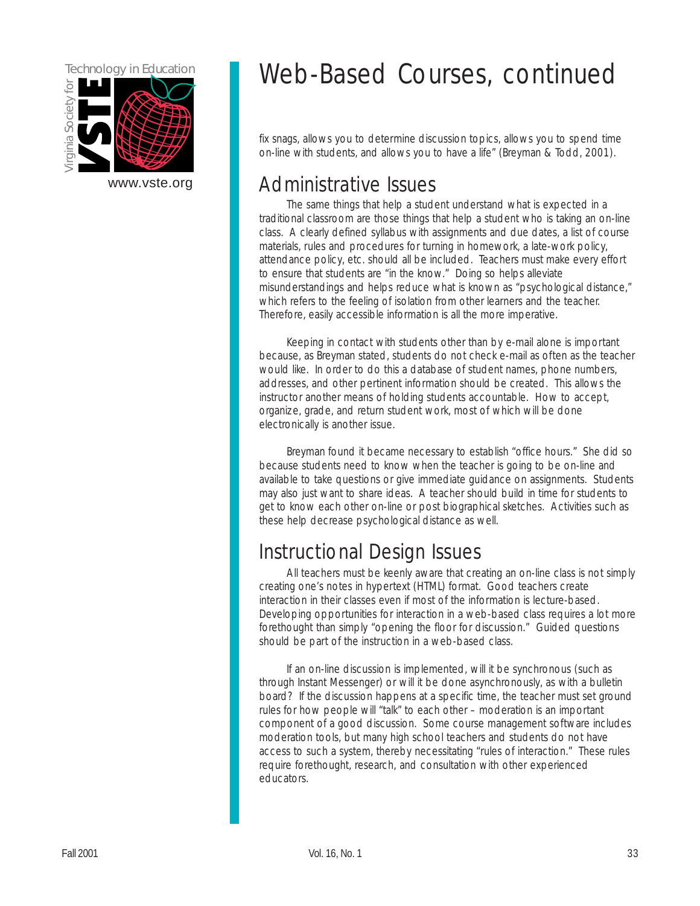# Web-Based Courses, continued

fix snags, allows you to determine discussion topics, allows you to spend time on-line with students, and allows you to have a life" (Breyman & Todd, 2001).

## Administrative Issues

The same things that help a student understand what is expected in a traditional classroom are those things that help a student who is taking an on-line class. A clearly defined syllabus with assignments and due dates, a list of course materials, rules and procedures for turning in homework, a late-work policy, attendance policy, etc. should all be included. Teachers must make every effort to ensure that students are "in the know." Doing so helps alleviate misunderstandings and helps reduce what is known as "psychological distance," which refers to the feeling of isolation from other learners and the teacher. Therefore, easily accessible information is all the more imperative.

Keeping in contact with students other than by e-mail alone is important because, as Breyman stated, students do not check e-mail as often as the teacher would like. In order to do this a database of student names, phone numbers, addresses, and other pertinent information should be created. This allows the instructor another means of holding students accountable. How to accept, organize, grade, and return student work, most of which will be done electronically is another issue.

Breyman found it became necessary to establish "office hours." She did so because students need to know when the teacher is going to be on-line and available to take questions or give immediate guidance on assignments. Students may also just want to share ideas. A teacher should build in time for students to get to know each other on-line or post biographical sketches. Activities such as these help decrease psychological distance as well.

## Instructional Design Issues

All teachers must be keenly aware that creating an on-line class is not simply creating one's notes in hypertext (HTML) format. Good teachers create interaction in their classes even if most of the information is lecture-based. Developing opportunities for interaction in a web-based class requires a lot more forethought than simply "opening the floor for discussion." Guided questions should be part of the instruction in a web-based class.

If an on-line discussion is implemented, will it be synchronous (such as through Instant Messenger) or will it be done asynchronously, as with a bulletin board? If the discussion happens at a specific time, the teacher must set ground rules for how people will "talk" to each other – moderation is an important component of a good discussion. Some course management software includes moderation tools, but many high school teachers and students do not have access to such a system, thereby necessitating "rules of interaction." These rules require forethought, research, and consultation with other experienced educators.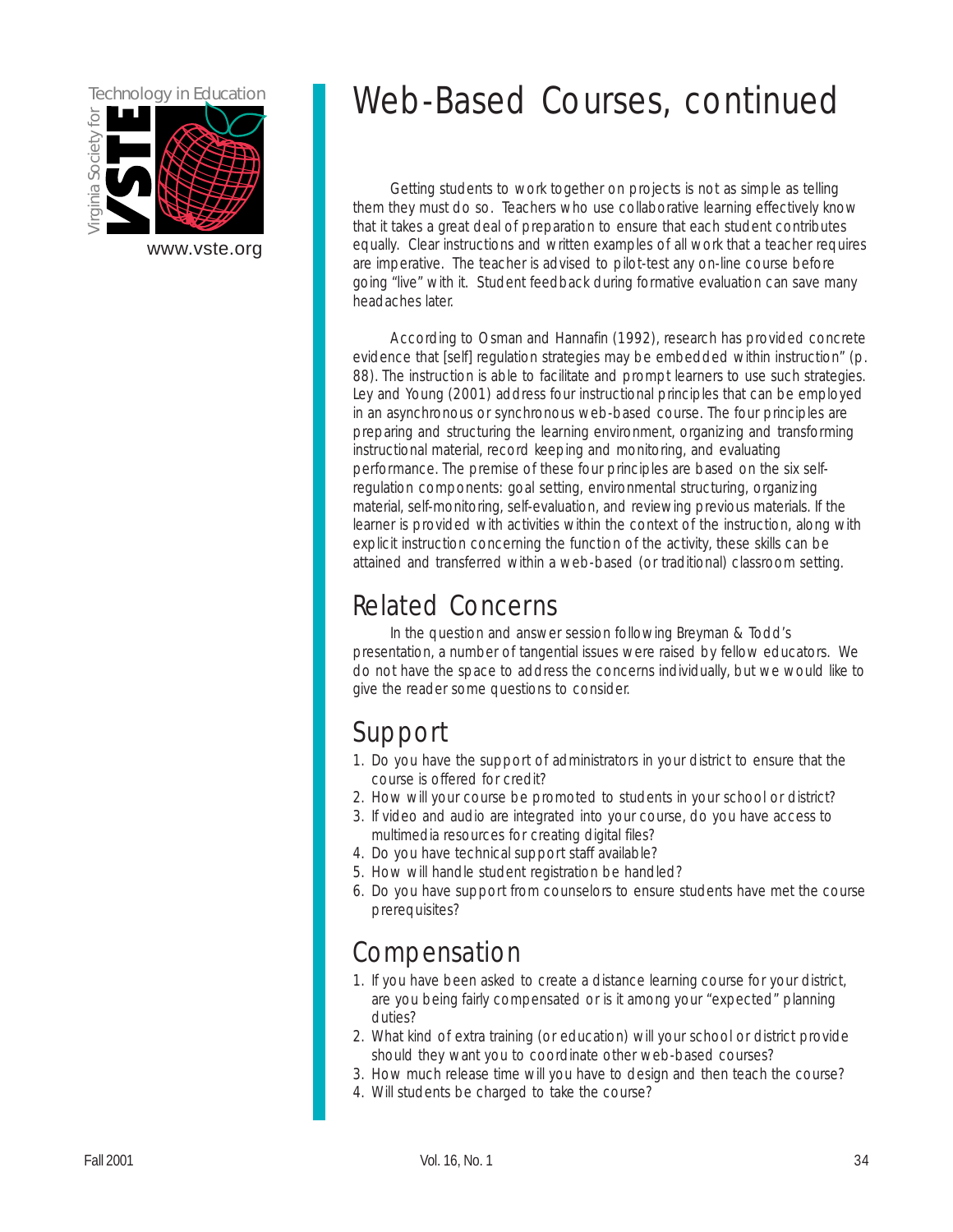# Web-Based Courses, continued

Getting students to work together on projects is not as simple as telling them they must do so. Teachers who use collaborative learning effectively know that it takes a great deal of preparation to ensure that each student contributes equally. Clear instructions and written examples of all work that a teacher requires are imperative. The teacher is advised to pilot-test any on-line course before going "live" with it. Student feedback during formative evaluation can save many headaches later.

According to Osman and Hannafin (1992), research has provided concrete evidence that [self] regulation strategies may be embedded within instruction" (p. 88). The instruction is able to facilitate and prompt learners to use such strategies. Ley and Young (2001) address four instructional principles that can be employed in an asynchronous or synchronous web-based course. The four principles are preparing and structuring the learning environment, organizing and transforming instructional material, record keeping and monitoring, and evaluating performance. The premise of these four principles are based on the six self-regulation components: goal setting, environmental structuring, organizing material, self-monitoring, self-evaluation, and reviewing previous materials. If the learner is provided with activities within the context of the instruction, along with explicit instruction concerning the function of the activity, these skills can be attained and transferred within a web-based (or traditional) classroom setting.

## Related Concerns

In the question and answer session following Breyman & Todd's presentation, a number of tangential issues were raised by fellow educators. We do not have the space to address the concerns individually, but we would like to give the reader some questions to consider.

## Support

1. Do you have the support of administrators in your district to ensure that the course is offered for credit?
2. How will your course be promoted to students in your school or district?
3. If video and audio are integrated into your course, do you have access to multimedia resources for creating digital files?
4. Do you have technical support staff available?
5. How will handle student registration be handled?
6. Do you have support from counselors to ensure students have met the course prerequisites?

## Compensation

1. If you have been asked to create a distance learning course for your district, are you being fairly compensated or is it among your "expected" planning duties?
2. What kind of extra training (or education) will your school or district provide should they want you to coordinate other web-based courses?
3. How much release time will you have to design and then teach the course?
4. Will students be charged to take the course?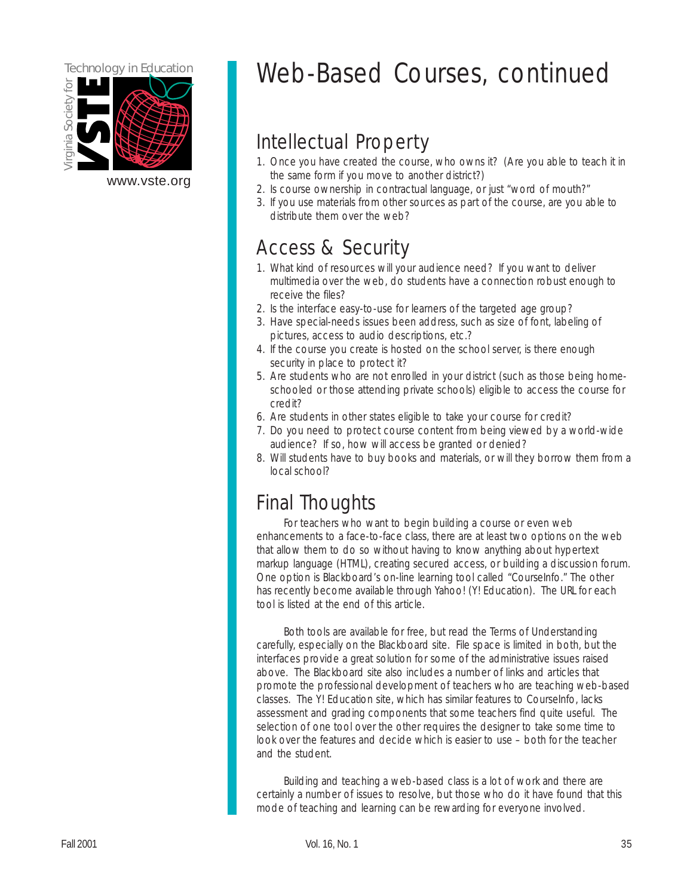# Web-Based Courses, continued

## Intellectual Property

1. Once you have created the course, who owns it? (Are you able to teach it in the same form if you move to another district?)
2. Is course ownership in contractual language, or just "word of mouth?"
3. If you use materials from other sources as part of the course, are you able to distribute them over the web?

## Access & Security

1. What kind of resources will your audience need? If you want to deliver multimedia over the web, do students have a connection robust enough to receive the files?
2. Is the interface easy-to-use for learners of the targeted age group?
3. Have special-needs issues been address, such as size of font, labeling of pictures, access to audio descriptions, etc.?
4. If the course you create is hosted on the school server, is there enough security in place to protect it?
5. Are students who are not enrolled in your district (such as those being home-schooled or those attending private schools) eligible to access the course for credit?
6. Are students in other states eligible to take your course for credit?
7. Do you need to protect course content from being viewed by a world-wide audience? If so, how will access be granted or denied?
8. Will students have to buy books and materials, or will they borrow them from a local school?

## Final Thoughts

For teachers who want to begin building a course or even web enhancements to a face-to-face class, there are at least two options on the web that allow them to do so without having to know anything about hypertext markup language (HTML), creating secured access, or building a discussion forum. One option is Blackboard's on-line learning tool called "CourseInfo." The other has recently become available through Yahoo! (Y! Education). The URL for each tool is listed at the end of this article.

Both tools are available for free, but read the Terms of Understanding carefully, especially on the Blackboard site. File space is limited in both, but the interfaces provide a great solution for some of the administrative issues raised above. The Blackboard site also includes a number of links and articles that promote the professional development of teachers who are teaching web-based classes. The Y! Education site, which has similar features to CourseInfo, lacks assessment and grading components that some teachers find quite useful. The selection of one tool over the other requires the designer to take some time to look over the features and decide which is easier to use – both for the teacher and the student.

Building and teaching a web-based class is a lot of work and there are certainly a number of issues to resolve, but those who do it have found that this mode of teaching and learning can be rewarding for everyone involved.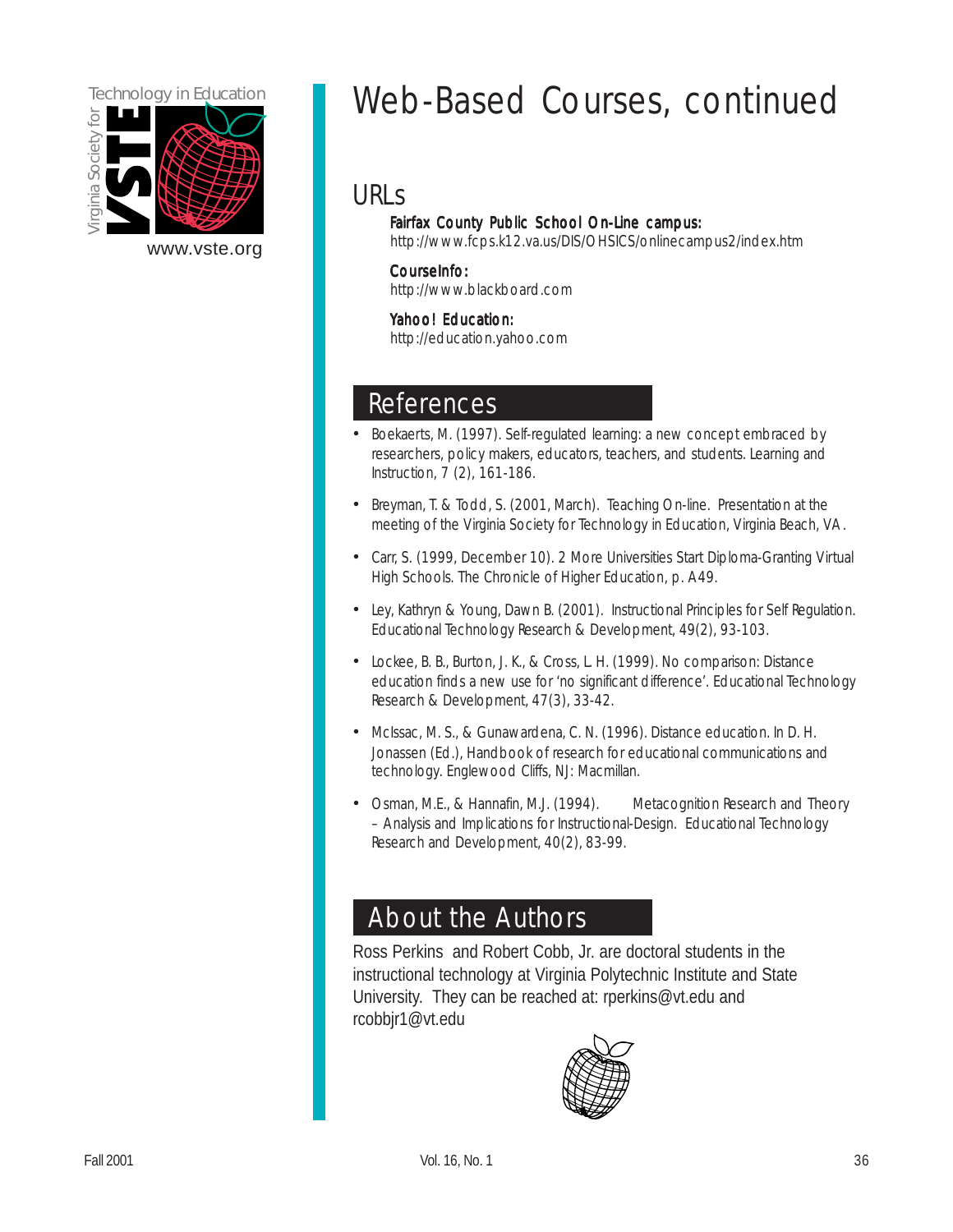# Web-Based Courses, continued

## URLs

**Fairfax County Public School On-Line campus:**
http://www.fcps.k12.va.us/DIS/OHSICS/onlinecampus2/index.htm

**CourseInfo:**
http://www.blackboard.com

**Yahoo! Education:**
http://education.yahoo.com

## References

- Boekaerts, M. (1997). Self-regulated learning: a new concept embraced by researchers, policy makers, educators, teachers, and students. Learning and Instruction, 7 (2), 161-186.
- Breyman, T. & Todd, S. (2001, March). Teaching On-line. Presentation at the meeting of the Virginia Society for Technology in Education, Virginia Beach, VA.
- Carr, S. (1999, December 10). 2 More Universities Start Diploma-Granting Virtual High Schools. The Chronicle of Higher Education, p. A49.
- Ley, Kathryn & Young, Dawn B. (2001). Instructional Principles for Self Regulation. Educational Technology Research & Development, 49(2), 93-103.
- Lockee, B. B., Burton, J. K., & Cross, L. H. (1999). No comparison: Distance education finds a new use for 'no significant difference'. Educational Technology Research & Development, 47(3), 33-42.
- McIssac, M. S., & Gunawardena, C. N. (1996). Distance education. In D. H. Jonassen (Ed.), Handbook of research for educational communications and technology. Englewood Cliffs, NJ: Macmillan.
- Osman, M.E., & Hannafin, M.J. (1994). Metacognition Research and Theory – Analysis and Implications for Instructional-Design. Educational Technology Research and Development, 40(2), 83-99.

## About the Authors

Ross Perkins and Robert Cobb, Jr. are doctoral students in the instructional technology at Virginia Polytechnic Institute and State University. They can be reached at: rperkins@vt.edu and rcobbjr1@vt.edu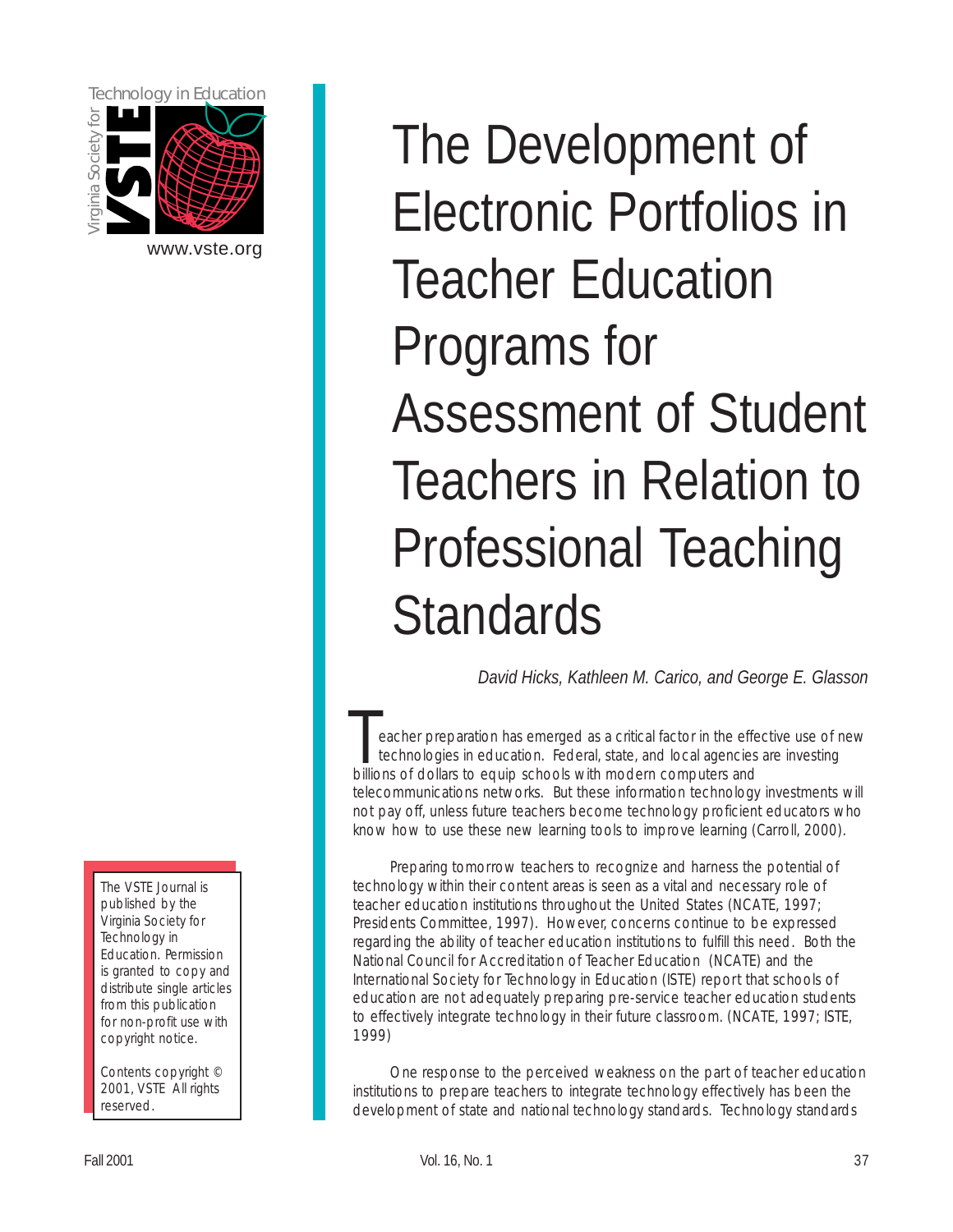Technology in Education

Virginia Society for

VSTE

www.vste.org

# The Development of Electronic Portfolios in Teacher Education Programs for Assessment of Student Teachers in Relation to Professional Teaching Standards

*David Hicks, Kathleen M. Carico, and George E. Glasson*

Teacher preparation has emerged as a critical factor in the effective use of new technologies in education. Federal, state, and local agencies are investing billions of dollars to equip schools with modern computers and telecommunications networks. But these information technology investments will not pay off, unless future teachers become technology proficient educators who know how to use these new learning tools to improve learning (Carroll, 2000).

Preparing tomorrow teachers to recognize and harness the potential of technology within their content areas is seen as a vital and necessary role of teacher education institutions throughout the United States (NCATE, 1997; Presidents Committee, 1997). However, concerns continue to be expressed regarding the ability of teacher education institutions to fulfill this need. Both the National Council for Accreditation of Teacher Education (NCATE) and the International Society for Technology in Education (ISTE) report that schools of education are not adequately preparing pre-service teacher education students to effectively integrate technology in their future classroom. (NCATE, 1997; ISTE, 1999)

One response to the perceived weakness on the part of teacher education institutions to prepare teachers to integrate technology effectively has been the development of state and national technology standards. Technology standards

The VSTE Journal is published by the Virginia Society for Technology in Education. Permission is granted to copy and distribute single articles from this publication for non-profit use with copyright notice.

Contents copyright © 2001, VSTE All rights reserved.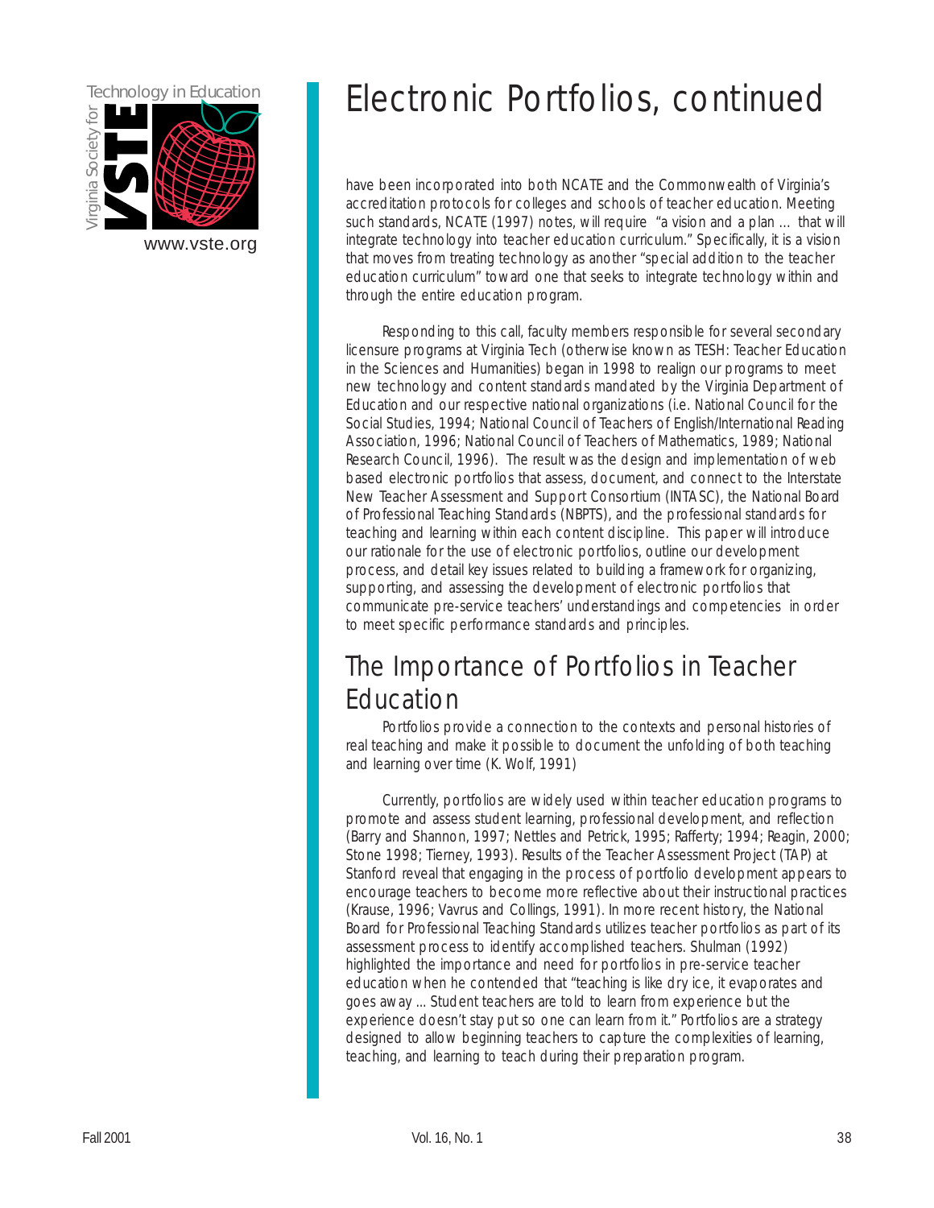# Electronic Portfolios, continued

have been incorporated into both NCATE and the Commonwealth of Virginia's accreditation protocols for colleges and schools of teacher education. Meeting such standards, NCATE (1997) notes, will require "a vision and a plan … that will integrate technology into teacher education curriculum." Specifically, it is a vision that moves from treating technology as another "special addition to the teacher education curriculum" toward one that seeks to integrate technology within and through the entire education program.

Responding to this call, faculty members responsible for several secondary licensure programs at Virginia Tech (otherwise known as TESH: Teacher Education in the Sciences and Humanities) began in 1998 to realign our programs to meet new technology and content standards mandated by the Virginia Department of Education and our respective national organizations (i.e. National Council for the Social Studies, 1994; National Council of Teachers of English/International Reading Association, 1996; National Council of Teachers of Mathematics, 1989; National Research Council, 1996). The result was the design and implementation of web based electronic portfolios that assess, document, and connect to the Interstate New Teacher Assessment and Support Consortium (INTASC), the National Board of Professional Teaching Standards (NBPTS), and the professional standards for teaching and learning within each content discipline. This paper will introduce our rationale for the use of electronic portfolios, outline our development process, and detail key issues related to building a framework for organizing, supporting, and assessing the development of electronic portfolios that communicate pre-service teachers' understandings and competencies in order to meet specific performance standards and principles.

## The Importance of Portfolios in Teacher Education

Portfolios provide a connection to the contexts and personal histories of real teaching and make it possible to document the unfolding of both teaching and learning over time (K. Wolf, 1991)

Currently, portfolios are widely used within teacher education programs to promote and assess student learning, professional development, and reflection (Barry and Shannon, 1997; Nettles and Petrick, 1995; Rafferty; 1994; Reagin, 2000; Stone 1998; Tierney, 1993). Results of the Teacher Assessment Project (TAP) at Stanford reveal that engaging in the process of portfolio development appears to encourage teachers to become more reflective about their instructional practices (Krause, 1996; Vavrus and Collings, 1991). In more recent history, the National Board for Professional Teaching Standards utilizes teacher portfolios as part of its assessment process to identify accomplished teachers. Shulman (1992) highlighted the importance and need for portfolios in pre-service teacher education when he contended that "teaching is like dry ice, it evaporates and goes away ... Student teachers are told to learn from experience but the experience doesn't stay put so one can learn from it." Portfolios are a strategy designed to allow beginning teachers to capture the complexities of learning, teaching, and learning to teach during their preparation program.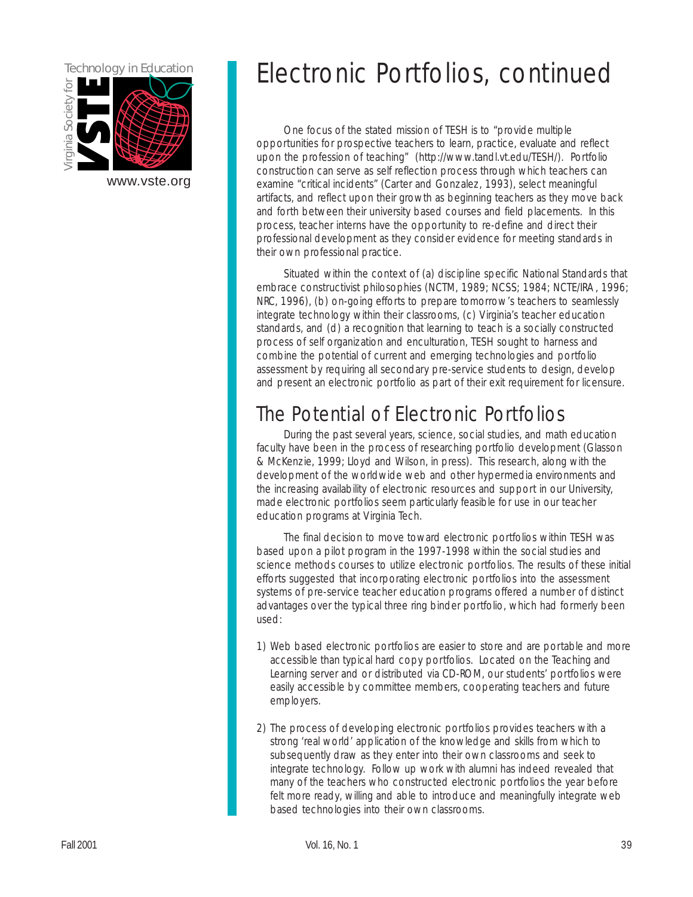# Electronic Portfolios, continued

One focus of the stated mission of TESH is to "provide multiple opportunities for prospective teachers to learn, practice, evaluate and reflect upon the profession of teaching" (http://www.tandl.vt.edu/TESH/). Portfolio construction can serve as self reflection process through which teachers can examine "critical incidents" (Carter and Gonzalez, 1993), select meaningful artifacts, and reflect upon their growth as beginning teachers as they move back and forth between their university based courses and field placements. In this process, teacher interns have the opportunity to re-define and direct their professional development as they consider evidence for meeting standards in their own professional practice.

Situated within the context of (a) discipline specific National Standards that embrace constructivist philosophies (NCTM, 1989; NCSS; 1984; NCTE/IRA, 1996; NRC, 1996), (b) on-going efforts to prepare tomorrow's teachers to seamlessly integrate technology within their classrooms, (c) Virginia's teacher education standards, and (d) a recognition that learning to teach is a socially constructed process of self organization and enculturation, TESH sought to harness and combine the potential of current and emerging technologies and portfolio assessment by requiring all secondary pre-service students to design, develop and present an electronic portfolio as part of their exit requirement for licensure.

## The Potential of Electronic Portfolios

During the past several years, science, social studies, and math education faculty have been in the process of researching portfolio development (Glasson & McKenzie, 1999; Lloyd and Wilson, in press). This research, along with the development of the worldwide web and other hypermedia environments and the increasing availability of electronic resources and support in our University, made electronic portfolios seem particularly feasible for use in our teacher education programs at Virginia Tech.

The final decision to move toward electronic portfolios within TESH was based upon a pilot program in the 1997-1998 within the social studies and science methods courses to utilize electronic portfolios. The results of these initial efforts suggested that incorporating electronic portfolios into the assessment systems of pre-service teacher education programs offered a number of distinct advantages over the typical three ring binder portfolio, which had formerly been used:

1) Web based electronic portfolios are easier to store and are portable and more accessible than typical hard copy portfolios. Located on the Teaching and Learning server and or distributed via CD-ROM, our students' portfolios were easily accessible by committee members, cooperating teachers and future employers.

2) The process of developing electronic portfolios provides teachers with a strong 'real world' application of the knowledge and skills from which to subsequently draw as they enter into their own classrooms and seek to integrate technology. Follow up work with alumni has indeed revealed that many of the teachers who constructed electronic portfolios the year before felt more ready, willing and able to introduce and meaningfully integrate web based technologies into their own classrooms.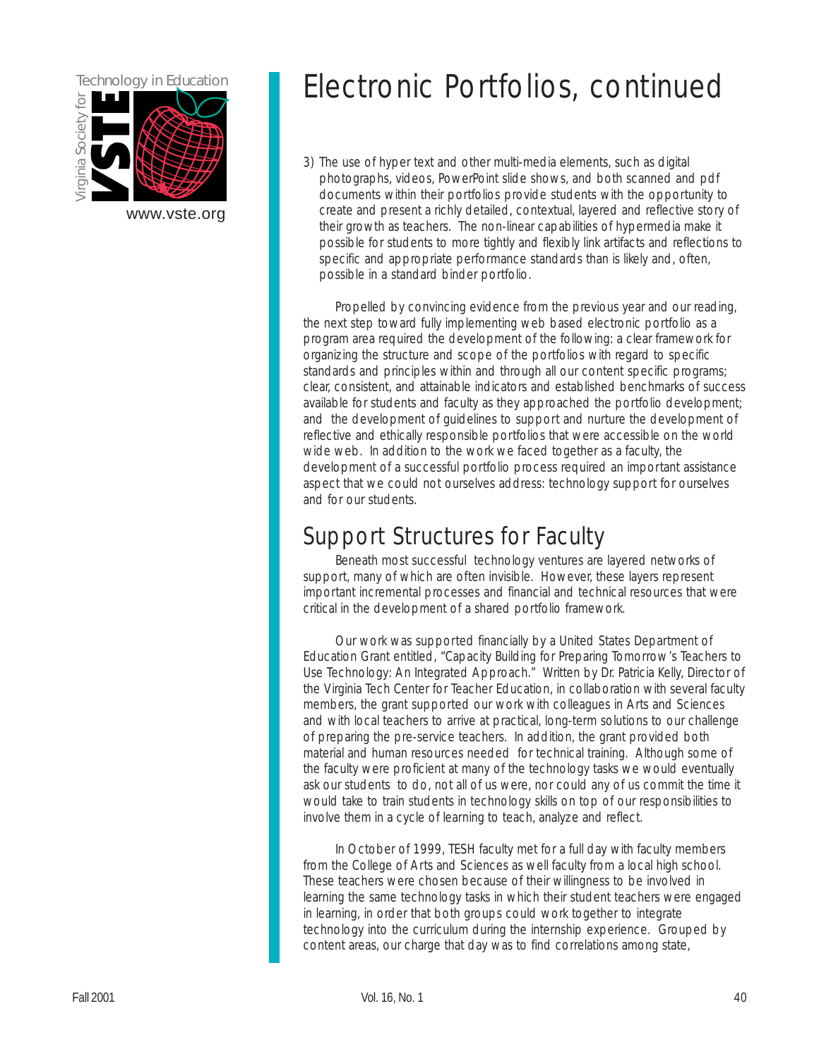# Electronic Portfolios, continued

3) The use of hyper text and other multi-media elements, such as digital photographs, videos, PowerPoint slide shows, and both scanned and pdf documents within their portfolios provide students with the opportunity to create and present a richly detailed, contextual, layered and reflective story of their growth as teachers. The non-linear capabilities of hypermedia make it possible for students to more tightly and flexibly link artifacts and reflections to specific and appropriate performance standards than is likely and, often, possible in a standard binder portfolio.

Propelled by convincing evidence from the previous year and our reading, the next step toward fully implementing web based electronic portfolio as a program area required the development of the following: a clear framework for organizing the structure and scope of the portfolios with regard to specific standards and principles within and through all our content specific programs; clear, consistent, and attainable indicators and established benchmarks of success available for students and faculty as they approached the portfolio development; and the development of guidelines to support and nurture the development of reflective and ethically responsible portfolios that were accessible on the world wide web. In addition to the work we faced together as a faculty, the development of a successful portfolio process required an important assistance aspect that we could not ourselves address: technology support for ourselves and for our students.

## Support Structures for Faculty

Beneath most successful technology ventures are layered networks of support, many of which are often invisible. However, these layers represent important incremental processes and financial and technical resources that were critical in the development of a shared portfolio framework.

Our work was supported financially by a United States Department of Education Grant entitled, "Capacity Building for Preparing Tomorrow's Teachers to Use Technology: An Integrated Approach." Written by Dr. Patricia Kelly, Director of the Virginia Tech Center for Teacher Education, in collaboration with several faculty members, the grant supported our work with colleagues in Arts and Sciences and with local teachers to arrive at practical, long-term solutions to our challenge of preparing the pre-service teachers. In addition, the grant provided both material and human resources needed for technical training. Although some of the faculty were proficient at many of the technology tasks we would eventually ask our students to do, not all of us were, nor could any of us commit the time it would take to train students in technology skills on top of our responsibilities to involve them in a cycle of learning to teach, analyze and reflect.

In October of 1999, TESH faculty met for a full day with faculty members from the College of Arts and Sciences as well faculty from a local high school. These teachers were chosen because of their willingness to be involved in learning the same technology tasks in which their student teachers were engaged in learning, in order that both groups could work together to integrate technology into the curriculum during the internship experience. Grouped by content areas, our charge that day was to find correlations among state,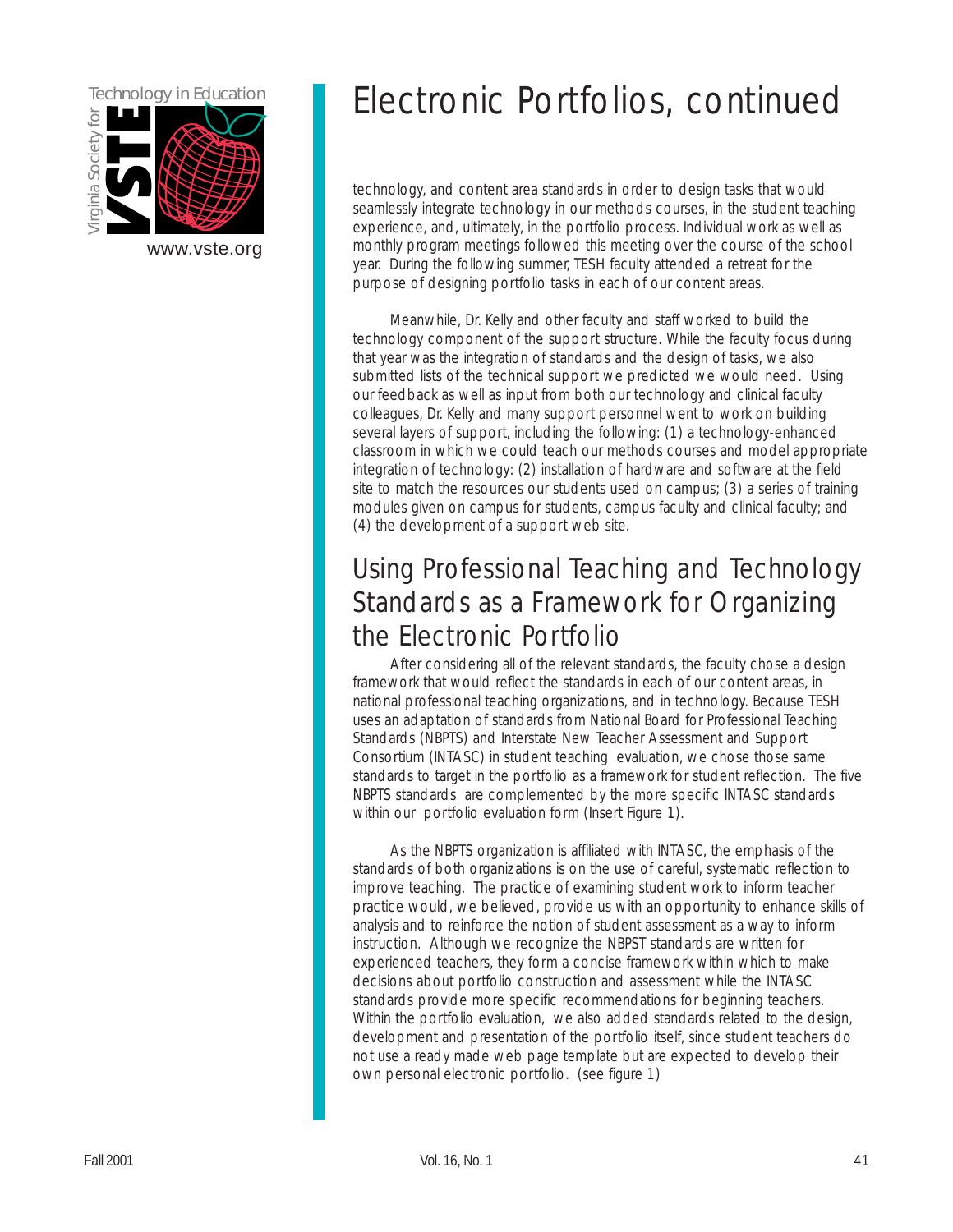# Electronic Portfolios, continued

technology, and content area standards in order to design tasks that would seamlessly integrate technology in our methods courses, in the student teaching experience, and, ultimately, in the portfolio process. Individual work as well as monthly program meetings followed this meeting over the course of the school year. During the following summer, TESH faculty attended a retreat for the purpose of designing portfolio tasks in each of our content areas.

Meanwhile, Dr. Kelly and other faculty and staff worked to build the technology component of the support structure. While the faculty focus during that year was the integration of standards and the design of tasks, we also submitted lists of the technical support we predicted we would need. Using our feedback as well as input from both our technology and clinical faculty colleagues, Dr. Kelly and many support personnel went to work on building several layers of support, including the following: (1) a technology-enhanced classroom in which we could teach our methods courses and model appropriate integration of technology: (2) installation of hardware and software at the field site to match the resources our students used on campus; (3) a series of training modules given on campus for students, campus faculty and clinical faculty; and (4) the development of a support web site.

## Using Professional Teaching and Technology Standards as a Framework for Organizing the Electronic Portfolio

After considering all of the relevant standards, the faculty chose a design framework that would reflect the standards in each of our content areas, in national professional teaching organizations, and in technology. Because TESH uses an adaptation of standards from National Board for Professional Teaching Standards (NBPTS) and Interstate New Teacher Assessment and Support Consortium (INTASC) in student teaching evaluation, we chose those same standards to target in the portfolio as a framework for student reflection. The five NBPTS standards are complemented by the more specific INTASC standards within our portfolio evaluation form (Insert Figure 1).

As the NBPTS organization is affiliated with INTASC, the emphasis of the standards of both organizations is on the use of careful, systematic reflection to improve teaching. The practice of examining student work to inform teacher practice would, we believed, provide us with an opportunity to enhance skills of analysis and to reinforce the notion of student assessment as a way to inform instruction. Although we recognize the NBPST standards are written for experienced teachers, they form a concise framework within which to make decisions about portfolio construction and assessment while the INTASC standards provide more specific recommendations for beginning teachers. Within the portfolio evaluation, we also added standards related to the design, development and presentation of the portfolio itself, since student teachers do not use a ready made web page template but are expected to develop their own personal electronic portfolio. (see figure 1)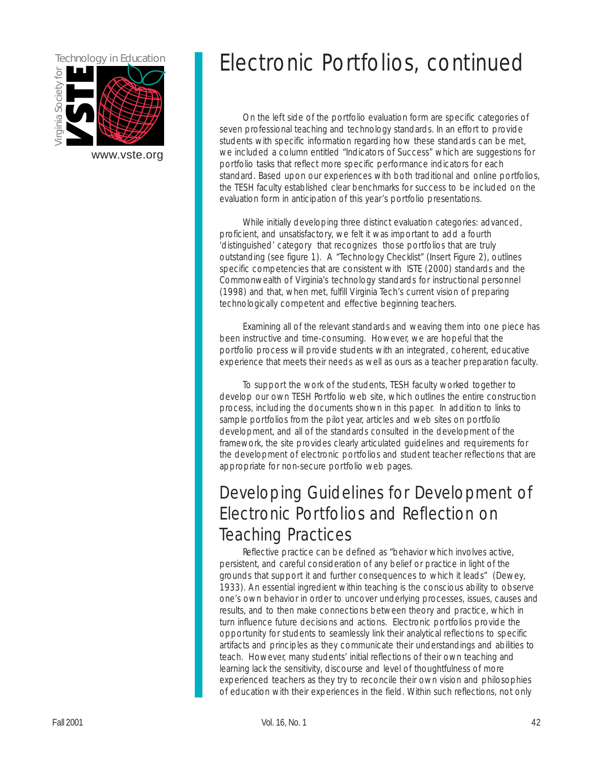# Electronic Portfolios, continued

On the left side of the portfolio evaluation form are specific categories of seven professional teaching and technology standards. In an effort to provide students with specific information regarding how these standards can be met, we included a column entitled "Indicators of Success" which are suggestions for portfolio tasks that reflect more specific performance indicators for each standard. Based upon our experiences with both traditional and online portfolios, the TESH faculty established clear benchmarks for success to be included on the evaluation form in anticipation of this year's portfolio presentations.

While initially developing three distinct evaluation categories: advanced, proficient, and unsatisfactory, we felt it was important to add a fourth 'distinguished' category that recognizes those portfolios that are truly outstanding (see figure 1). A "Technology Checklist" (Insert Figure 2), outlines specific competencies that are consistent with ISTE (2000) standards and the Commonwealth of Virginia's technology standards for instructional personnel (1998) and that, when met, fulfill Virginia Tech's current vision of preparing technologically competent and effective beginning teachers.

Examining all of the relevant standards and weaving them into one piece has been instructive and time-consuming. However, we are hopeful that the portfolio process will provide students with an integrated, coherent, educative experience that meets their needs as well as ours as a teacher preparation faculty.

To support the work of the students, TESH faculty worked together to develop our own TESH Portfolio web site, which outlines the entire construction process, including the documents shown in this paper. In addition to links to sample portfolios from the pilot year, articles and web sites on portfolio development, and all of the standards consulted in the development of the framework, the site provides clearly articulated guidelines and requirements for the development of electronic portfolios and student teacher reflections that are appropriate for non-secure portfolio web pages.

## Developing Guidelines for Development of Electronic Portfolios and Reflection on Teaching Practices

Reflective practice can be defined as "behavior which involves active, persistent, and careful consideration of any belief or practice in light of the grounds that support it and further consequences to which it leads" (Dewey, 1933). An essential ingredient within teaching is the conscious ability to observe one's own behavior in order to uncover underlying processes, issues, causes and results, and to then make connections between theory and practice, which in turn influence future decisions and actions. Electronic portfolios provide the opportunity for students to seamlessly link their analytical reflections to specific artifacts and principles as they communicate their understandings and abilities to teach. However, many students' initial reflections of their own teaching and learning lack the sensitivity, discourse and level of thoughtfulness of more experienced teachers as they try to reconcile their own vision and philosophies of education with their experiences in the field. Within such reflections, not only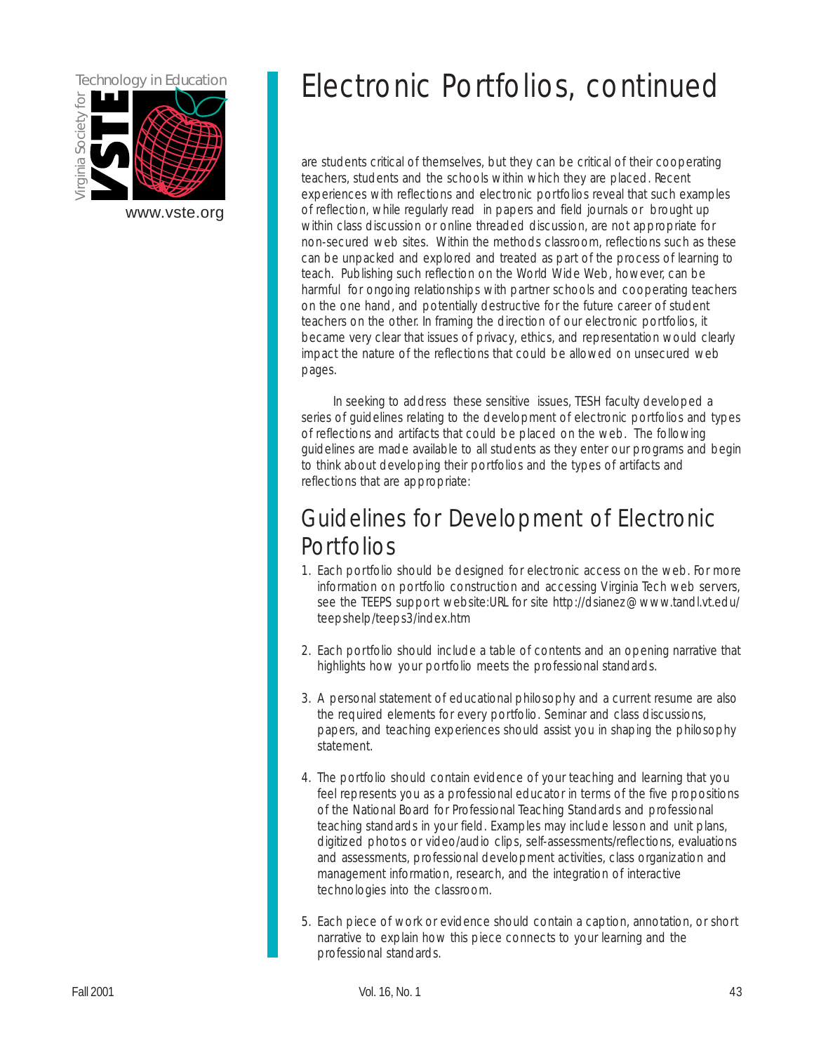# Electronic Portfolios, continued

are students critical of themselves, but they can be critical of their cooperating teachers, students and the schools within which they are placed. Recent experiences with reflections and electronic portfolios reveal that such examples of reflection, while regularly read in papers and field journals or brought up within class discussion or online threaded discussion, are not appropriate for non-secured web sites. Within the methods classroom, reflections such as these can be unpacked and explored and treated as part of the process of learning to teach. Publishing such reflection on the World Wide Web, however, can be harmful for ongoing relationships with partner schools and cooperating teachers on the one hand, and potentially destructive for the future career of student teachers on the other. In framing the direction of our electronic portfolios, it became very clear that issues of privacy, ethics, and representation would clearly impact the nature of the reflections that could be allowed on unsecured web pages.

In seeking to address these sensitive issues, TESH faculty developed a series of guidelines relating to the development of electronic portfolios and types of reflections and artifacts that could be placed on the web. The following guidelines are made available to all students as they enter our programs and begin to think about developing their portfolios and the types of artifacts and reflections that are appropriate:

## Guidelines for Development of Electronic Portfolios

1. Each portfolio should be designed for electronic access on the web. For more information on portfolio construction and accessing Virginia Tech web servers, see the TEEPS support website:URL for site http://dsianez@www.tandl.vt.edu/teepshelp/teeps3/index.htm

2. Each portfolio should include a table of contents and an opening narrative that highlights how your portfolio meets the professional standards.

3. A personal statement of educational philosophy and a current resume are also the required elements for every portfolio. Seminar and class discussions, papers, and teaching experiences should assist you in shaping the philosophy statement.

4. The portfolio should contain evidence of your teaching and learning that you feel represents you as a professional educator in terms of the five propositions of the National Board for Professional Teaching Standards and professional teaching standards in your field. Examples may include lesson and unit plans, digitized photos or video/audio clips, self-assessments/reflections, evaluations and assessments, professional development activities, class organization and management information, research, and the integration of interactive technologies into the classroom.

5. Each piece of work or evidence should contain a caption, annotation, or short narrative to explain how this piece connects to your learning and the professional standards.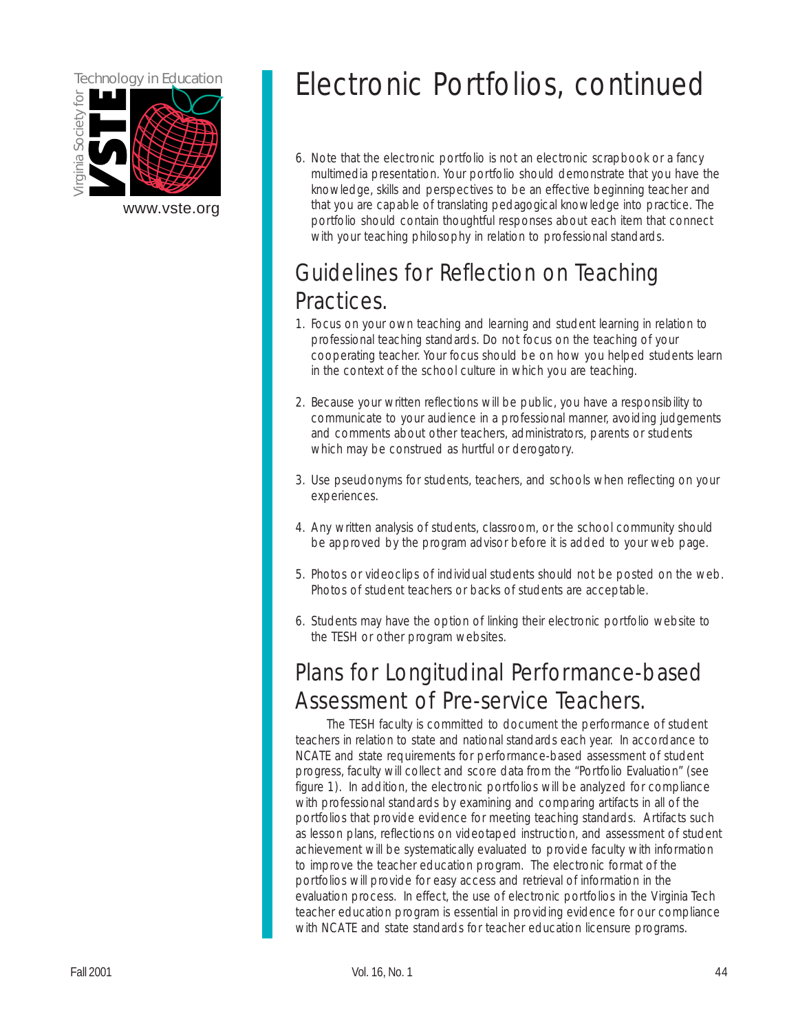# Electronic Portfolios, continued

6. Note that the electronic portfolio is not an electronic scrapbook or a fancy multimedia presentation. Your portfolio should demonstrate that you have the knowledge, skills and perspectives to be an effective beginning teacher and that you are capable of translating pedagogical knowledge into practice. The portfolio should contain thoughtful responses about each item that connect with your teaching philosophy in relation to professional standards.

## Guidelines for Reflection on Teaching Practices.

1. Focus on your own teaching and learning and student learning in relation to professional teaching standards. Do not focus on the teaching of your cooperating teacher. Your focus should be on how you helped students learn in the context of the school culture in which you are teaching.

2. Because your written reflections will be public, you have a responsibility to communicate to your audience in a professional manner, avoiding judgements and comments about other teachers, administrators, parents or students which may be construed as hurtful or derogatory.

3. Use pseudonyms for students, teachers, and schools when reflecting on your experiences.

4. Any written analysis of students, classroom, or the school community should be approved by the program advisor before it is added to your web page.

5. Photos or videoclips of individual students should not be posted on the web. Photos of student teachers or backs of students are acceptable.

6. Students may have the option of linking their electronic portfolio website to the TESH or other program websites.

## Plans for Longitudinal Performance-based Assessment of Pre-service Teachers.

The TESH faculty is committed to document the performance of student teachers in relation to state and national standards each year. In accordance to NCATE and state requirements for performance-based assessment of student progress, faculty will collect and score data from the "Portfolio Evaluation" (see figure 1). In addition, the electronic portfolios will be analyzed for compliance with professional standards by examining and comparing artifacts in all of the portfolios that provide evidence for meeting teaching standards. Artifacts such as lesson plans, reflections on videotaped instruction, and assessment of student achievement will be systematically evaluated to provide faculty with information to improve the teacher education program. The electronic format of the portfolios will provide for easy access and retrieval of information in the evaluation process. In effect, the use of electronic portfolios in the Virginia Tech teacher education program is essential in providing evidence for our compliance with NCATE and state standards for teacher education licensure programs.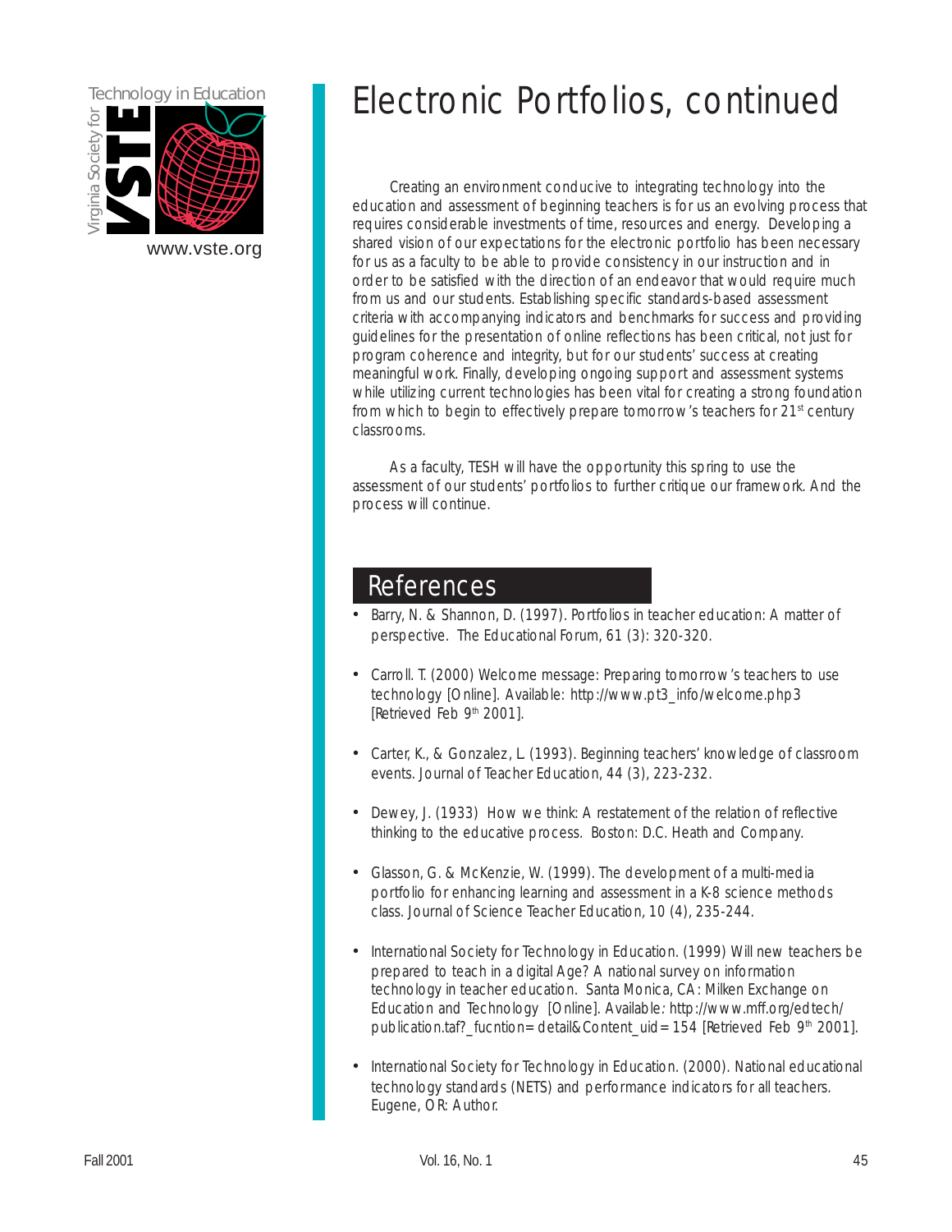# Electronic Portfolios, continued

Creating an environment conducive to integrating technology into the education and assessment of beginning teachers is for us an evolving process that requires considerable investments of time, resources and energy. Developing a shared vision of our expectations for the electronic portfolio has been necessary for us as a faculty to be able to provide consistency in our instruction and in order to be satisfied with the direction of an endeavor that would require much from us and our students. Establishing specific standards-based assessment criteria with accompanying indicators and benchmarks for success and providing guidelines for the presentation of online reflections has been critical, not just for program coherence and integrity, but for our students' success at creating meaningful work. Finally, developing ongoing support and assessment systems while utilizing current technologies has been vital for creating a strong foundation from which to begin to effectively prepare tomorrow's teachers for 21st century classrooms.

As a faculty, TESH will have the opportunity this spring to use the assessment of our students' portfolios to further critique our framework. And the process will continue.

## References

- Barry, N. & Shannon, D. (1997). Portfolios in teacher education: A matter of perspective. The Educational Forum, 61 (3): 320-320.
- Carroll. T. (2000) Welcome message: Preparing tomorrow's teachers to use technology [Online]. Available: http://www.pt3_info/welcome.php3 [Retrieved Feb 9th 2001].
- Carter, K., & Gonzalez, L. (1993). Beginning teachers' knowledge of classroom events. Journal of Teacher Education, 44 (3), 223-232.
- Dewey, J. (1933) How we think: A restatement of the relation of reflective thinking to the educative process. Boston: D.C. Heath and Company.
- Glasson, G. & McKenzie, W. (1999). The development of a multi-media portfolio for enhancing learning and assessment in a K-8 science methods class. Journal of Science Teacher Education, 10 (4), 235-244.
- International Society for Technology in Education. (1999) Will new teachers be prepared to teach in a digital Age? A national survey on information technology in teacher education. Santa Monica, CA: Milken Exchange on Education and Technology [Online]. Available: http://www.mff.org/edtech/publication.taf?_fucntion=detail&Content_uid=154 [Retrieved Feb 9th 2001].
- International Society for Technology in Education. (2000). National educational technology standards (NETS) and performance indicators for all teachers. Eugene, OR: Author.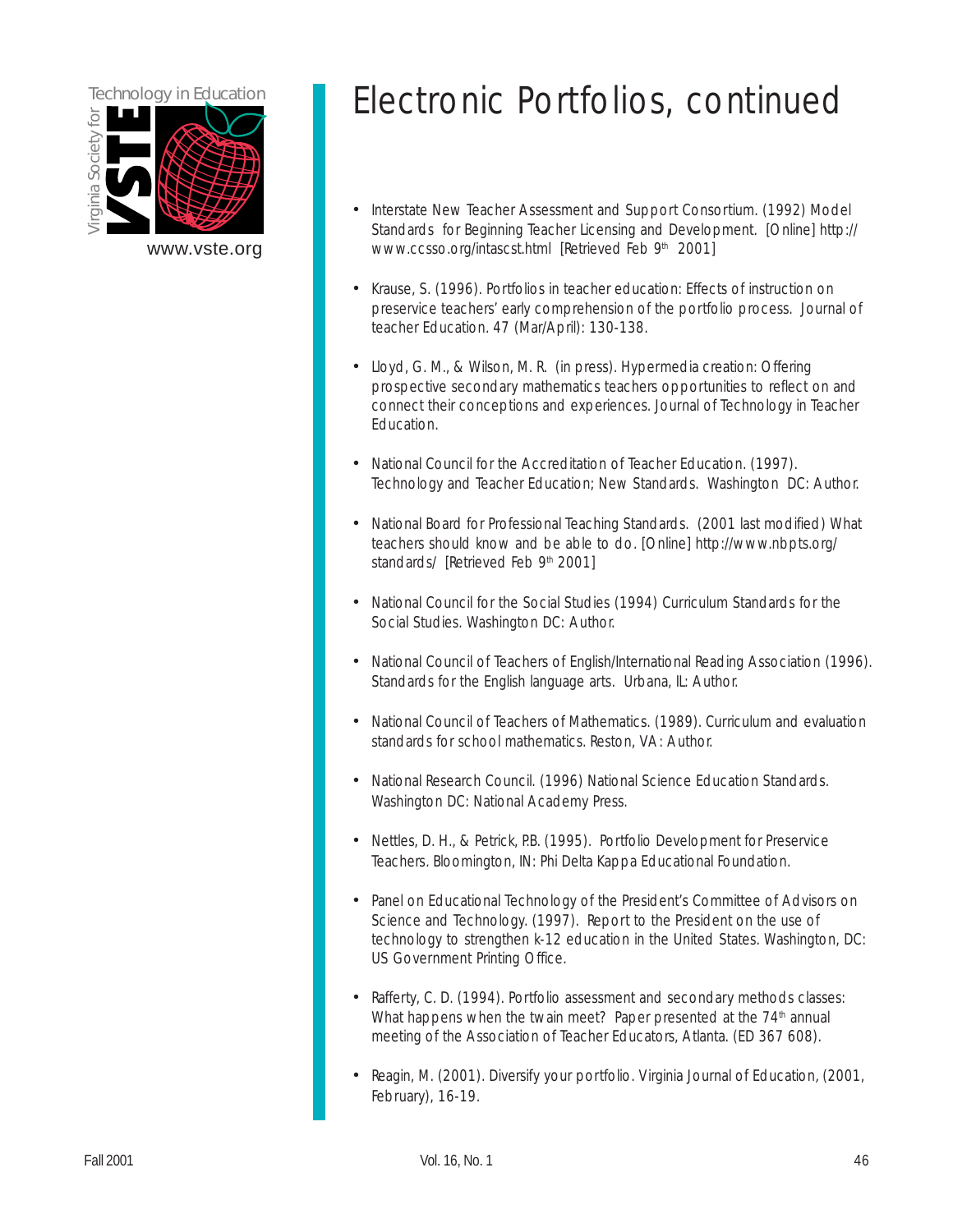# Electronic Portfolios, continued

- Interstate New Teacher Assessment and Support Consortium. (1992) Model Standards for Beginning Teacher Licensing and Development. [Online] http://www.ccsso.org/intascst.html [Retrieved Feb 9th 2001]
- Krause, S. (1996). Portfolios in teacher education: Effects of instruction on preservice teachers' early comprehension of the portfolio process. Journal of teacher Education. 47 (Mar/April): 130-138.
- Lloyd, G. M., & Wilson, M. R. (in press). Hypermedia creation: Offering prospective secondary mathematics teachers opportunities to reflect on and connect their conceptions and experiences. Journal of Technology in Teacher Education.
- National Council for the Accreditation of Teacher Education. (1997). Technology and Teacher Education; New Standards. Washington DC: Author.
- National Board for Professional Teaching Standards. (2001 last modified) What teachers should know and be able to do. [Online] http://www.nbpts.org/standards/ [Retrieved Feb 9th 2001]
- National Council for the Social Studies (1994) Curriculum Standards for the Social Studies. Washington DC: Author.
- National Council of Teachers of English/International Reading Association (1996). Standards for the English language arts. Urbana, IL: Author.
- National Council of Teachers of Mathematics. (1989). Curriculum and evaluation standards for school mathematics. Reston, VA: Author.
- National Research Council. (1996) National Science Education Standards. Washington DC: National Academy Press.
- Nettles, D. H., & Petrick, P.B. (1995). Portfolio Development for Preservice Teachers. Bloomington, IN: Phi Delta Kappa Educational Foundation.
- Panel on Educational Technology of the President's Committee of Advisors on Science and Technology. (1997). Report to the President on the use of technology to strengthen k-12 education in the United States. Washington, DC: US Government Printing Office.
- Rafferty, C. D. (1994). Portfolio assessment and secondary methods classes: What happens when the twain meet? Paper presented at the 74th annual meeting of the Association of Teacher Educators, Atlanta. (ED 367 608).
- Reagin, M. (2001). Diversify your portfolio. Virginia Journal of Education, (2001, February), 16-19.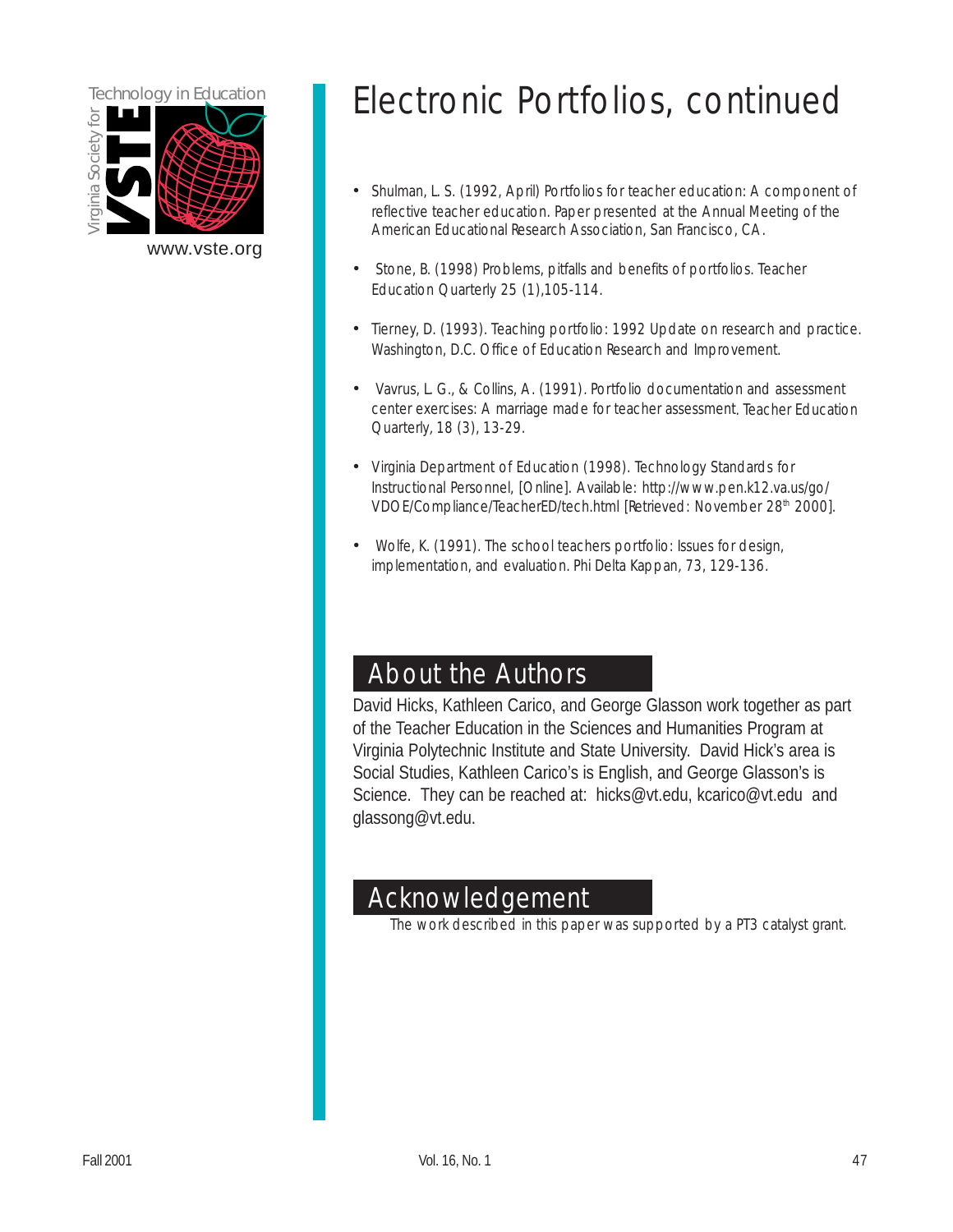# Electronic Portfolios, continued

- Shulman, L. S. (1992, April) Portfolios for teacher education: A component of reflective teacher education. Paper presented at the Annual Meeting of the American Educational Research Association, San Francisco, CA.
- Stone, B. (1998) Problems, pitfalls and benefits of portfolios. Teacher Education Quarterly 25 (1),105-114.
- Tierney, D. (1993). Teaching portfolio: 1992 Update on research and practice. Washington, D.C. Office of Education Research and Improvement.
- Vavrus, L. G., & Collins, A. (1991). Portfolio documentation and assessment center exercises: A marriage made for teacher assessment. Teacher Education Quarterly, 18 (3), 13-29.
- Virginia Department of Education (1998). Technology Standards for Instructional Personnel, [Online]. Available: http://www.pen.k12.va.us/go/VDOE/Compliance/TeacherED/tech.html [Retrieved: November 28th 2000].
- Wolfe, K. (1991). The school teachers portfolio: Issues for design, implementation, and evaluation. Phi Delta Kappan, 73, 129-136.

## About the Authors

David Hicks, Kathleen Carico, and George Glasson work together as part of the Teacher Education in the Sciences and Humanities Program at Virginia Polytechnic Institute and State University. David Hick's area is Social Studies, Kathleen Carico's is English, and George Glasson's is Science. They can be reached at: hicks@vt.edu, kcarico@vt.edu and glassong@vt.edu.

## Acknowledgement

The work described in this paper was supported by a PT3 catalyst grant.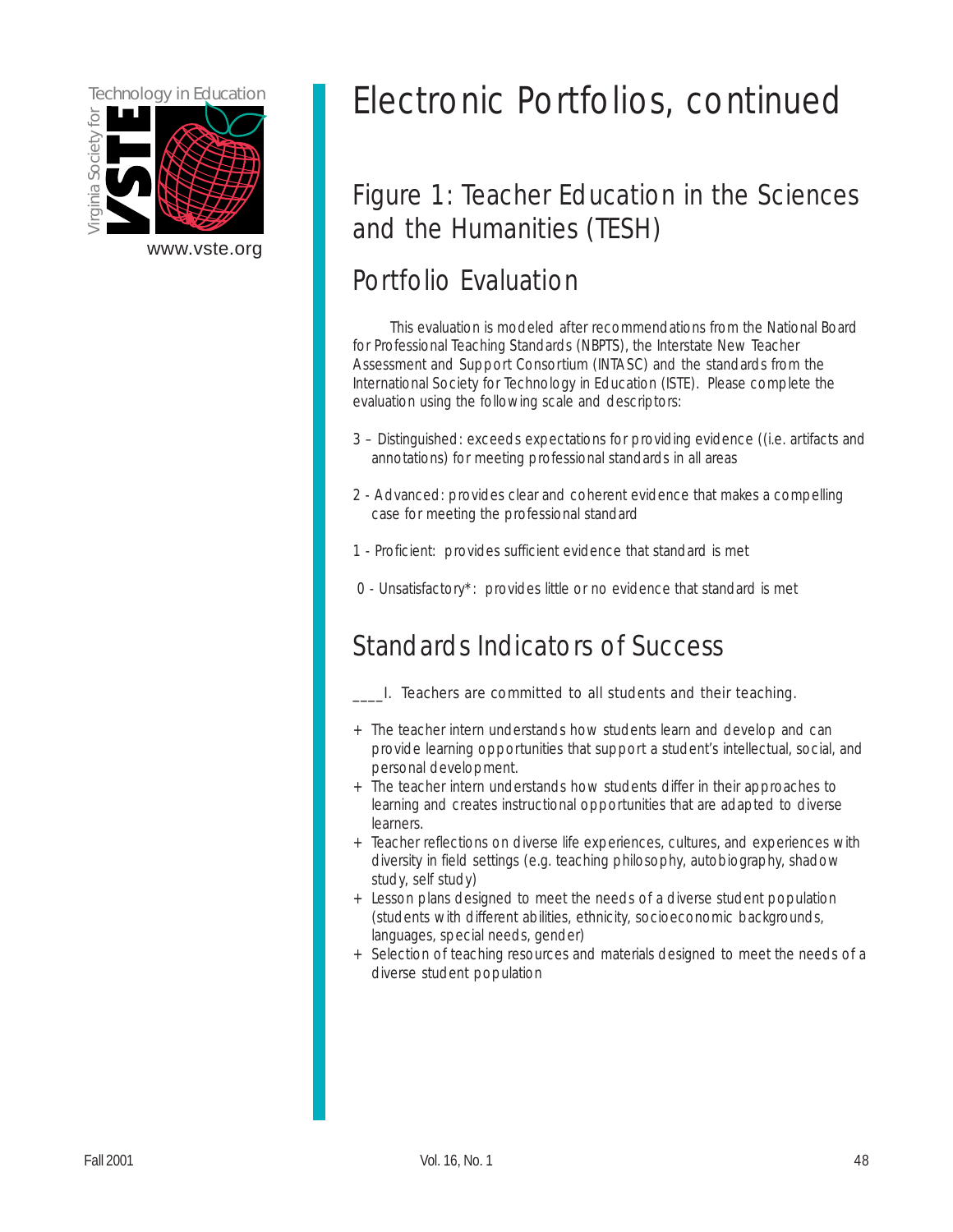# Electronic Portfolios, continued

## Figure 1: Teacher Education in the Sciences and the Humanities (TESH)

## Portfolio Evaluation

This evaluation is modeled after recommendations from the National Board for Professional Teaching Standards (NBPTS), the Interstate New Teacher Assessment and Support Consortium (INTASC) and the standards from the International Society for Technology in Education (ISTE). Please complete the evaluation using the following scale and descriptors:

3 – Distinguished: exceeds expectations for providing evidence ((i.e. artifacts and annotations) for meeting professional standards in all areas

2 - Advanced: provides clear and coherent evidence that makes a compelling case for meeting the professional standard

1 - Proficient: provides sufficient evidence that standard is met

0 - Unsatisfactory*: provides little or no evidence that standard is met

## Standards Indicators of Success

____I. Teachers are committed to all students and their teaching.

+ The teacher intern understands how students learn and develop and can provide learning opportunities that support a student's intellectual, social, and personal development.
+ The teacher intern understands how students differ in their approaches to learning and creates instructional opportunities that are adapted to diverse learners.
+ Teacher reflections on diverse life experiences, cultures, and experiences with diversity in field settings (e.g. teaching philosophy, autobiography, shadow study, self study)
+ Lesson plans designed to meet the needs of a diverse student population (students with different abilities, ethnicity, socioeconomic backgrounds, languages, special needs, gender)
+ Selection of teaching resources and materials designed to meet the needs of a diverse student population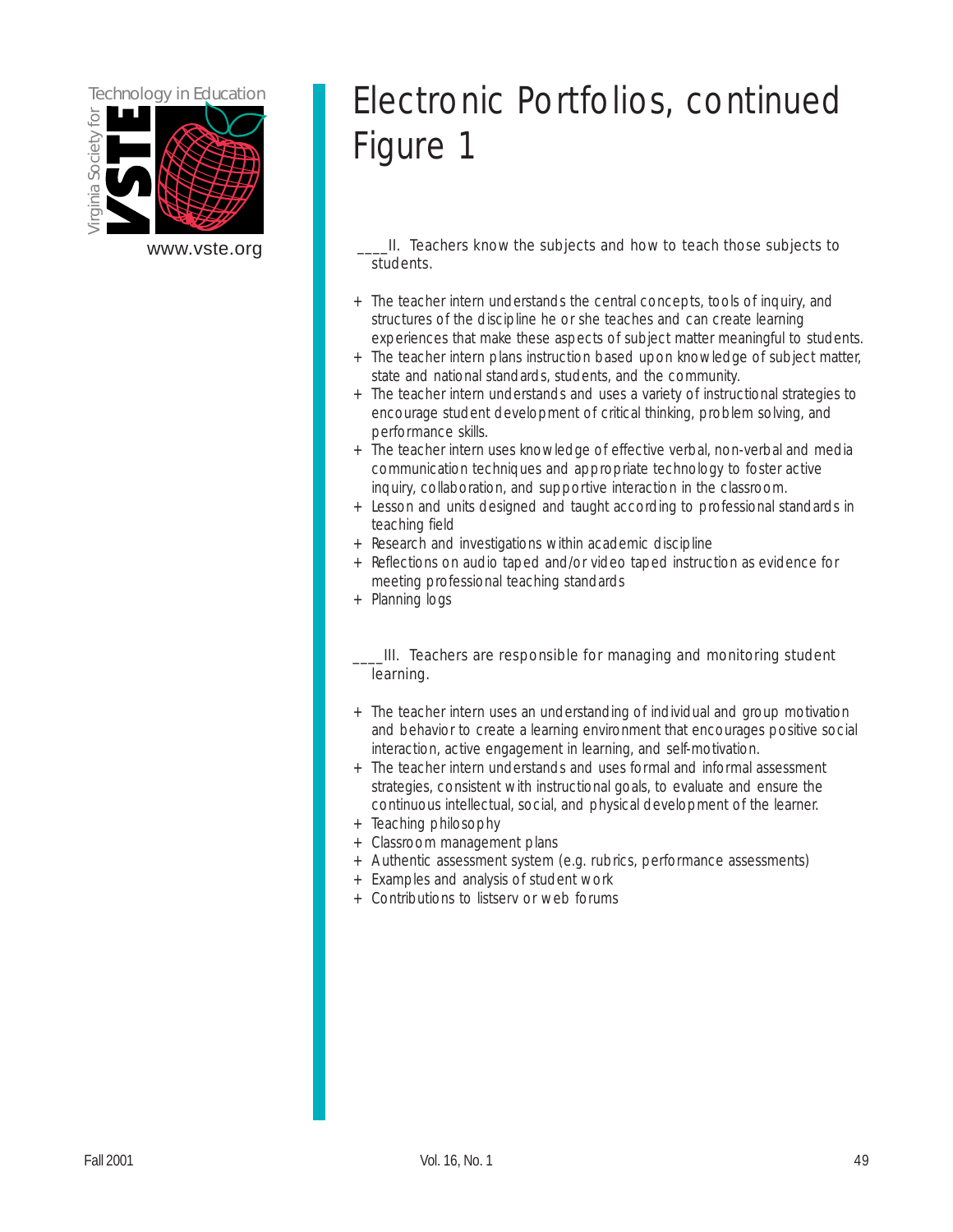# Electronic Portfolios, continued Figure 1

____II. Teachers know the subjects and how to teach those subjects to students.

+ The teacher intern understands the central concepts, tools of inquiry, and structures of the discipline he or she teaches and can create learning experiences that make these aspects of subject matter meaningful to students.
+ The teacher intern plans instruction based upon knowledge of subject matter, state and national standards, students, and the community.
+ The teacher intern understands and uses a variety of instructional strategies to encourage student development of critical thinking, problem solving, and performance skills.
+ The teacher intern uses knowledge of effective verbal, non-verbal and media communication techniques and appropriate technology to foster active inquiry, collaboration, and supportive interaction in the classroom.
+ Lesson and units designed and taught according to professional standards in teaching field
+ Research and investigations within academic discipline
+ Reflections on audio taped and/or video taped instruction as evidence for meeting professional teaching standards
+ Planning logs

____III. Teachers are responsible for managing and monitoring student learning.

+ The teacher intern uses an understanding of individual and group motivation and behavior to create a learning environment that encourages positive social interaction, active engagement in learning, and self-motivation.
+ The teacher intern understands and uses formal and informal assessment strategies, consistent with instructional goals, to evaluate and ensure the continuous intellectual, social, and physical development of the learner.
+ Teaching philosophy
+ Classroom management plans
+ Authentic assessment system (e.g. rubrics, performance assessments)
+ Examples and analysis of student work
+ Contributions to listserv or web forums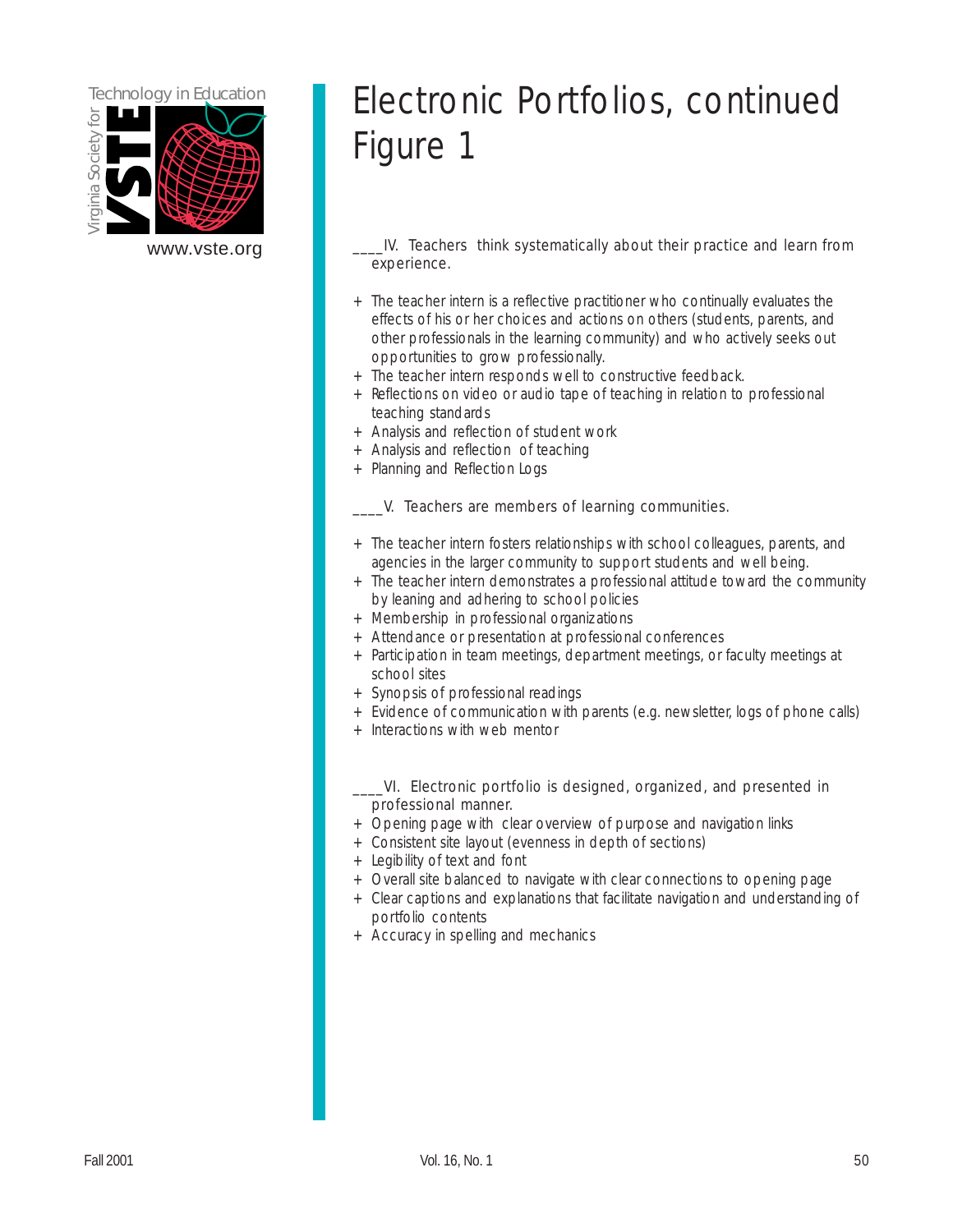# Electronic Portfolios, continued
# Figure 1

____IV. Teachers think systematically about their practice and learn from experience.

+ The teacher intern is a reflective practitioner who continually evaluates the effects of his or her choices and actions on others (students, parents, and other professionals in the learning community) and who actively seeks out opportunities to grow professionally.
+ The teacher intern responds well to constructive feedback.
+ Reflections on video or audio tape of teaching in relation to professional teaching standards
+ Analysis and reflection of student work
+ Analysis and reflection of teaching
+ Planning and Reflection Logs

____V. Teachers are members of learning communities.

+ The teacher intern fosters relationships with school colleagues, parents, and agencies in the larger community to support students and well being.
+ The teacher intern demonstrates a professional attitude toward the community by leaning and adhering to school policies
+ Membership in professional organizations
+ Attendance or presentation at professional conferences
+ Participation in team meetings, department meetings, or faculty meetings at school sites
+ Synopsis of professional readings
+ Evidence of communication with parents (e.g. newsletter, logs of phone calls)
+ Interactions with web mentor

____VI. Electronic portfolio is designed, organized, and presented in professional manner.

+ Opening page with clear overview of purpose and navigation links
+ Consistent site layout (evenness in depth of sections)
+ Legibility of text and font
+ Overall site balanced to navigate with clear connections to opening page
+ Clear captions and explanations that facilitate navigation and understanding of portfolio contents
+ Accuracy in spelling and mechanics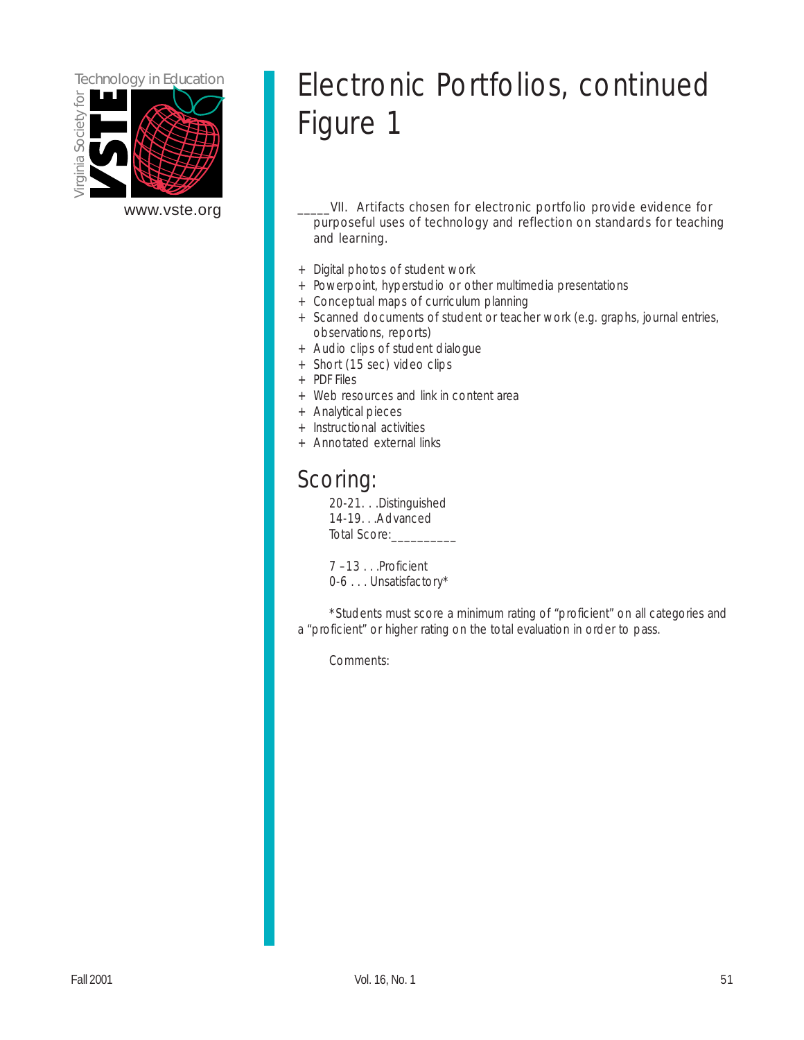# Electronic Portfolios, continued
# Figure 1

_____VII. Artifacts chosen for electronic portfolio provide evidence for purposeful uses of technology and reflection on standards for teaching and learning.

+ Digital photos of student work
+ Powerpoint, hyperstudio or other multimedia presentations
+ Conceptual maps of curriculum planning
+ Scanned documents of student or teacher work (e.g. graphs, journal entries, observations, reports)
+ Audio clips of student dialogue
+ Short (15 sec) video clips
+ PDF Files
+ Web resources and link in content area
+ Analytical pieces
+ Instructional activities
+ Annotated external links

## Scoring:

20-21. . .Distinguished
14-19. . .Advanced
Total Score:__________

7 –13 . . .Proficient
0-6 . . . Unsatisfactory*

*Students must score a minimum rating of "proficient" on all categories and a "proficient" or higher rating on the total evaluation in order to pass.

Comments: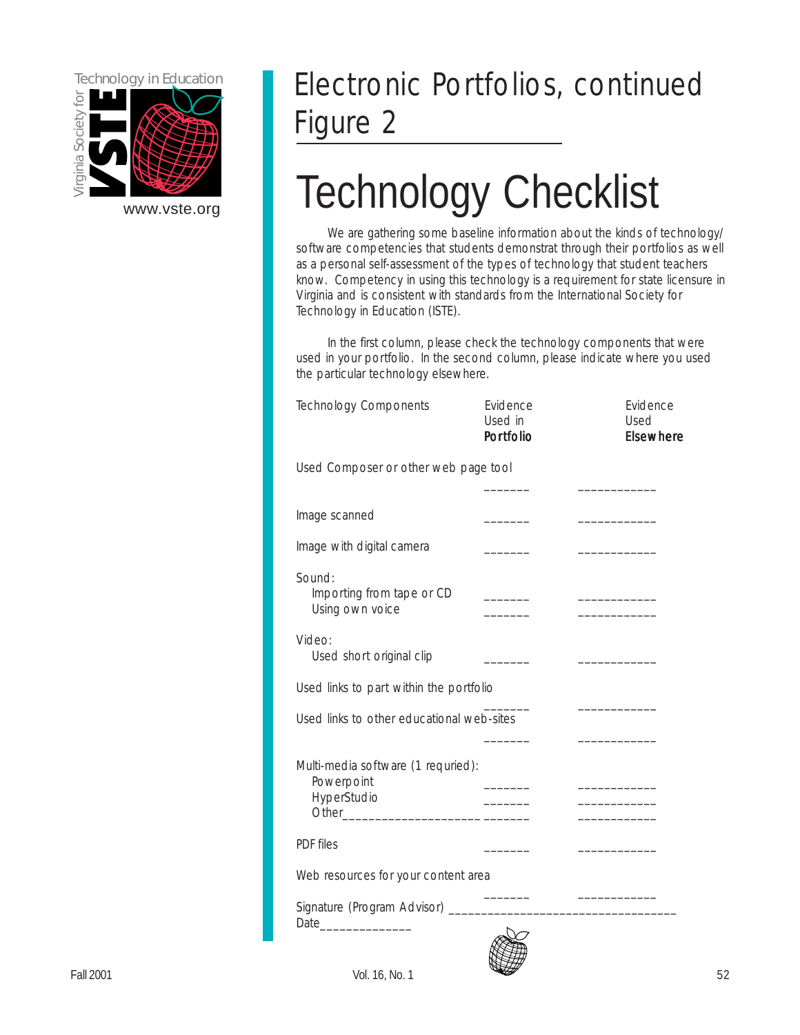# Electronic Portfolios, continued

## Figure 2

# Technology Checklist

We are gathering some baseline information about the kinds of technology/software competencies that students demonstrat through their portfolios as well as a personal self-assessment of the types of technology that student teachers know. Competency in using this technology is a requirement for state licensure in Virginia and is consistent with standards from the International Society for Technology in Education (ISTE).

In the first column, please check the technology components that were used in your portfolio. In the second column, please indicate where you used the particular technology elsewhere.

| Technology Components | Evidence Used in **Portfolio** | Evidence Used **Elsewhere** |
|---|---|---|
| Used Composer or other web page tool | _______ | ____________ |
| Image scanned | _______ | ____________ |
| Image with digital camera | _______ | ____________ |
| Sound: | | |
| Importing from tape or CD | _______ | ____________ |
| Using own voice | _______ | ____________ |
| Video: | | |
| Used short original clip | _______ | ____________ |
| Used links to part within the portfolio | _______ | ____________ |
| Used links to other educational web-sites | _______ | ____________ |
| Multi-media software (1 requried): | | |
| Powerpoint | _______ | ____________ |
| HyperStudio | _______ | ____________ |
| Other____________________ | _______ | ____________ |
| PDF files | _______ | ____________ |
| Web resources for your content area | _______ | ____________ |

Signature (Program Advisor) __________________________________

Date______________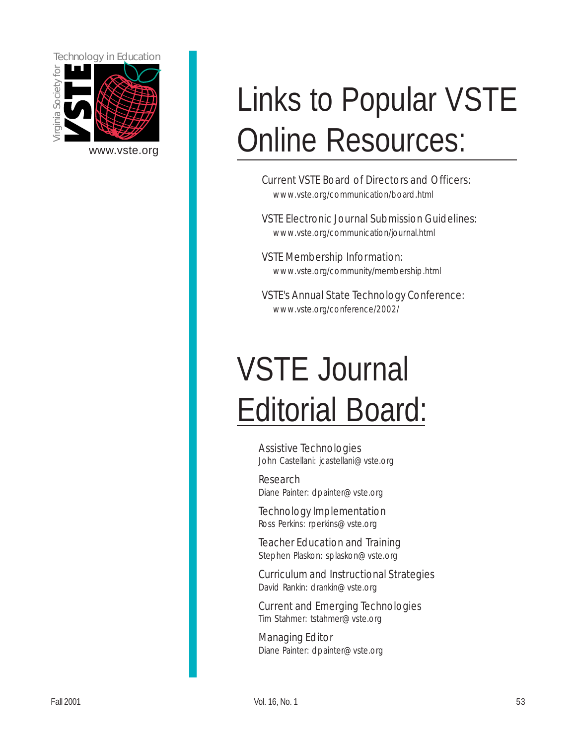Technology in Education

Virginia Society for VSTE

www.vste.org

# Links to Popular VSTE Online Resources:

Current VSTE Board of Directors and Officers:
www.vste.org/communication/board.html

VSTE Electronic Journal Submission Guidelines:
www.vste.org/communication/journal.html

VSTE Membership Information:
www.vste.org/community/membership.html

VSTE's Annual State Technology Conference:
www.vste.org/conference/2002/

# VSTE Journal Editorial Board:

Assistive Technologies
John Castellani: jcastellani@vste.org

Research
Diane Painter: dpainter@vste.org

Technology Implementation
Ross Perkins: rperkins@vste.org

Teacher Education and Training
Stephen Plaskon: splaskon@vste.org

Curriculum and Instructional Strategies
David Rankin: drankin@vste.org

Current and Emerging Technologies
Tim Stahmer: tstahmer@vste.org

Managing Editor
Diane Painter: dpainter@vste.org